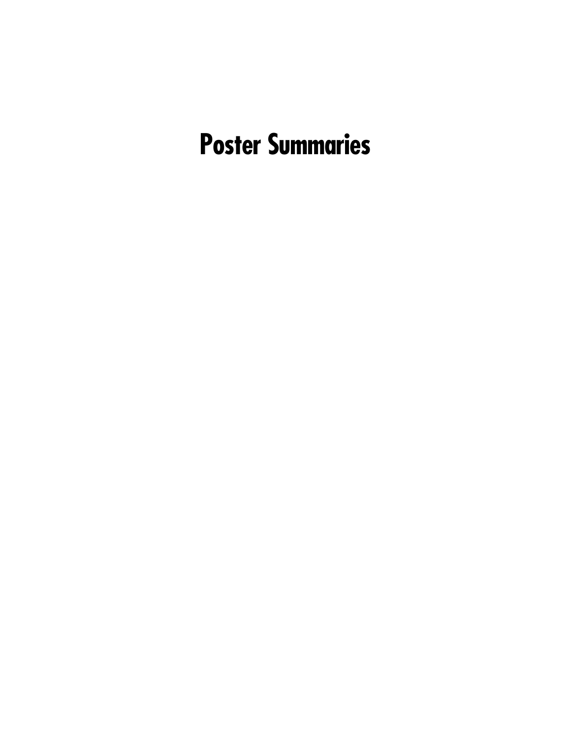# Poster Summaries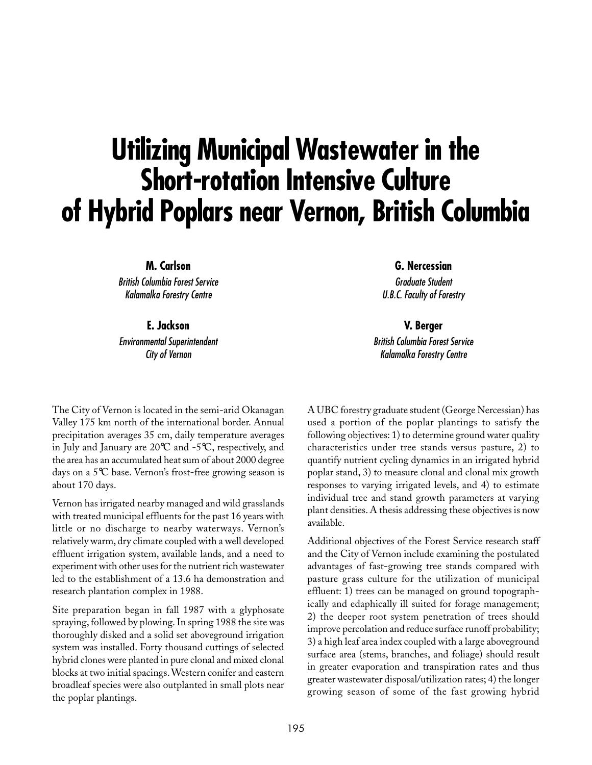# Utilizing Municipal Wastewater in the Short-rotation Intensive Culture of Hybrid Poplars near Vernon, British Columbia

**M. Carlson**
*British Columbia Forest Service*
*Kalamalka Forestry Centre*

**G. Nercessian**
*Graduate Student*
*U.B.C. Faculty of Forestry*

**E. Jackson**
*Environmental Superintendent*
*City of Vernon*

**V. Berger**
*British Columbia Forest Service*
*Kalamalka Forestry Centre*

The City of Vernon is located in the semi-arid Okanagan Valley 175 km north of the international border. Annual precipitation averages 35 cm, daily temperature averages in July and January are 20℃ and -5℃, respectively, and the area has an accumulated heat sum of about 2000 degree days on a 5℃ base. Vernon's frost-free growing season is about 170 days.

Vernon has irrigated nearby managed and wild grasslands with treated municipal effluents for the past 16 years with little or no discharge to nearby waterways. Vernon's relatively warm, dry climate coupled with a well developed effluent irrigation system, available lands, and a need to experiment with other uses for the nutrient rich wastewater led to the establishment of a 13.6 ha demonstration and research plantation complex in 1988.

Site preparation began in fall 1987 with a glyphosate spraying, followed by plowing. In spring 1988 the site was thoroughly disked and a solid set aboveground irrigation system was installed. Forty thousand cuttings of selected hybrid clones were planted in pure clonal and mixed clonal blocks at two initial spacings. Western conifer and eastern broadleaf species were also outplanted in small plots near the poplar plantings.

A UBC forestry graduate student (George Nercessian) has used a portion of the poplar plantings to satisfy the following objectives: 1) to determine ground water quality characteristics under tree stands versus pasture, 2) to quantify nutrient cycling dynamics in an irrigated hybrid poplar stand, 3) to measure clonal and clonal mix growth responses to varying irrigated levels, and 4) to estimate individual tree and stand growth parameters at varying plant densities. A thesis addressing these objectives is now available.

Additional objectives of the Forest Service research staff and the City of Vernon include examining the postulated advantages of fast-growing tree stands compared with pasture grass culture for the utilization of municipal effluent: 1) trees can be managed on ground topographically and edaphically ill suited for forage management; 2) the deeper root system penetration of trees should improve percolation and reduce surface runoff probability; 3) a high leaf area index coupled with a large aboveground surface area (stems, branches, and foliage) should result in greater evaporation and transpiration rates and thus greater wastewater disposal/utilization rates; 4) the longer growing season of some of the fast growing hybrid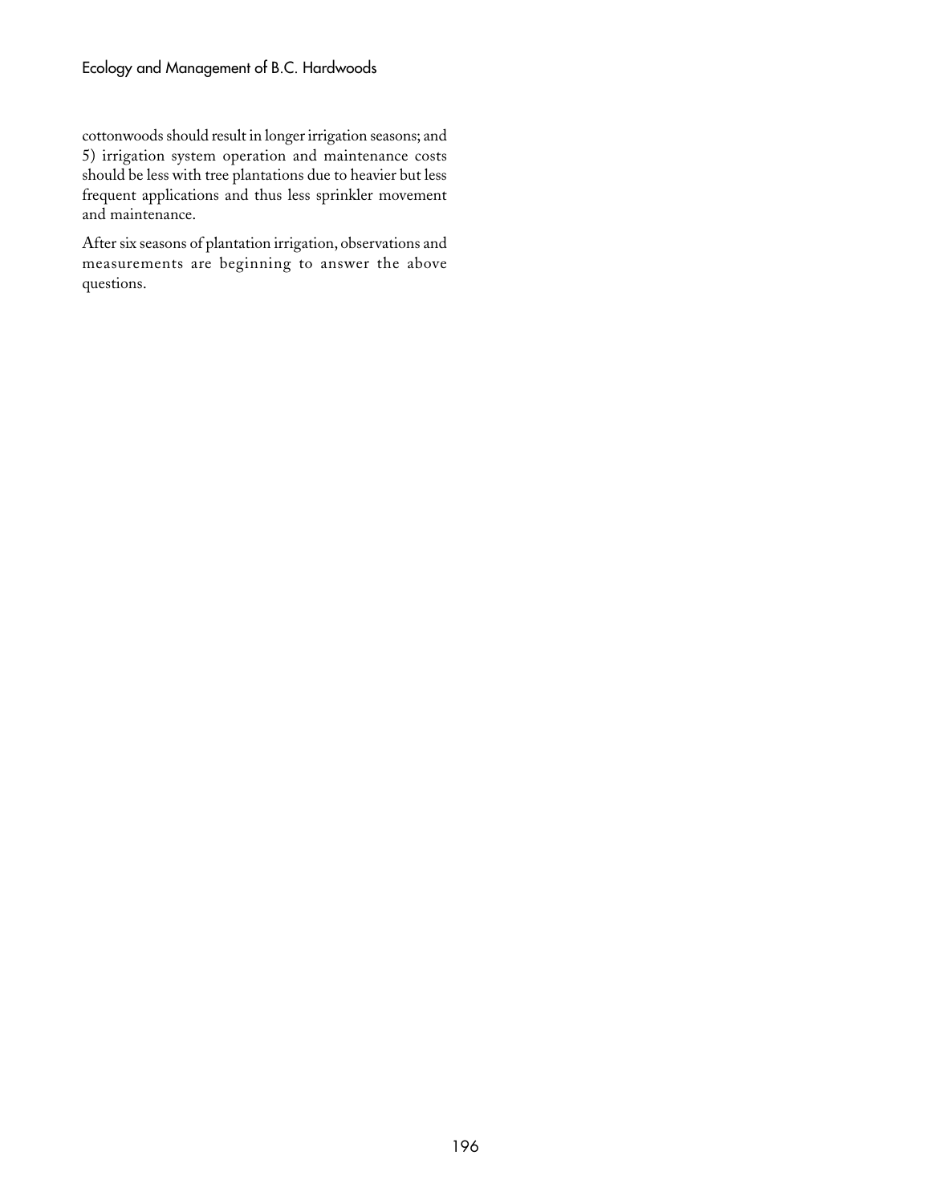cottonwoods should result in longer irrigation seasons; and 5) irrigation system operation and maintenance costs should be less with tree plantations due to heavier but less frequent applications and thus less sprinkler movement and maintenance.

After six seasons of plantation irrigation, observations and measurements are beginning to answer the above questions.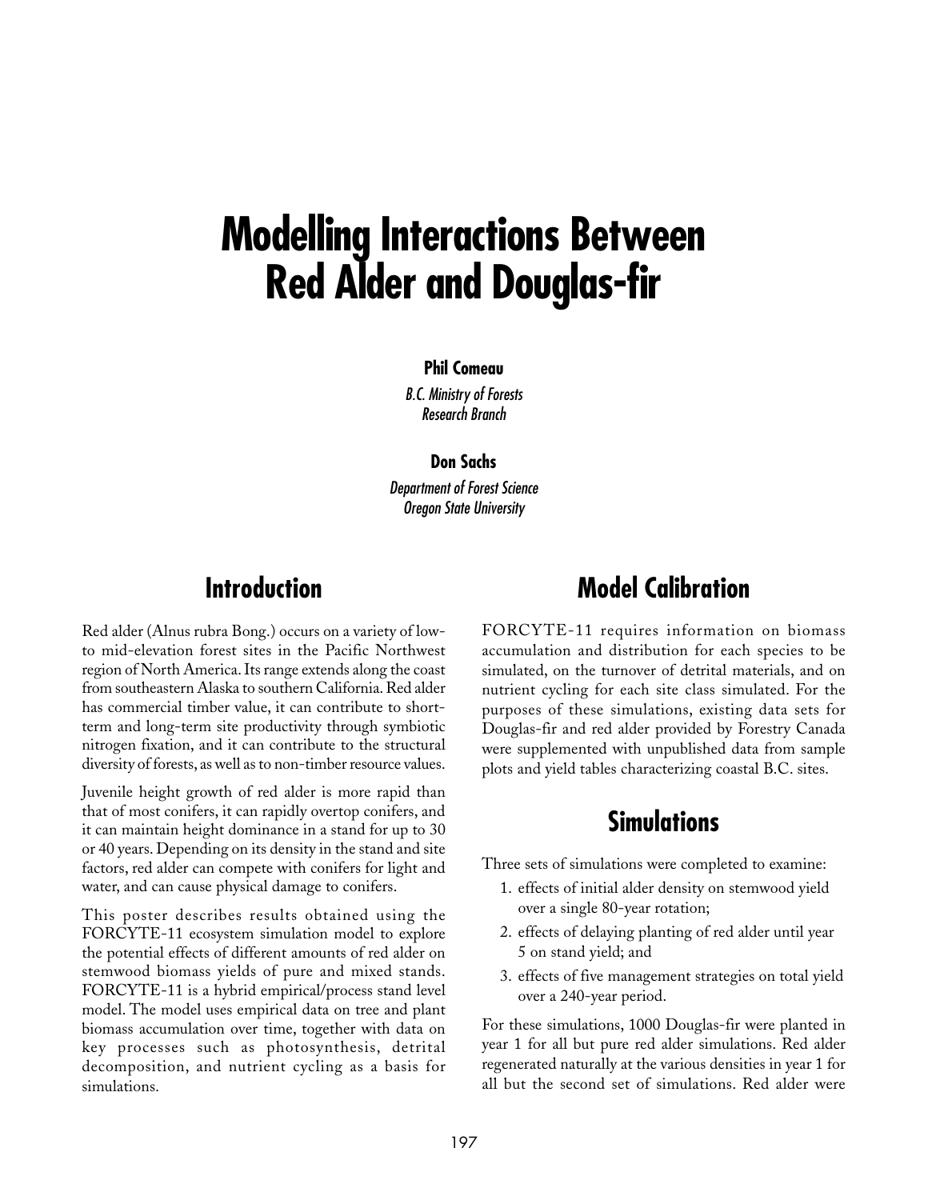# Modelling Interactions Between Red Alder and Douglas-fir

**Phil Comeau**

*B.C. Ministry of Forests*
*Research Branch*

**Don Sachs**

*Department of Forest Science*
*Oregon State University*

## Introduction

Red alder (Alnus rubra Bong.) occurs on a variety of low- to mid-elevation forest sites in the Pacific Northwest region of North America. Its range extends along the coast from southeastern Alaska to southern California. Red alder has commercial timber value, it can contribute to short-term and long-term site productivity through symbiotic nitrogen fixation, and it can contribute to the structural diversity of forests, as well as to non-timber resource values.

Juvenile height growth of red alder is more rapid than that of most conifers, it can rapidly overtop conifers, and it can maintain height dominance in a stand for up to 30 or 40 years. Depending on its density in the stand and site factors, red alder can compete with conifers for light and water, and can cause physical damage to conifers.

This poster describes results obtained using the FORCYTE-11 ecosystem simulation model to explore the potential effects of different amounts of red alder on stemwood biomass yields of pure and mixed stands. FORCYTE-11 is a hybrid empirical/process stand level model. The model uses empirical data on tree and plant biomass accumulation over time, together with data on key processes such as photosynthesis, detrital decomposition, and nutrient cycling as a basis for simulations.

## Model Calibration

FORCYTE-11 requires information on biomass accumulation and distribution for each species to be simulated, on the turnover of detrital materials, and on nutrient cycling for each site class simulated. For the purposes of these simulations, existing data sets for Douglas-fir and red alder provided by Forestry Canada were supplemented with unpublished data from sample plots and yield tables characterizing coastal B.C. sites.

## Simulations

Three sets of simulations were completed to examine:

1. effects of initial alder density on stemwood yield over a single 80-year rotation;
2. effects of delaying planting of red alder until year 5 on stand yield; and
3. effects of five management strategies on total yield over a 240-year period.

For these simulations, 1000 Douglas-fir were planted in year 1 for all but pure red alder simulations. Red alder regenerated naturally at the various densities in year 1 for all but the second set of simulations. Red alder were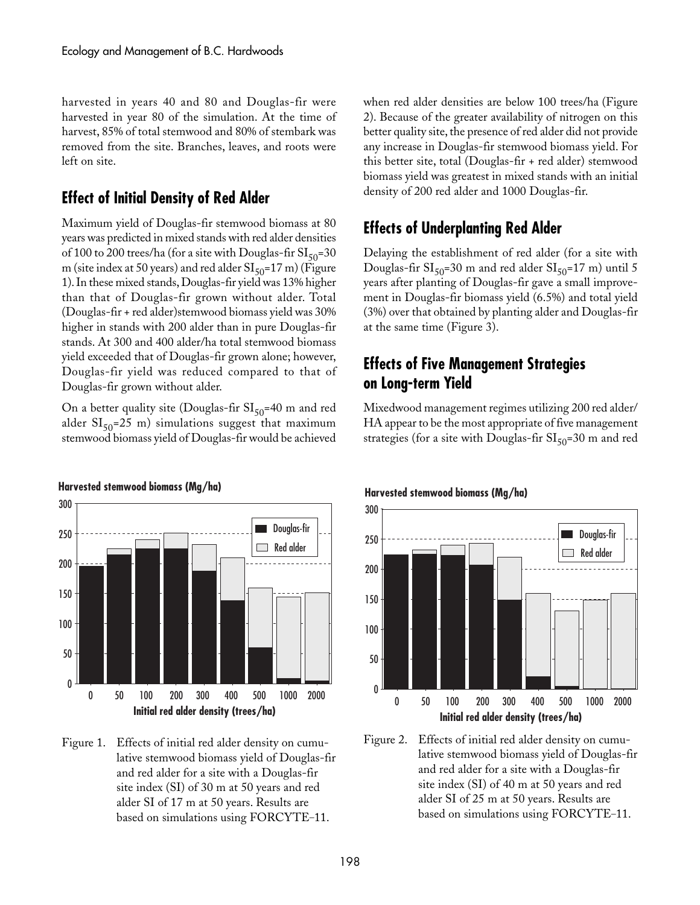harvested in years 40 and 80 and Douglas-fir were harvested in year 80 of the simulation. At the time of harvest, 85% of total stemwood and 80% of stembark was removed from the site. Branches, leaves, and roots were left on site.

## Effect of Initial Density of Red Alder

Maximum yield of Douglas-fir stemwood biomass at 80 years was predicted in mixed stands with red alder densities of 100 to 200 trees/ha (for a site with Douglas-fir $SI_{50}$=30 m (site index at 50 years) and red alder $SI_{50}$=17 m) (Figure 1). In these mixed stands, Douglas-fir yield was 13% higher than that of Douglas-fir grown without alder. Total (Douglas-fir + red alder)stemwood biomass yield was 30% higher in stands with 200 alder than in pure Douglas-fir stands. At 300 and 400 alder/ha total stemwood biomass yield exceeded that of Douglas-fir grown alone; however, Douglas-fir yield was reduced compared to that of Douglas-fir grown without alder.

On a better quality site (Douglas-fir $SI_{50}$=40 m and red alder $SI_{50}$=25 m) simulations suggest that maximum stemwood biomass yield of Douglas-fir would be achieved when red alder densities are below 100 trees/ha (Figure 2). Because of the greater availability of nitrogen on this better quality site, the presence of red alder did not provide any increase in Douglas-fir stemwood biomass yield. For this better site, total (Douglas-fir + red alder) stemwood biomass yield was greatest in mixed stands with an initial density of 200 red alder and 1000 Douglas-fir.

## Effects of Underplanting Red Alder

Delaying the establishment of red alder (for a site with Douglas-fir $SI_{50}$=30 m and red alder $SI_{50}$=17 m) until 5 years after planting of Douglas-fir gave a small improvement in Douglas-fir biomass yield (6.5%) and total yield (3%) over that obtained by planting alder and Douglas-fir at the same time (Figure 3).

## Effects of Five Management Strategies on Long-term Yield

Mixedwood management regimes utilizing 200 red alder/HA appear to be the most appropriate of five management strategies (for a site with Douglas-fir $SI_{50}$=30 m and red

Figure 1. Effects of initial red alder density on cumulative stemwood biomass yield of Douglas-fir and red alder for a site with a Douglas-fir site index (SI) of 30 m at 50 years and red alder SI of 17 m at 50 years. Results are based on simulations using FORCYTE-11.

Figure 2. Effects of initial red alder density on cumulative stemwood biomass yield of Douglas-fir and red alder for a site with a Douglas-fir site index (SI) of 40 m at 50 years and red alder SI of 25 m at 50 years. Results are based on simulations using FORCYTE-11.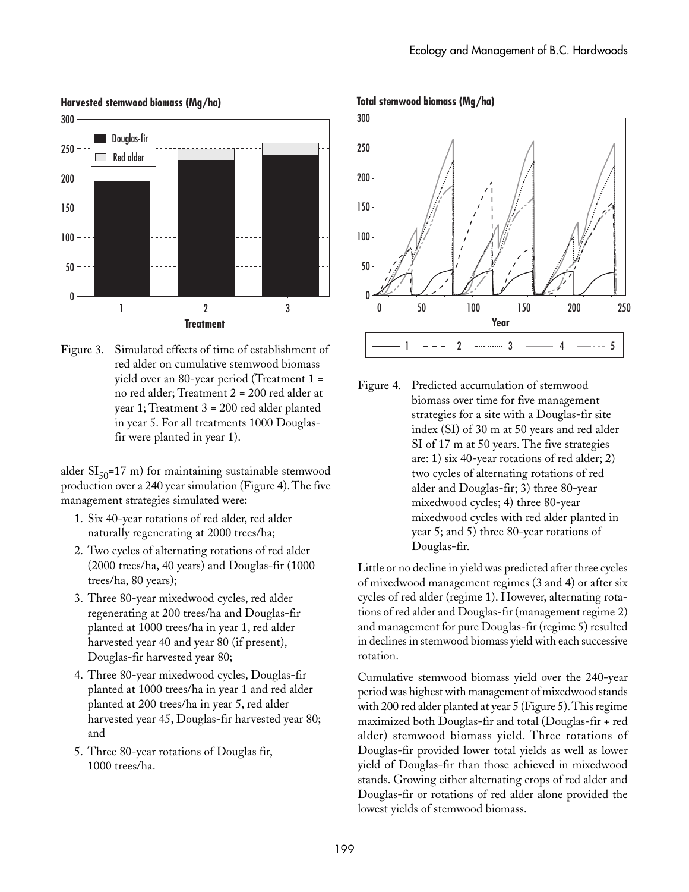Figure 3. Simulated effects of time of establishment of red alder on cumulative stemwood biomass yield over an 80-year period (Treatment 1 = no red alder; Treatment 2 = 200 red alder at year 1; Treatment 3 = 200 red alder planted in year 5. For all treatments 1000 Douglas-fir were planted in year 1).

alder $SI_{50}$=17 m) for maintaining sustainable stemwood production over a 240 year simulation (Figure 4). The five management strategies simulated were:

1. Six 40-year rotations of red alder, red alder naturally regenerating at 2000 trees/ha;
2. Two cycles of alternating rotations of red alder (2000 trees/ha, 40 years) and Douglas-fir (1000 trees/ha, 80 years);
3. Three 80-year mixedwood cycles, red alder regenerating at 200 trees/ha and Douglas-fir planted at 1000 trees/ha in year 1, red alder harvested year 40 and year 80 (if present), Douglas-fir harvested year 80;
4. Three 80-year mixedwood cycles, Douglas-fir planted at 1000 trees/ha in year 1 and red alder planted at 200 trees/ha in year 5, red alder harvested year 45, Douglas-fir harvested year 80; and
5. Three 80-year rotations of Douglas fir, 1000 trees/ha.

Figure 4. Predicted accumulation of stemwood biomass over time for five management strategies for a site with a Douglas-fir site index (SI) of 30 m at 50 years and red alder SI of 17 m at 50 years. The five strategies are: 1) six 40-year rotations of red alder; 2) two cycles of alternating rotations of red alder and Douglas-fir; 3) three 80-year mixedwood cycles; 4) three 80-year mixedwood cycles with red alder planted in year 5; and 5) three 80-year rotations of Douglas-fir.

Little or no decline in yield was predicted after three cycles of mixedwood management regimes (3 and 4) or after six cycles of red alder (regime 1). However, alternating rotations of red alder and Douglas-fir (management regime 2) and management for pure Douglas-fir (regime 5) resulted in declines in stemwood biomass yield with each successive rotation.

Cumulative stemwood biomass yield over the 240-year period was highest with management of mixedwood stands with 200 red alder planted at year 5 (Figure 5). This regime maximized both Douglas-fir and total (Douglas-fir + red alder) stemwood biomass yield. Three rotations of Douglas-fir provided lower total yields as well as lower yield of Douglas-fir than those achieved in mixedwood stands. Growing either alternating crops of red alder and Douglas-fir or rotations of red alder alone provided the lowest yields of stemwood biomass.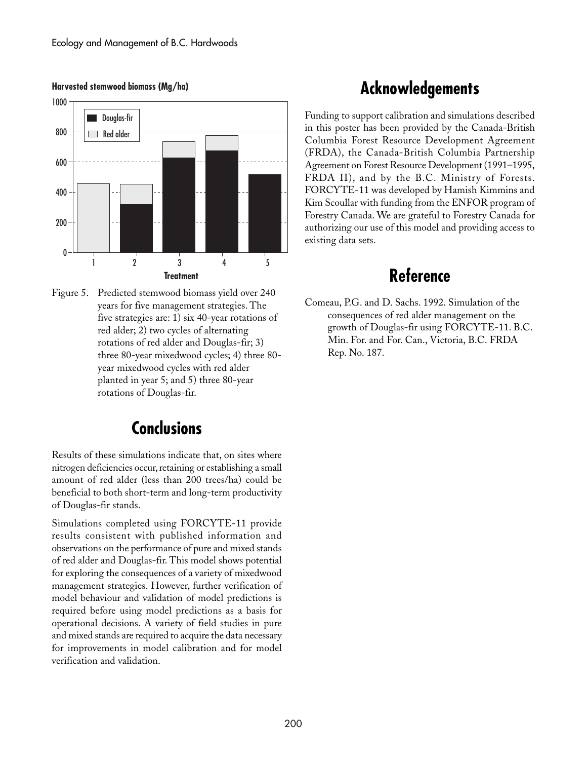Harvested stemwood biomass (Mg/ha)

Figure 5. Predicted stemwood biomass yield over 240 years for five management strategies. The five strategies are: 1) six 40-year rotations of red alder; 2) two cycles of alternating rotations of red alder and Douglas-fir; 3) three 80-year mixedwood cycles; 4) three 80-year mixedwood cycles with red alder planted in year 5; and 5) three 80-year rotations of Douglas-fir.

## Conclusions

Results of these simulations indicate that, on sites where nitrogen deficiencies occur, retaining or establishing a small amount of red alder (less than 200 trees/ha) could be beneficial to both short-term and long-term productivity of Douglas-fir stands.

Simulations completed using FORCYTE-11 provide results consistent with published information and observations on the performance of pure and mixed stands of red alder and Douglas-fir. This model shows potential for exploring the consequences of a variety of mixedwood management strategies. However, further verification of model behaviour and validation of model predictions is required before using model predictions as a basis for operational decisions. A variety of field studies in pure and mixed stands are required to acquire the data necessary for improvements in model calibration and for model verification and validation.

## Acknowledgements

Funding to support calibration and simulations described in this poster has been provided by the Canada-British Columbia Forest Resource Development Agreement (FRDA), the Canada-British Columbia Partnership Agreement on Forest Resource Development (1991–1995, FRDA II), and by the B.C. Ministry of Forests. FORCYTE-11 was developed by Hamish Kimmins and Kim Scoullar with funding from the ENFOR program of Forestry Canada. We are grateful to Forestry Canada for authorizing our use of this model and providing access to existing data sets.

## Reference

Comeau, P.G. and D. Sachs. 1992. Simulation of the consequences of red alder management on the growth of Douglas-fir using FORCYTE-11. B.C. Min. For. and For. Can., Victoria, B.C. FRDA Rep. No. 187.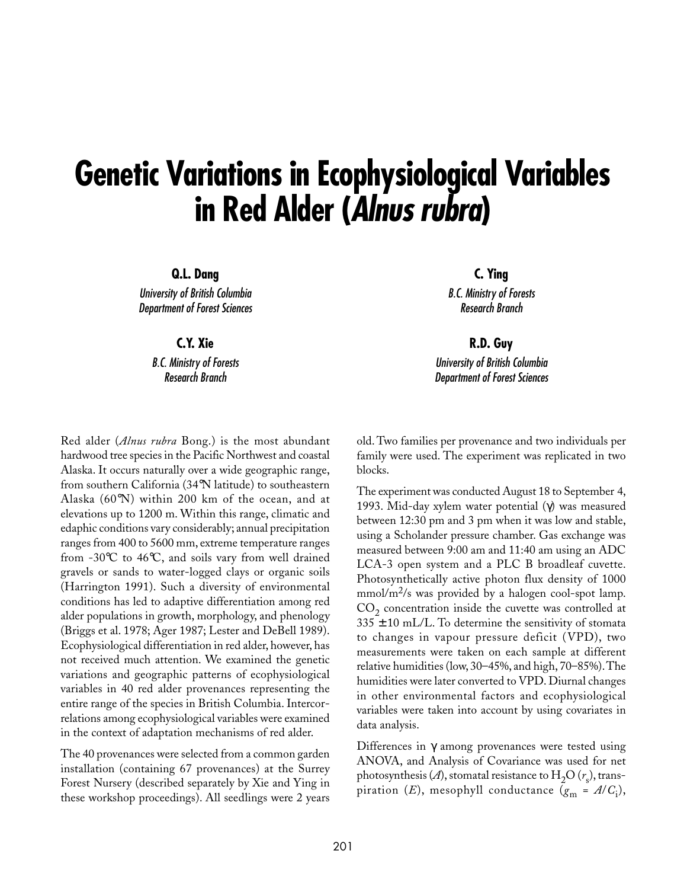# Genetic Variations in Ecophysiological Variables in Red Alder (*Alnus rubra*)

**Q.L. Dang**
*University of British Columbia*
*Department of Forest Sciences*

**C. Ying**
*B.C. Ministry of Forests*
*Research Branch*

**C.Y. Xie**
*B.C. Ministry of Forests*
*Research Branch*

**R.D. Guy**
*University of British Columbia*
*Department of Forest Sciences*

Red alder (*Alnus rubra* Bong.) is the most abundant hardwood tree species in the Pacific Northwest and coastal Alaska. It occurs naturally over a wide geographic range, from southern California (34°N latitude) to southeastern Alaska (60°N) within 200 km of the ocean, and at elevations up to 1200 m. Within this range, climatic and edaphic conditions vary considerably; annual precipitation ranges from 400 to 5600 mm, extreme temperature ranges from -30°C to 46°C, and soils vary from well drained gravels or sands to water-logged clays or organic soils (Harrington 1991). Such a diversity of environmental conditions has led to adaptive differentiation among red alder populations in growth, morphology, and phenology (Briggs et al. 1978; Ager 1987; Lester and DeBell 1989). Ecophysiological differentiation in red alder, however, has not received much attention. We examined the genetic variations and geographic patterns of ecophysiological variables in 40 red alder provenances representing the entire range of the species in British Columbia. Intercorrelations among ecophysiological variables were examined in the context of adaptation mechanisms of red alder.

The 40 provenances were selected from a common garden installation (containing 67 provenances) at the Surrey Forest Nursery (described separately by Xie and Ying in these workshop proceedings). All seedlings were 2 years old. Two families per provenance and two individuals per family were used. The experiment was replicated in two blocks.

The experiment was conducted August 18 to September 4, 1993. Mid-day xylem water potential ($\gamma$) was measured between 12:30 pm and 3 pm when it was low and stable, using a Scholander pressure chamber. Gas exchange was measured between 9:00 am and 11:40 am using an ADC LCA-3 open system and a PLC B broadleaf cuvette. Photosynthetically active photon flux density of 1000 mmol/m$^2$/s was provided by a halogen cool-spot lamp. $CO_2$ concentration inside the cuvette was controlled at 335 ± 10 mL/L. To determine the sensitivity of stomata to changes in vapour pressure deficit (VPD), two measurements were taken on each sample at different relative humidities (low, 30–45%, and high, 70–85%). The humidities were later converted to VPD. Diurnal changes in other environmental factors and ecophysiological variables were taken into account by using covariates in data analysis.

Differences in $\gamma$ among provenances were tested using ANOVA, and Analysis of Covariance was used for net photosynthesis ($A$), stomatal resistance to $H_2O$ ($r_s$), transpiration ($E$), mesophyll conductance ($g_m = A/C_i$),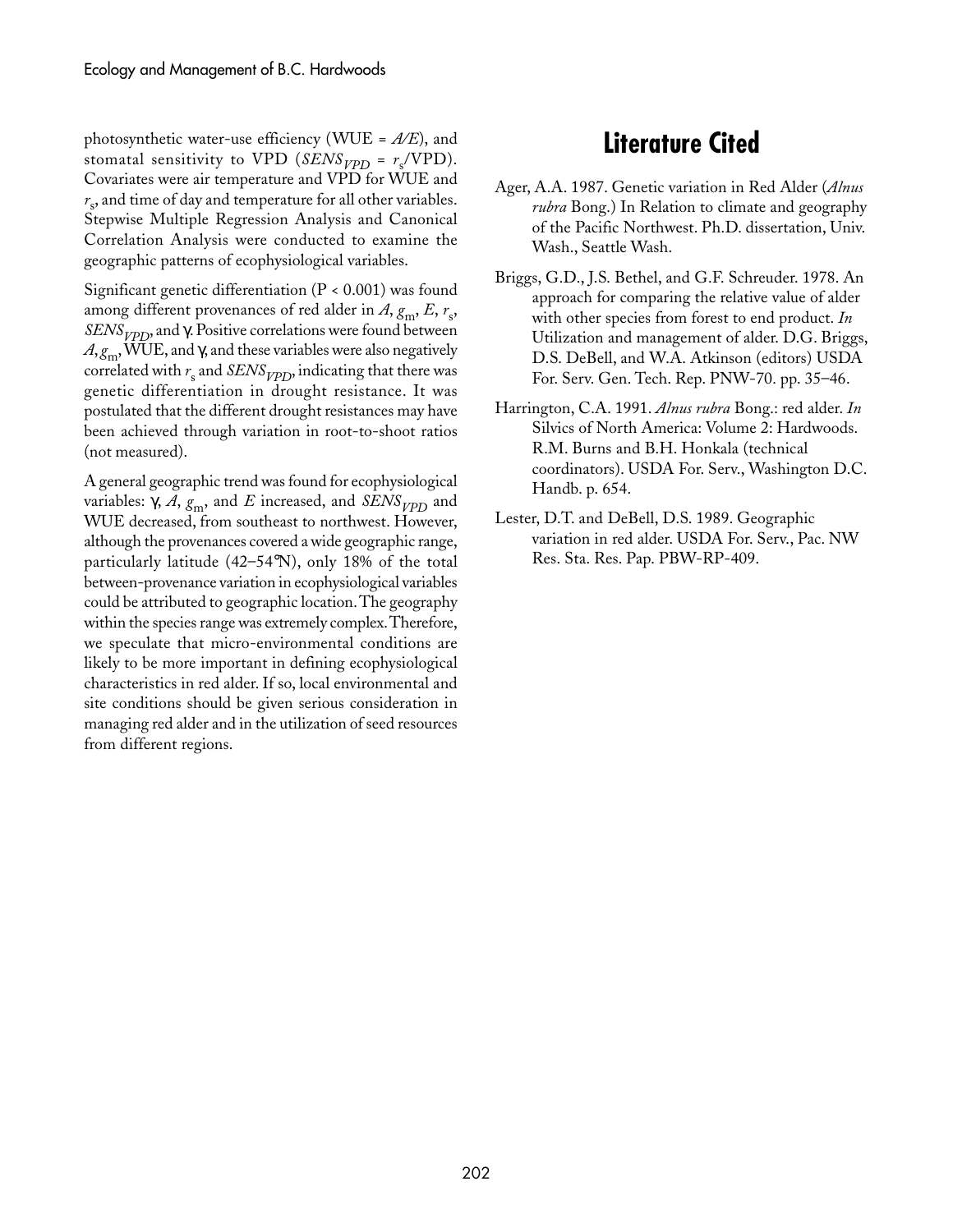photosynthetic water-use efficiency (WUE = $A/E$), and stomatal sensitivity to VPD ($SENS_{VPD} = r_s$/VPD). Covariates were air temperature and VPD for WUE and $r_s$, and time of day and temperature for all other variables. Stepwise Multiple Regression Analysis and Canonical Correlation Analysis were conducted to examine the geographic patterns of ecophysiological variables.

Significant genetic differentiation ($P < 0.001$) was found among different provenances of red alder in $A$, $g_m$, $E$, $r_s$, $SENS_{VPD}$, and $\gamma$. Positive correlations were found between $A$, $g_m$, WUE, and $\gamma$, and these variables were also negatively correlated with $r_s$ and $SENS_{VPD}$, indicating that there was genetic differentiation in drought resistance. It was postulated that the different drought resistances may have been achieved through variation in root-to-shoot ratios (not measured).

A general geographic trend was found for ecophysiological variables: $\gamma$, $A$, $g_m$, and $E$ increased, and $SENS_{VPD}$ and WUE decreased, from southeast to northwest. However, although the provenances covered a wide geographic range, particularly latitude (42–54°N), only 18% of the total between-provenance variation in ecophysiological variables could be attributed to geographic location. The geography within the species range was extremely complex. Therefore, we speculate that micro-environmental conditions are likely to be more important in defining ecophysiological characteristics in red alder. If so, local environmental and site conditions should be given serious consideration in managing red alder and in the utilization of seed resources from different regions.

## Literature Cited

Ager, A.A. 1987. Genetic variation in Red Alder (*Alnus rubra* Bong.) In Relation to climate and geography of the Pacific Northwest. Ph.D. dissertation, Univ. Wash., Seattle Wash.

Briggs, G.D., J.S. Bethel, and G.F. Schreuder. 1978. An approach for comparing the relative value of alder with other species from forest to end product. *In* Utilization and management of alder. D.G. Briggs, D.S. DeBell, and W.A. Atkinson (editors) USDA For. Serv. Gen. Tech. Rep. PNW-70. pp. 35–46.

Harrington, C.A. 1991. *Alnus rubra* Bong.: red alder. *In* Silvics of North America: Volume 2: Hardwoods. R.M. Burns and B.H. Honkala (technical coordinators). USDA For. Serv., Washington D.C. Handb. p. 654.

Lester, D.T. and DeBell, D.S. 1989. Geographic variation in red alder. USDA For. Serv., Pac. NW Res. Sta. Res. Pap. PBW-RP-409.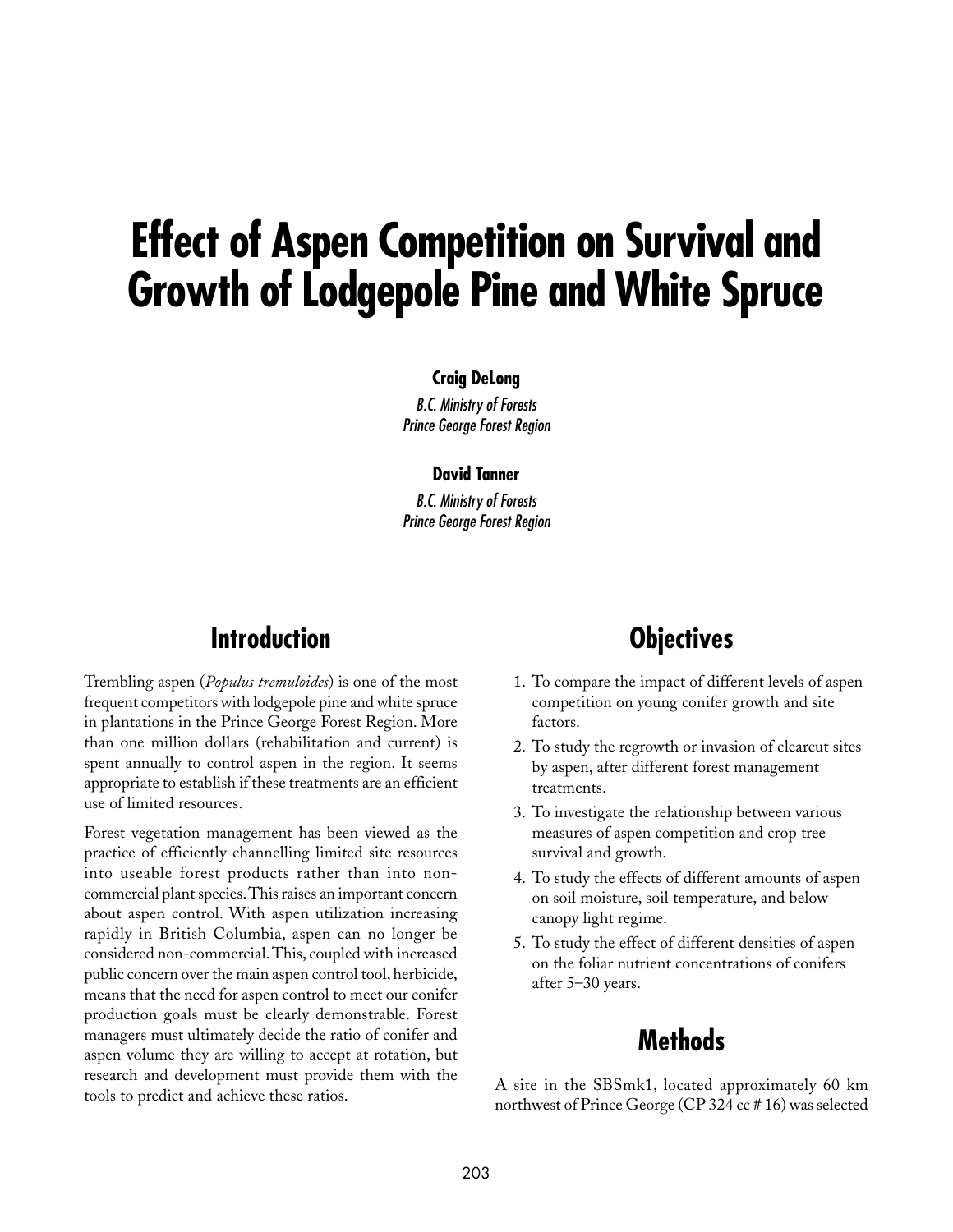# Effect of Aspen Competition on Survival and Growth of Lodgepole Pine and White Spruce

**Craig DeLong**

*B.C. Ministry of Forests*
*Prince George Forest Region*

**David Tanner**

*B.C. Ministry of Forests*
*Prince George Forest Region*

## Introduction

Trembling aspen (*Populus tremuloides*) is one of the most frequent competitors with lodgepole pine and white spruce in plantations in the Prince George Forest Region. More than one million dollars (rehabilitation and current) is spent annually to control aspen in the region. It seems appropriate to establish if these treatments are an efficient use of limited resources.

Forest vegetation management has been viewed as the practice of efficiently channelling limited site resources into useable forest products rather than into non-commercial plant species. This raises an important concern about aspen control. With aspen utilization increasing rapidly in British Columbia, aspen can no longer be considered non-commercial. This, coupled with increased public concern over the main aspen control tool, herbicide, means that the need for aspen control to meet our conifer production goals must be clearly demonstrable. Forest managers must ultimately decide the ratio of conifer and aspen volume they are willing to accept at rotation, but research and development must provide them with the tools to predict and achieve these ratios.

## Objectives

1. To compare the impact of different levels of aspen competition on young conifer growth and site factors.
2. To study the regrowth or invasion of clearcut sites by aspen, after different forest management treatments.
3. To investigate the relationship between various measures of aspen competition and crop tree survival and growth.
4. To study the effects of different amounts of aspen on soil moisture, soil temperature, and below canopy light regime.
5. To study the effect of different densities of aspen on the foliar nutrient concentrations of conifers after 5–30 years.

## Methods

A site in the SBSmk1, located approximately 60 km northwest of Prince George (CP 324 cc # 16) was selected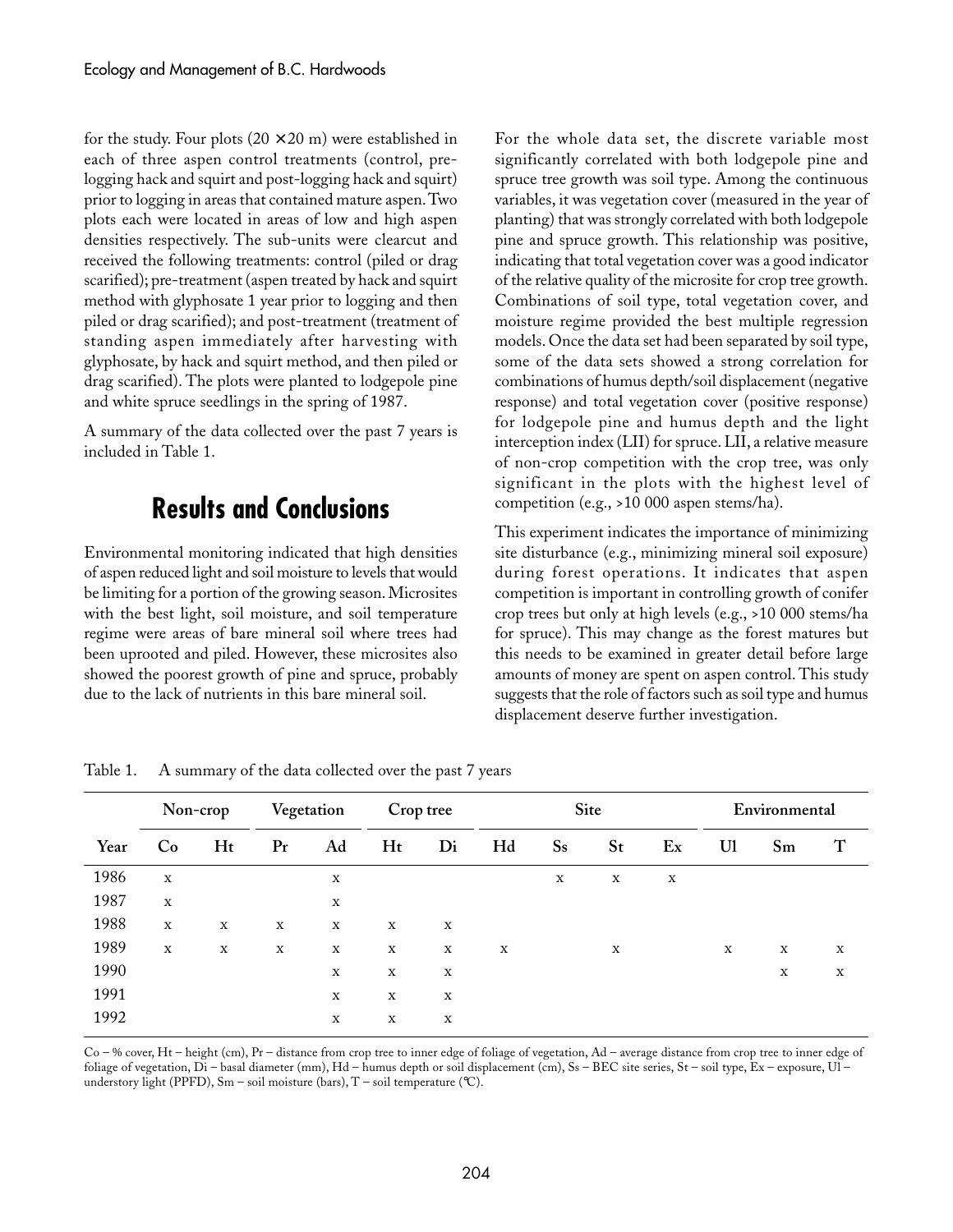for the study. Four plots (20 × 20 m) were established in each of three aspen control treatments (control, pre-logging hack and squirt and post-logging hack and squirt) prior to logging in areas that contained mature aspen. Two plots each were located in areas of low and high aspen densities respectively. The sub-units were clearcut and received the following treatments: control (piled or drag scarified); pre-treatment (aspen treated by hack and squirt method with glyphosate 1 year prior to logging and then piled or drag scarified); and post-treatment (treatment of standing aspen immediately after harvesting with glyphosate, by hack and squirt method, and then piled or drag scarified). The plots were planted to lodgepole pine and white spruce seedlings in the spring of 1987.

A summary of the data collected over the past 7 years is included in Table 1.

## Results and Conclusions

Environmental monitoring indicated that high densities of aspen reduced light and soil moisture to levels that would be limiting for a portion of the growing season. Microsites with the best light, soil moisture, and soil temperature regime were areas of bare mineral soil where trees had been uprooted and piled. However, these microsites also showed the poorest growth of pine and spruce, probably due to the lack of nutrients in this bare mineral soil.

For the whole data set, the discrete variable most significantly correlated with both lodgepole pine and spruce tree growth was soil type. Among the continuous variables, it was vegetation cover (measured in the year of planting) that was strongly correlated with both lodgepole pine and spruce growth. This relationship was positive, indicating that total vegetation cover was a good indicator of the relative quality of the microsite for crop tree growth. Combinations of soil type, total vegetation cover, and moisture regime provided the best multiple regression models. Once the data set had been separated by soil type, some of the data sets showed a strong correlation for combinations of humus depth/soil displacement (negative response) and total vegetation cover (positive response) for lodgepole pine and humus depth and the light interception index (LII) for spruce. LII, a relative measure of non-crop competition with the crop tree, was only significant in the plots with the highest level of competition (e.g., >10 000 aspen stems/ha).

This experiment indicates the importance of minimizing site disturbance (e.g., minimizing mineral soil exposure) during forest operations. It indicates that aspen competition is important in controlling growth of conifer crop trees but only at high levels (e.g., >10 000 stems/ha for spruce). This may change as the forest matures but this needs to be examined in greater detail before large amounts of money are spent on aspen control. This study suggests that the role of factors such as soil type and humus displacement deserve further investigation.

Table 1. A summary of the data collected over the past 7 years

| | Non-crop | | Vegetation | | Crop tree | | Site | | | | Environmental | | |
|---|---|---|---|---|---|---|---|---|---|---|---|---|---|
| Year | Co | Ht | Pr | Ad | Ht | Di | Hd | Ss | St | Ex | Ul | Sm | T |
| 1986 | x | | | x | | | | x | x | x | | | |
| 1987 | x | | | x | | | | | | | | | |
| 1988 | x | x | x | x | x | x | | | | | | | |
| 1989 | x | x | x | x | x | x | x | | x | | x | x | x |
| 1990 | | | | x | x | x | | | | | | x | x |
| 1991 | | | | x | x | x | | | | | | | |
| 1992 | | | | x | x | x | | | | | | | |

Co – % cover, Ht – height (cm), Pr – distance from crop tree to inner edge of foliage of vegetation, Ad – average distance from crop tree to inner edge of foliage of vegetation, Di – basal diameter (mm), Hd – humus depth or soil displacement (cm), Ss – BEC site series, St – soil type, Ex – exposure, Ul – understory light (PPFD), Sm – soil moisture (bars), T – soil temperature (°C).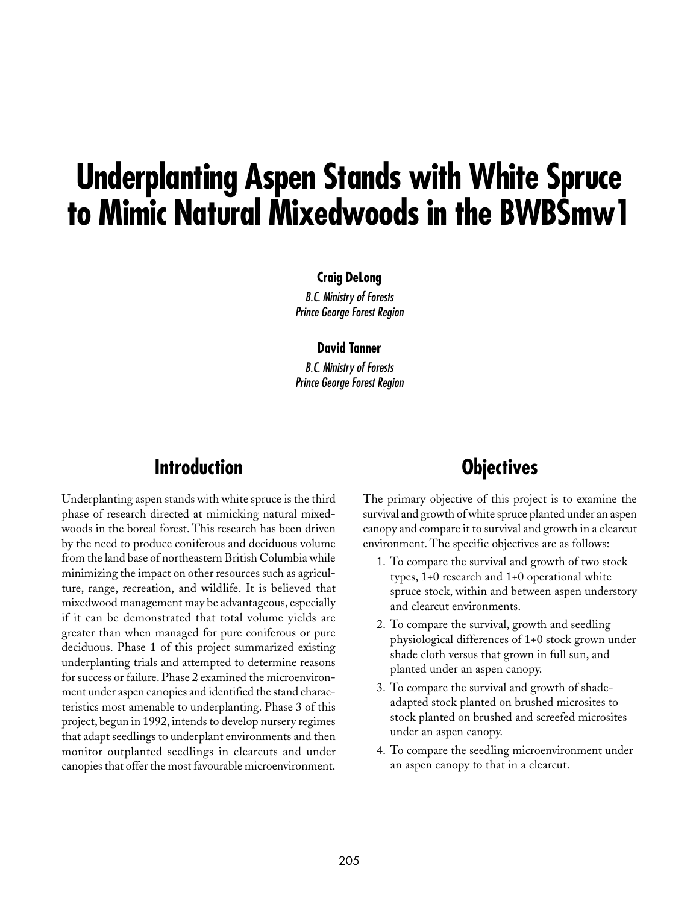# Underplanting Aspen Stands with White Spruce to Mimic Natural Mixedwoods in the BWBSmw1

**Craig DeLong**

*B.C. Ministry of Forests*
*Prince George Forest Region*

**David Tanner**

*B.C. Ministry of Forests*
*Prince George Forest Region*

## Introduction

Underplanting aspen stands with white spruce is the third phase of research directed at mimicking natural mixedwoods in the boreal forest. This research has been driven by the need to produce coniferous and deciduous volume from the land base of northeastern British Columbia while minimizing the impact on other resources such as agriculture, range, recreation, and wildlife. It is believed that mixedwood management may be advantageous, especially if it can be demonstrated that total volume yields are greater than when managed for pure coniferous or pure deciduous. Phase 1 of this project summarized existing underplanting trials and attempted to determine reasons for success or failure. Phase 2 examined the microenvironment under aspen canopies and identified the stand characteristics most amenable to underplanting. Phase 3 of this project, begun in 1992, intends to develop nursery regimes that adapt seedlings to underplant environments and then monitor outplanted seedlings in clearcuts and under canopies that offer the most favourable microenvironment.

## Objectives

The primary objective of this project is to examine the survival and growth of white spruce planted under an aspen canopy and compare it to survival and growth in a clearcut environment. The specific objectives are as follows:

1. To compare the survival and growth of two stock types, 1+0 research and 1+0 operational white spruce stock, within and between aspen understory and clearcut environments.
2. To compare the survival, growth and seedling physiological differences of 1+0 stock grown under shade cloth versus that grown in full sun, and planted under an aspen canopy.
3. To compare the survival and growth of shade-adapted stock planted on brushed microsites to stock planted on brushed and screefed microsites under an aspen canopy.
4. To compare the seedling microenvironment under an aspen canopy to that in a clearcut.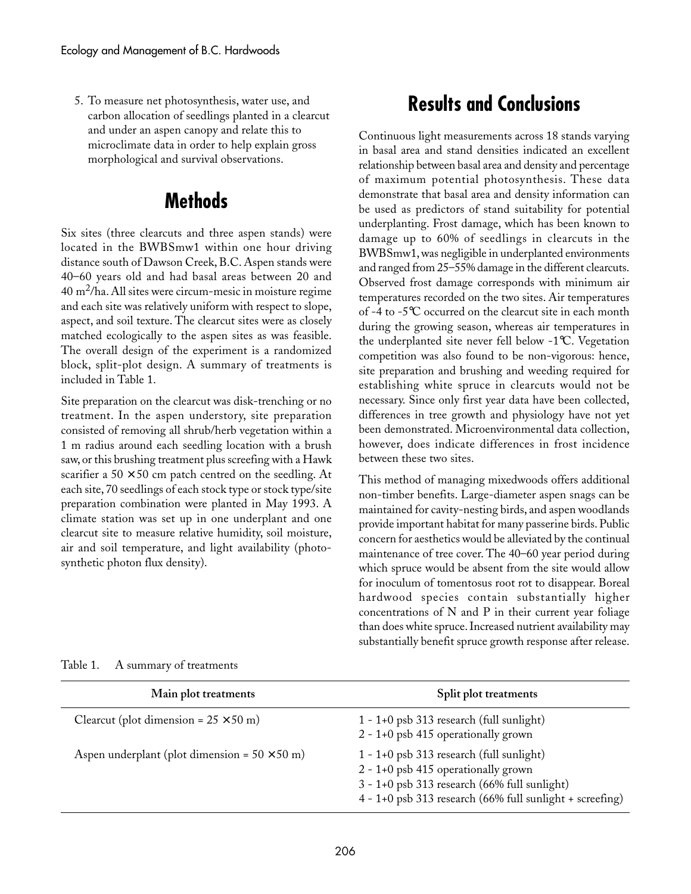5. To measure net photosynthesis, water use, and carbon allocation of seedlings planted in a clearcut and under an aspen canopy and relate this to microclimate data in order to help explain gross morphological and survival observations.

## Methods

Six sites (three clearcuts and three aspen stands) were located in the BWBSmw1 within one hour driving distance south of Dawson Creek, B.C. Aspen stands were 40–60 years old and had basal areas between 20 and 40 $m^2$/ha. All sites were circum-mesic in moisture regime and each site was relatively uniform with respect to slope, aspect, and soil texture. The clearcut sites were as closely matched ecologically to the aspen sites as was feasible. The overall design of the experiment is a randomized block, split-plot design. A summary of treatments is included in Table 1.

Site preparation on the clearcut was disk-trenching or no treatment. In the aspen understory, site preparation consisted of removing all shrub/herb vegetation within a 1 m radius around each seedling location with a brush saw, or this brushing treatment plus screefing with a Hawk scarifier a 50 × 50 cm patch centred on the seedling. At each site, 70 seedlings of each stock type or stock type/site preparation combination were planted in May 1993. A climate station was set up in one underplant and one clearcut site to measure relative humidity, soil moisture, air and soil temperature, and light availability (photosynthetic photon flux density).

## Results and Conclusions

Continuous light measurements across 18 stands varying in basal area and stand densities indicated an excellent relationship between basal area and density and percentage of maximum potential photosynthesis. These data demonstrate that basal area and density information can be used as predictors of stand suitability for potential underplanting. Frost damage, which has been known to damage up to 60% of seedlings in clearcuts in the BWBSmw1, was negligible in underplanted environments and ranged from 25–55% damage in the different clearcuts. Observed frost damage corresponds with minimum air temperatures recorded on the two sites. Air temperatures of -4 to -5°C occurred on the clearcut site in each month during the growing season, whereas air temperatures in the underplanted site never fell below -1°C. Vegetation competition was also found to be non-vigorous: hence, site preparation and brushing and weeding required for establishing white spruce in clearcuts would not be necessary. Since only first year data have been collected, differences in tree growth and physiology have not yet been demonstrated. Microenvironmental data collection, however, does indicate differences in frost incidence between these two sites.

This method of managing mixedwoods offers additional non-timber benefits. Large-diameter aspen snags can be maintained for cavity-nesting birds, and aspen woodlands provide important habitat for many passerine birds. Public concern for aesthetics would be alleviated by the continual maintenance of tree cover. The 40–60 year period during which spruce would be absent from the site would allow for inoculum of tomentosus root rot to disappear. Boreal hardwood species contain substantially higher concentrations of N and P in their current year foliage than does white spruce. Increased nutrient availability may substantially benefit spruce growth response after release.

Table 1. A summary of treatments

| Main plot treatments | Split plot treatments |
|---|---|
| Clearcut (plot dimension = 25 × 50 m) | 1 - 1+0 psb 313 research (full sunlight)<br>2 - 1+0 psb 415 operationally grown |
| Aspen underplant (plot dimension = 50 × 50 m) | 1 - 1+0 psb 313 research (full sunlight)<br>2 - 1+0 psb 415 operationally grown<br>3 - 1+0 psb 313 research (66% full sunlight)<br>4 - 1+0 psb 313 research (66% full sunlight + screefing) |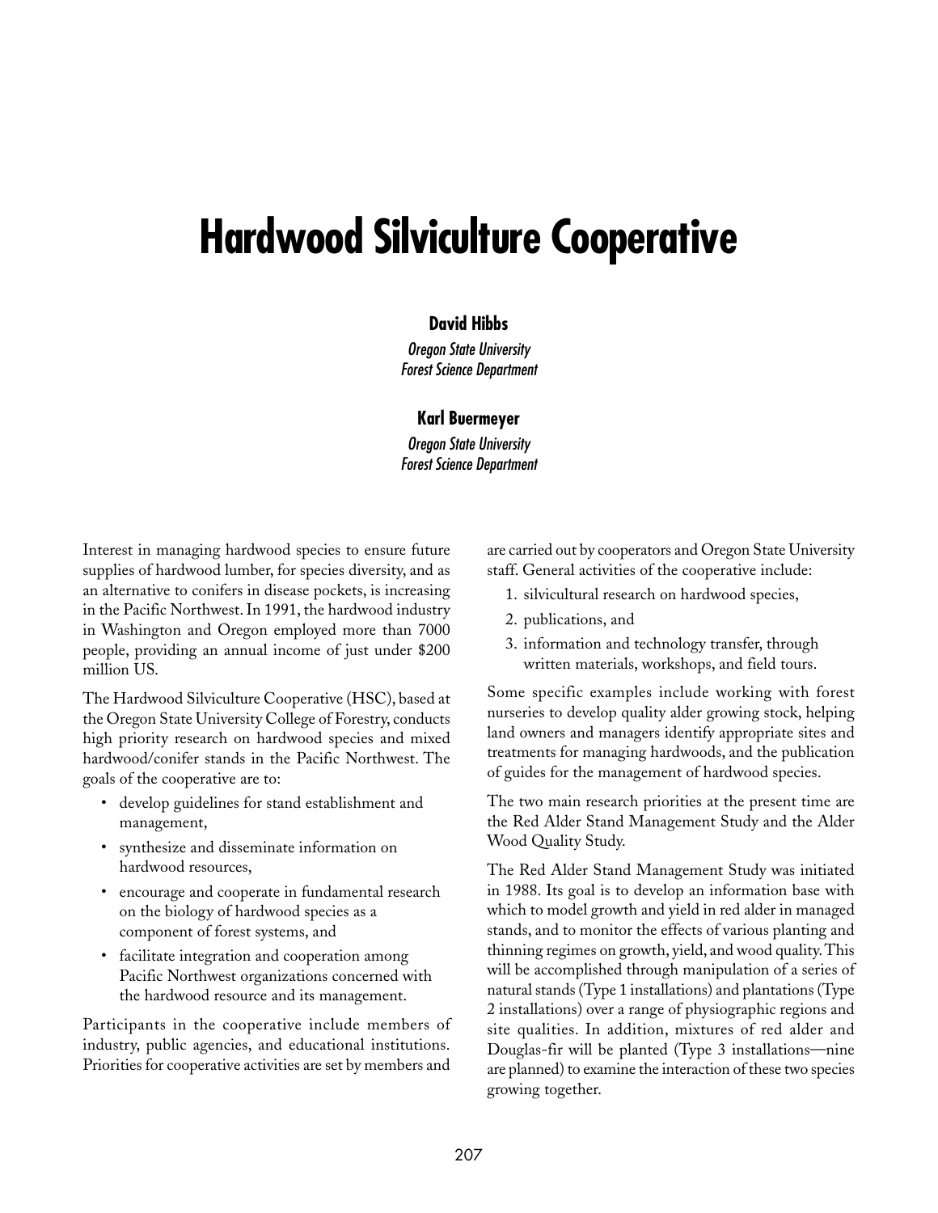# Hardwood Silviculture Cooperative

**David Hibbs**

*Oregon State University*
*Forest Science Department*

**Karl Buermeyer**

*Oregon State University*
*Forest Science Department*

Interest in managing hardwood species to ensure future supplies of hardwood lumber, for species diversity, and as an alternative to conifers in disease pockets, is increasing in the Pacific Northwest. In 1991, the hardwood industry in Washington and Oregon employed more than 7000 people, providing an annual income of just under $200 million US.

The Hardwood Silviculture Cooperative (HSC), based at the Oregon State University College of Forestry, conducts high priority research on hardwood species and mixed hardwood/conifer stands in the Pacific Northwest. The goals of the cooperative are to:

- develop guidelines for stand establishment and management,
- synthesize and disseminate information on hardwood resources,
- encourage and cooperate in fundamental research on the biology of hardwood species as a component of forest systems, and
- facilitate integration and cooperation among Pacific Northwest organizations concerned with the hardwood resource and its management.

Participants in the cooperative include members of industry, public agencies, and educational institutions. Priorities for cooperative activities are set by members and are carried out by cooperators and Oregon State University staff. General activities of the cooperative include:

1. silvicultural research on hardwood species,
2. publications, and
3. information and technology transfer, through written materials, workshops, and field tours.

Some specific examples include working with forest nurseries to develop quality alder growing stock, helping land owners and managers identify appropriate sites and treatments for managing hardwoods, and the publication of guides for the management of hardwood species.

The two main research priorities at the present time are the Red Alder Stand Management Study and the Alder Wood Quality Study.

The Red Alder Stand Management Study was initiated in 1988. Its goal is to develop an information base with which to model growth and yield in red alder in managed stands, and to monitor the effects of various planting and thinning regimes on growth, yield, and wood quality. This will be accomplished through manipulation of a series of natural stands (Type 1 installations) and plantations (Type 2 installations) over a range of physiographic regions and site qualities. In addition, mixtures of red alder and Douglas-fir will be planted (Type 3 installations—nine are planned) to examine the interaction of these two species growing together.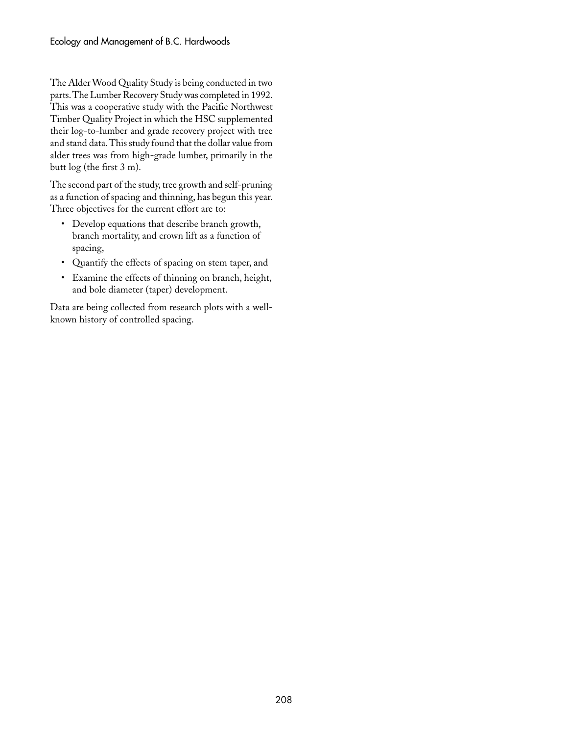The Alder Wood Quality Study is being conducted in two parts. The Lumber Recovery Study was completed in 1992. This was a cooperative study with the Pacific Northwest Timber Quality Project in which the HSC supplemented their log-to-lumber and grade recovery project with tree and stand data. This study found that the dollar value from alder trees was from high-grade lumber, primarily in the butt log (the first 3 m).

The second part of the study, tree growth and self-pruning as a function of spacing and thinning, has begun this year. Three objectives for the current effort are to:

- Develop equations that describe branch growth, branch mortality, and crown lift as a function of spacing,
- Quantify the effects of spacing on stem taper, and
- Examine the effects of thinning on branch, height, and bole diameter (taper) development.

Data are being collected from research plots with a well-known history of controlled spacing.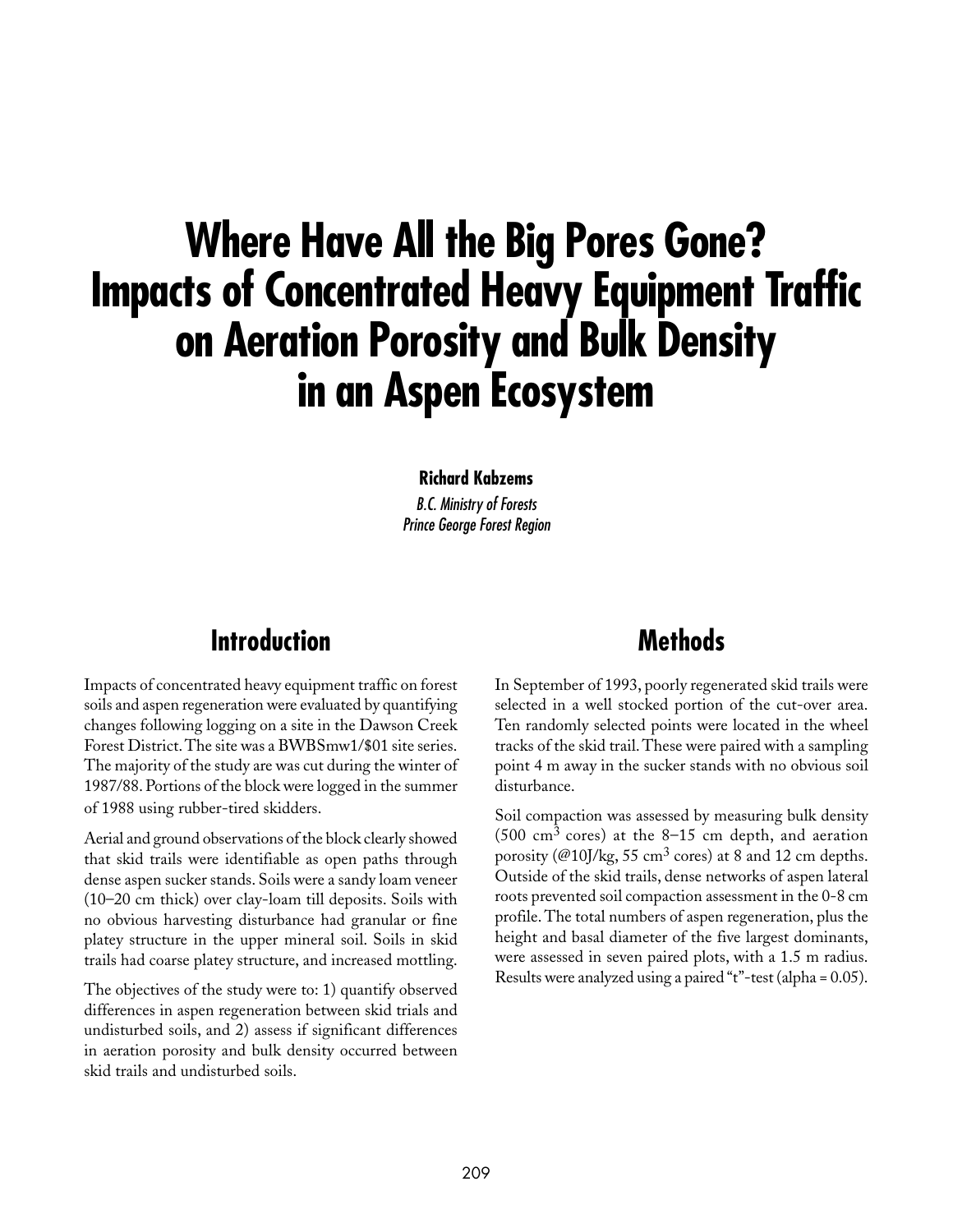# Where Have All the Big Pores Gone? Impacts of Concentrated Heavy Equipment Traffic on Aeration Porosity and Bulk Density in an Aspen Ecosystem

**Richard Kabzems**

*B.C. Ministry of Forests*
*Prince George Forest Region*

## Introduction

Impacts of concentrated heavy equipment traffic on forest soils and aspen regeneration were evaluated by quantifying changes following logging on a site in the Dawson Creek Forest District. The site was a BWBSmw1/$01 site series. The majority of the study are was cut during the winter of 1987/88. Portions of the block were logged in the summer of 1988 using rubber-tired skidders.

Aerial and ground observations of the block clearly showed that skid trails were identifiable as open paths through dense aspen sucker stands. Soils were a sandy loam veneer (10–20 cm thick) over clay-loam till deposits. Soils with no obvious harvesting disturbance had granular or fine platey structure in the upper mineral soil. Soils in skid trails had coarse platey structure, and increased mottling.

The objectives of the study were to: 1) quantify observed differences in aspen regeneration between skid trials and undisturbed soils, and 2) assess if significant differences in aeration porosity and bulk density occurred between skid trails and undisturbed soils.

## Methods

In September of 1993, poorly regenerated skid trails were selected in a well stocked portion of the cut-over area. Ten randomly selected points were located in the wheel tracks of the skid trail. These were paired with a sampling point 4 m away in the sucker stands with no obvious soil disturbance.

Soil compaction was assessed by measuring bulk density (500 $cm^3$ cores) at the 8–15 cm depth, and aeration porosity (@10J/kg, 55 $cm^3$ cores) at 8 and 12 cm depths. Outside of the skid trails, dense networks of aspen lateral roots prevented soil compaction assessment in the 0-8 cm profile. The total numbers of aspen regeneration, plus the height and basal diameter of the five largest dominants, were assessed in seven paired plots, with a 1.5 m radius. Results were analyzed using a paired "t"-test (alpha = 0.05).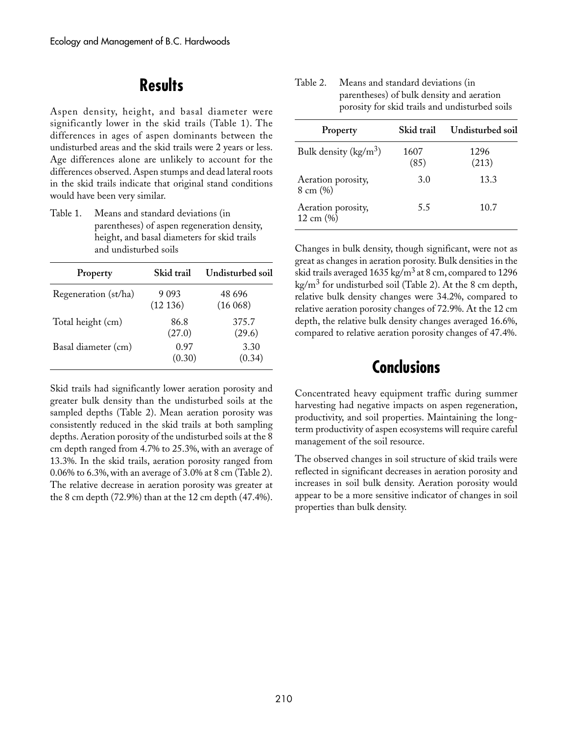## Results

Aspen density, height, and basal diameter were significantly lower in the skid trails (Table 1). The differences in ages of aspen dominants between the undisturbed areas and the skid trails were 2 years or less. Age differences alone are unlikely to account for the differences observed. Aspen stumps and dead lateral roots in the skid trails indicate that original stand conditions would have been very similar.

Table 1. Means and standard deviations (in parentheses) of aspen regeneration density, height, and basal diameters for skid trails and undisturbed soils

| Property | Skid trail | Undisturbed soil |
|---|---|---|
| Regeneration (st/ha) | 9 093 (12 136) | 48 696 (16 068) |
| Total height (cm) | 86.8 (27.0) | 375.7 (29.6) |
| Basal diameter (cm) | 0.97 (0.30) | 3.30 (0.34) |

Skid trails had significantly lower aeration porosity and greater bulk density than the undisturbed soils at the sampled depths (Table 2). Mean aeration porosity was consistently reduced in the skid trails at both sampling depths. Aeration porosity of the undisturbed soils at the 8 cm depth ranged from 4.7% to 25.3%, with an average of 13.3%. In the skid trails, aeration porosity ranged from 0.06% to 6.3%, with an average of 3.0% at 8 cm (Table 2). The relative decrease in aeration porosity was greater at the 8 cm depth (72.9%) than at the 12 cm depth (47.4%).

Table 2. Means and standard deviations (in parentheses) of bulk density and aeration porosity for skid trails and undisturbed soils

| Property | Skid trail | Undisturbed soil |
|---|---|---|
| Bulk density ($kg/m^3$) | 1607 (85) | 1296 (213) |
| Aeration porosity, 8 cm (%) | 3.0 | 13.3 |
| Aeration porosity, 12 cm (%) | 5.5 | 10.7 |

Changes in bulk density, though significant, were not as great as changes in aeration porosity. Bulk densities in the skid trails averaged 1635 $kg/m^3$ at 8 cm, compared to 1296 $kg/m^3$ for undisturbed soil (Table 2). At the 8 cm depth, relative bulk density changes were 34.2%, compared to relative aeration porosity changes of 72.9%. At the 12 cm depth, the relative bulk density changes averaged 16.6%, compared to relative aeration porosity changes of 47.4%.

## Conclusions

Concentrated heavy equipment traffic during summer harvesting had negative impacts on aspen regeneration, productivity, and soil properties. Maintaining the long-term productivity of aspen ecosystems will require careful management of the soil resource.

The observed changes in soil structure of skid trails were reflected in significant decreases in aeration porosity and increases in soil bulk density. Aeration porosity would appear to be a more sensitive indicator of changes in soil properties than bulk density.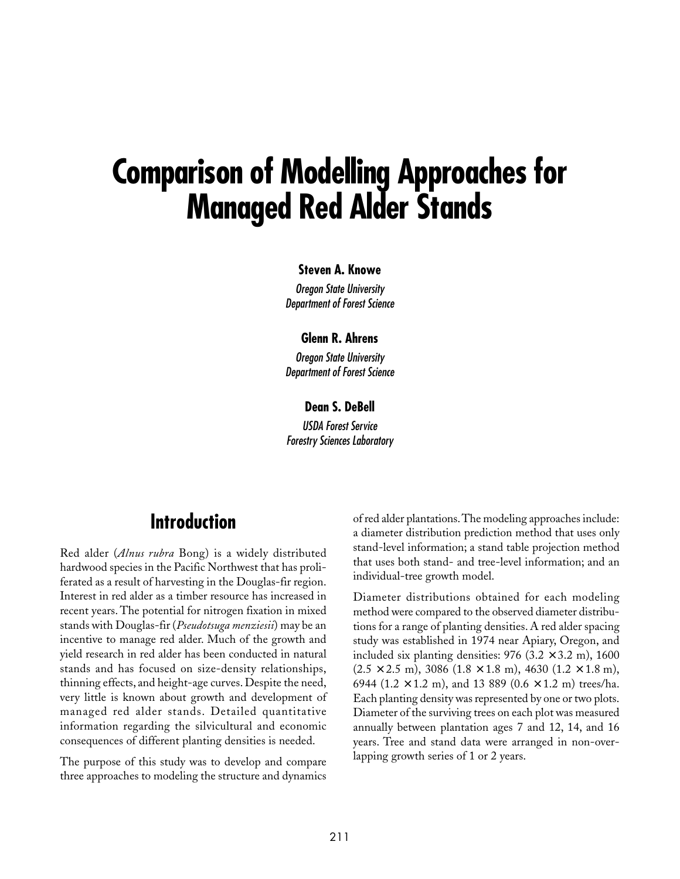# Comparison of Modelling Approaches for Managed Red Alder Stands

**Steven A. Knowe**

*Oregon State University*
*Department of Forest Science*

**Glenn R. Ahrens**

*Oregon State University*
*Department of Forest Science*

**Dean S. DeBell**

*USDA Forest Service*
*Forestry Sciences Laboratory*

## Introduction

Red alder (*Alnus rubra* Bong) is a widely distributed hardwood species in the Pacific Northwest that has proliferated as a result of harvesting in the Douglas-fir region. Interest in red alder as a timber resource has increased in recent years. The potential for nitrogen fixation in mixed stands with Douglas-fir (*Pseudotsuga menziesii*) may be an incentive to manage red alder. Much of the growth and yield research in red alder has been conducted in natural stands and has focused on size-density relationships, thinning effects, and height-age curves. Despite the need, very little is known about growth and development of managed red alder stands. Detailed quantitative information regarding the silvicultural and economic consequences of different planting densities is needed.

The purpose of this study was to develop and compare three approaches to modeling the structure and dynamics of red alder plantations. The modeling approaches include: a diameter distribution prediction method that uses only stand-level information; a stand table projection method that uses both stand- and tree-level information; and an individual-tree growth model.

Diameter distributions obtained for each modeling method were compared to the observed diameter distributions for a range of planting densities. A red alder spacing study was established in 1974 near Apiary, Oregon, and included six planting densities: 976 ($3.2 \times 3.2$ m), 1600 ($2.5 \times 2.5$ m), 3086 ($1.8 \times 1.8$ m), 4630 ($1.2 \times 1.8$ m), 6944 ($1.2 \times 1.2$ m), and 13 889 ($0.6 \times 1.2$ m) trees/ha. Each planting density was represented by one or two plots. Diameter of the surviving trees on each plot was measured annually between plantation ages 7 and 12, 14, and 16 years. Tree and stand data were arranged in non-overlapping growth series of 1 or 2 years.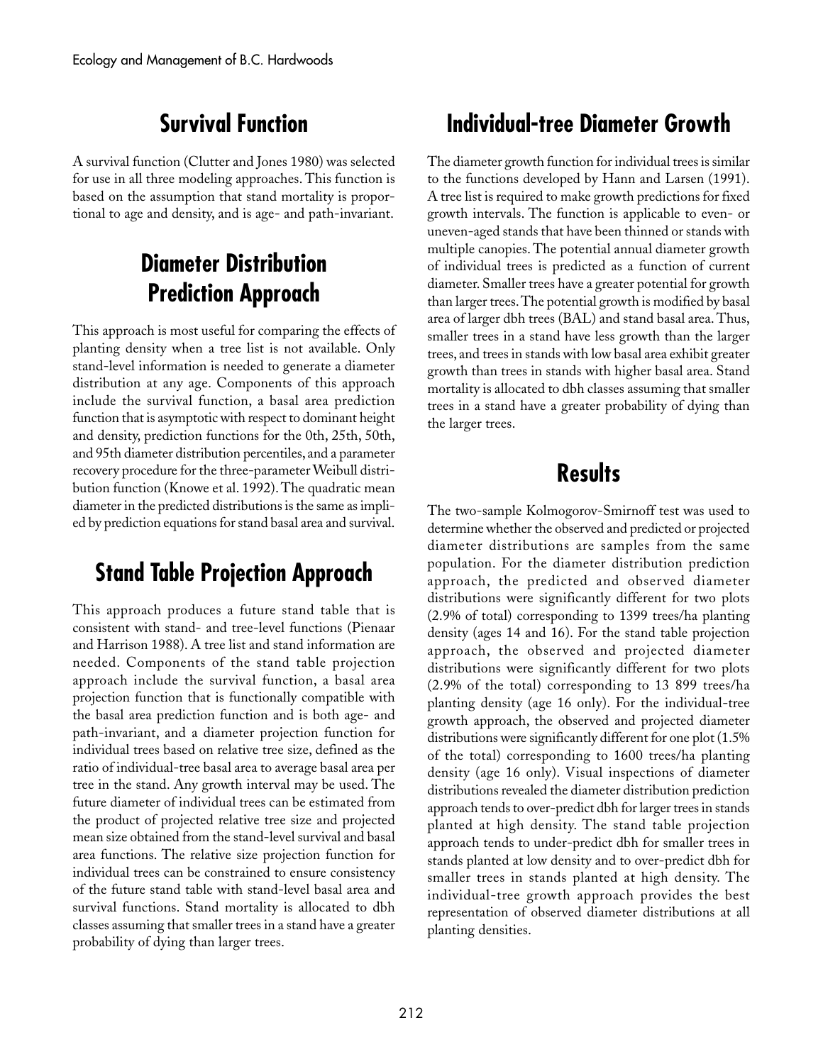## Survival Function

A survival function (Clutter and Jones 1980) was selected for use in all three modeling approaches. This function is based on the assumption that stand mortality is proportional to age and density, and is age- and path-invariant.

## Diameter Distribution Prediction Approach

This approach is most useful for comparing the effects of planting density when a tree list is not available. Only stand-level information is needed to generate a diameter distribution at any age. Components of this approach include the survival function, a basal area prediction function that is asymptotic with respect to dominant height and density, prediction functions for the 0th, 25th, 50th, and 95th diameter distribution percentiles, and a parameter recovery procedure for the three-parameter Weibull distribution function (Knowe et al. 1992). The quadratic mean diameter in the predicted distributions is the same as implied by prediction equations for stand basal area and survival.

## Stand Table Projection Approach

This approach produces a future stand table that is consistent with stand- and tree-level functions (Pienaar and Harrison 1988). A tree list and stand information are needed. Components of the stand table projection approach include the survival function, a basal area projection function that is functionally compatible with the basal area prediction function and is both age- and path-invariant, and a diameter projection function for individual trees based on relative tree size, defined as the ratio of individual-tree basal area to average basal area per tree in the stand. Any growth interval may be used. The future diameter of individual trees can be estimated from the product of projected relative tree size and projected mean size obtained from the stand-level survival and basal area functions. The relative size projection function for individual trees can be constrained to ensure consistency of the future stand table with stand-level basal area and survival functions. Stand mortality is allocated to dbh classes assuming that smaller trees in a stand have a greater probability of dying than larger trees.

## Individual-tree Diameter Growth

The diameter growth function for individual trees is similar to the functions developed by Hann and Larsen (1991). A tree list is required to make growth predictions for fixed growth intervals. The function is applicable to even- or uneven-aged stands that have been thinned or stands with multiple canopies. The potential annual diameter growth of individual trees is predicted as a function of current diameter. Smaller trees have a greater potential for growth than larger trees. The potential growth is modified by basal area of larger dbh trees (BAL) and stand basal area. Thus, smaller trees in a stand have less growth than the larger trees, and trees in stands with low basal area exhibit greater growth than trees in stands with higher basal area. Stand mortality is allocated to dbh classes assuming that smaller trees in a stand have a greater probability of dying than the larger trees.

## Results

The two-sample Kolmogorov-Smirnoff test was used to determine whether the observed and predicted or projected diameter distributions are samples from the same population. For the diameter distribution prediction approach, the predicted and observed diameter distributions were significantly different for two plots (2.9% of total) corresponding to 1399 trees/ha planting density (ages 14 and 16). For the stand table projection approach, the observed and projected diameter distributions were significantly different for two plots (2.9% of the total) corresponding to 13 899 trees/ha planting density (age 16 only). For the individual-tree growth approach, the observed and projected diameter distributions were significantly different for one plot (1.5% of the total) corresponding to 1600 trees/ha planting density (age 16 only). Visual inspections of diameter distributions revealed the diameter distribution prediction approach tends to over-predict dbh for larger trees in stands planted at high density. The stand table projection approach tends to under-predict dbh for smaller trees in stands planted at low density and to over-predict dbh for smaller trees in stands planted at high density. The individual-tree growth approach provides the best representation of observed diameter distributions at all planting densities.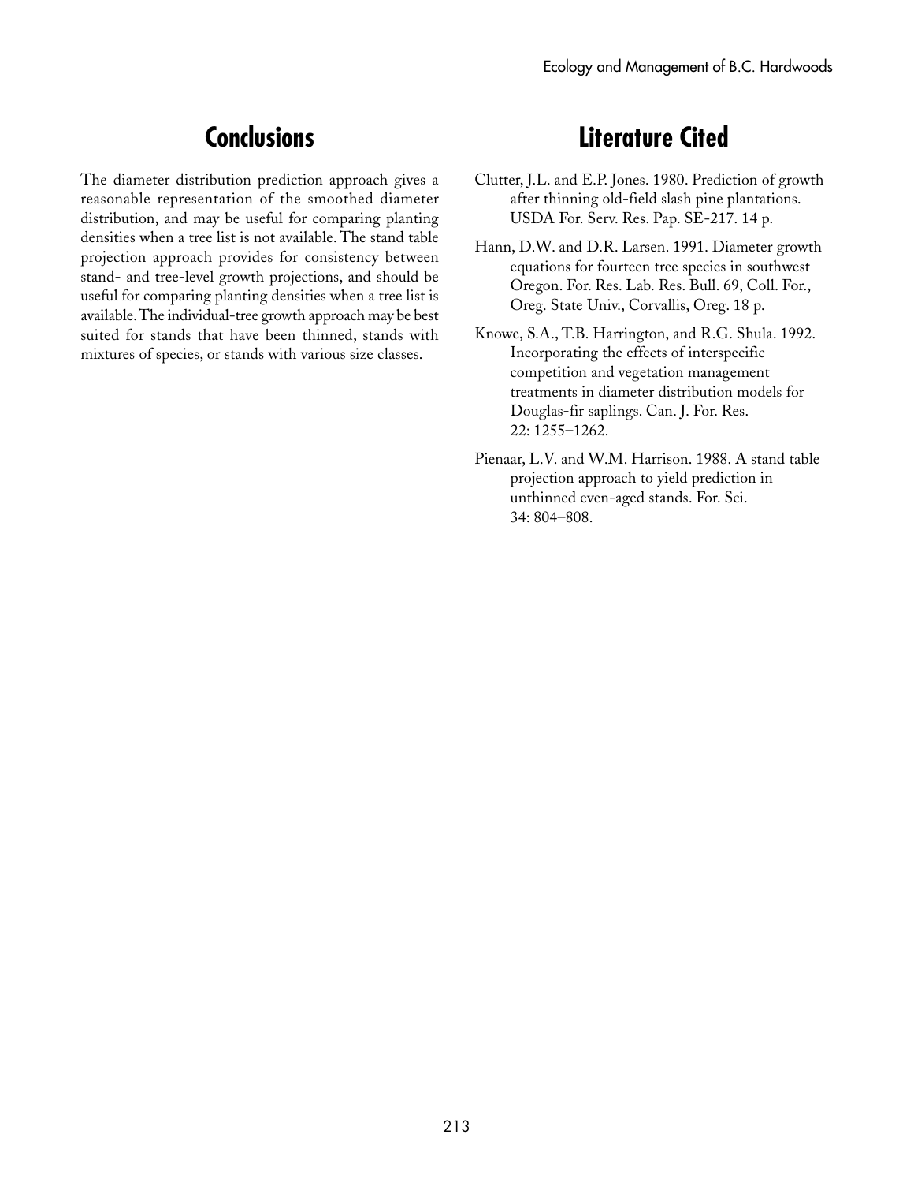## Conclusions

The diameter distribution prediction approach gives a reasonable representation of the smoothed diameter distribution, and may be useful for comparing planting densities when a tree list is not available. The stand table projection approach provides for consistency between stand- and tree-level growth projections, and should be useful for comparing planting densities when a tree list is available. The individual-tree growth approach may be best suited for stands that have been thinned, stands with mixtures of species, or stands with various size classes.

## Literature Cited

Clutter, J.L. and E.P. Jones. 1980. Prediction of growth after thinning old-field slash pine plantations. USDA For. Serv. Res. Pap. SE-217. 14 p.

Hann, D.W. and D.R. Larsen. 1991. Diameter growth equations for fourteen tree species in southwest Oregon. For. Res. Lab. Res. Bull. 69, Coll. For., Oreg. State Univ., Corvallis, Oreg. 18 p.

Knowe, S.A., T.B. Harrington, and R.G. Shula. 1992. Incorporating the effects of interspecific competition and vegetation management treatments in diameter distribution models for Douglas-fir saplings. Can. J. For. Res. 22: 1255–1262.

Pienaar, L.V. and W.M. Harrison. 1988. A stand table projection approach to yield prediction in unthinned even-aged stands. For. Sci. 34: 804–808.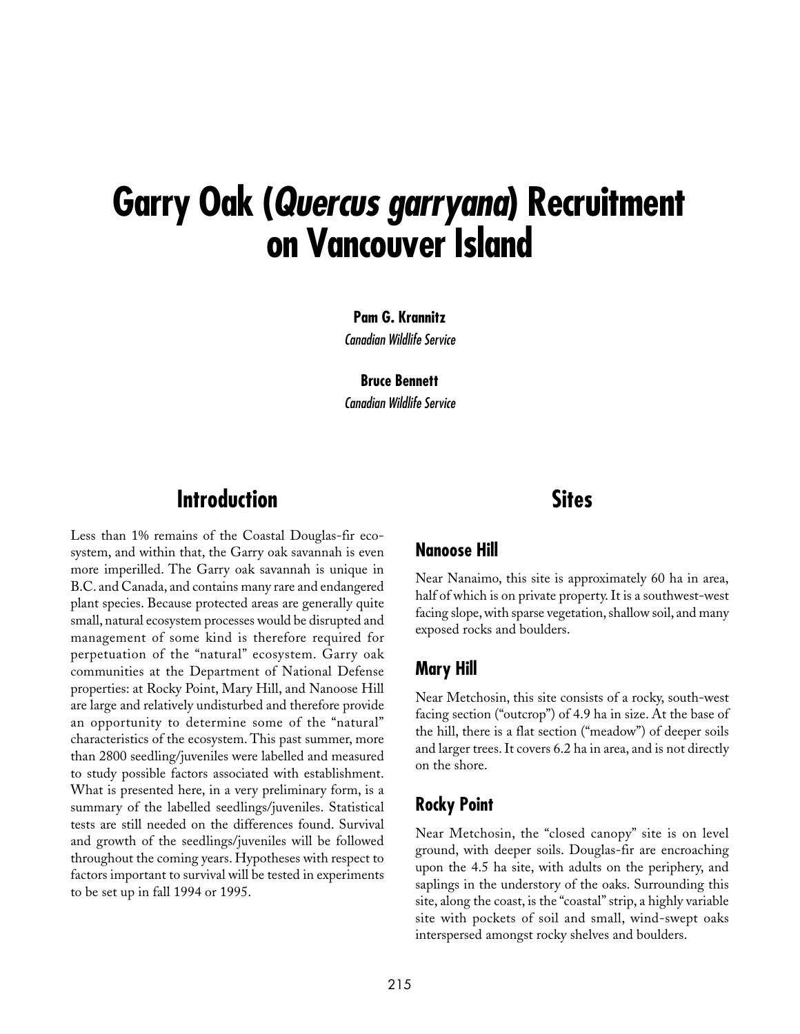# Garry Oak (*Quercus garryana*) Recruitment on Vancouver Island

**Pam G. Krannitz**
*Canadian Wildlife Service*

**Bruce Bennett**
*Canadian Wildlife Service*

## Introduction

Less than 1% remains of the Coastal Douglas-fir ecosystem, and within that, the Garry oak savannah is even more imperilled. The Garry oak savannah is unique in B.C. and Canada, and contains many rare and endangered plant species. Because protected areas are generally quite small, natural ecosystem processes would be disrupted and management of some kind is therefore required for perpetuation of the "natural" ecosystem. Garry oak communities at the Department of National Defense properties: at Rocky Point, Mary Hill, and Nanoose Hill are large and relatively undisturbed and therefore provide an opportunity to determine some of the "natural" characteristics of the ecosystem. This past summer, more than 2800 seedling/juveniles were labelled and measured to study possible factors associated with establishment. What is presented here, in a very preliminary form, is a summary of the labelled seedlings/juveniles. Statistical tests are still needed on the differences found. Survival and growth of the seedlings/juveniles will be followed throughout the coming years. Hypotheses with respect to factors important to survival will be tested in experiments to be set up in fall 1994 or 1995.

## Sites

### Nanoose Hill

Near Nanaimo, this site is approximately 60 ha in area, half of which is on private property. It is a southwest-west facing slope, with sparse vegetation, shallow soil, and many exposed rocks and boulders.

### Mary Hill

Near Metchosin, this site consists of a rocky, south-west facing section ("outcrop") of 4.9 ha in size. At the base of the hill, there is a flat section ("meadow") of deeper soils and larger trees. It covers 6.2 ha in area, and is not directly on the shore.

### Rocky Point

Near Metchosin, the "closed canopy" site is on level ground, with deeper soils. Douglas-fir are encroaching upon the 4.5 ha site, with adults on the periphery, and saplings in the understory of the oaks. Surrounding this site, along the coast, is the "coastal" strip, a highly variable site with pockets of soil and small, wind-swept oaks interspersed amongst rocky shelves and boulders.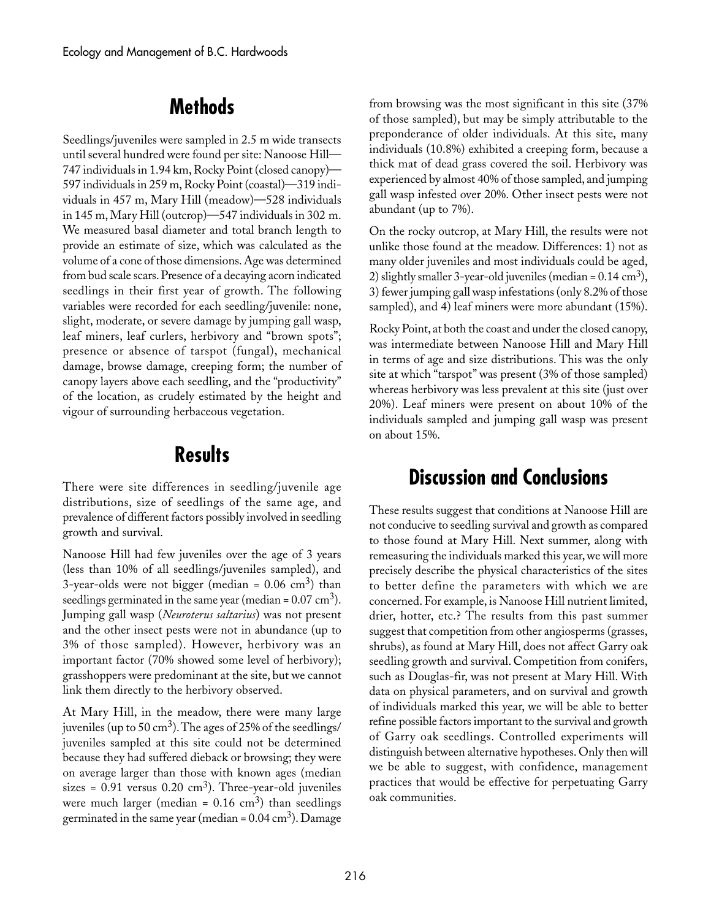## Methods

Seedlings/juveniles were sampled in 2.5 m wide transects until several hundred were found per site: Nanoose Hill—747 individuals in 1.94 km, Rocky Point (closed canopy)—597 individuals in 259 m, Rocky Point (coastal)—319 individuals in 457 m, Mary Hill (meadow)—528 individuals in 145 m, Mary Hill (outcrop)—547 individuals in 302 m. We measured basal diameter and total branch length to provide an estimate of size, which was calculated as the volume of a cone of those dimensions. Age was determined from bud scale scars. Presence of a decaying acorn indicated seedlings in their first year of growth. The following variables were recorded for each seedling/juvenile: none, slight, moderate, or severe damage by jumping gall wasp, leaf miners, leaf curlers, herbivory and "brown spots"; presence or absence of tarspot (fungal), mechanical damage, browse damage, creeping form; the number of canopy layers above each seedling, and the "productivity" of the location, as crudely estimated by the height and vigour of surrounding herbaceous vegetation.

## Results

There were site differences in seedling/juvenile age distributions, size of seedlings of the same age, and prevalence of different factors possibly involved in seedling growth and survival.

Nanoose Hill had few juveniles over the age of 3 years (less than 10% of all seedlings/juveniles sampled), and 3-year-olds were not bigger (median = 0.06 $cm^3$) than seedlings germinated in the same year (median = 0.07 $cm^3$). Jumping gall wasp (*Neuroterus saltarius*) was not present and the other insect pests were not in abundance (up to 3% of those sampled). However, herbivory was an important factor (70% showed some level of herbivory); grasshoppers were predominant at the site, but we cannot link them directly to the herbivory observed.

At Mary Hill, in the meadow, there were many large juveniles (up to 50 $cm^3$). The ages of 25% of the seedlings/juveniles sampled at this site could not be determined because they had suffered dieback or browsing; they were on average larger than those with known ages (median sizes = 0.91 versus 0.20 $cm^3$). Three-year-old juveniles were much larger (median = 0.16 $cm^3$) than seedlings germinated in the same year (median = 0.04 $cm^3$). Damage from browsing was the most significant in this site (37% of those sampled), but may be simply attributable to the preponderance of older individuals. At this site, many individuals (10.8%) exhibited a creeping form, because a thick mat of dead grass covered the soil. Herbivory was experienced by almost 40% of those sampled, and jumping gall wasp infested over 20%. Other insect pests were not abundant (up to 7%).

On the rocky outcrop, at Mary Hill, the results were not unlike those found at the meadow. Differences: 1) not as many older juveniles and most individuals could be aged, 2) slightly smaller 3-year-old juveniles (median = 0.14 $cm^3$), 3) fewer jumping gall wasp infestations (only 8.2% of those sampled), and 4) leaf miners were more abundant (15%).

Rocky Point, at both the coast and under the closed canopy, was intermediate between Nanoose Hill and Mary Hill in terms of age and size distributions. This was the only site at which "tarspot" was present (3% of those sampled) whereas herbivory was less prevalent at this site (just over 20%). Leaf miners were present on about 10% of the individuals sampled and jumping gall wasp was present on about 15%.

## Discussion and Conclusions

These results suggest that conditions at Nanoose Hill are not conducive to seedling survival and growth as compared to those found at Mary Hill. Next summer, along with remeasuring the individuals marked this year, we will more precisely describe the physical characteristics of the sites to better define the parameters with which we are concerned. For example, is Nanoose Hill nutrient limited, drier, hotter, etc.? The results from this past summer suggest that competition from other angiosperms (grasses, shrubs), as found at Mary Hill, does not affect Garry oak seedling growth and survival. Competition from conifers, such as Douglas-fir, was not present at Mary Hill. With data on physical parameters, and on survival and growth of individuals marked this year, we will be able to better refine possible factors important to the survival and growth of Garry oak seedlings. Controlled experiments will distinguish between alternative hypotheses. Only then will we be able to suggest, with confidence, management practices that would be effective for perpetuating Garry oak communities.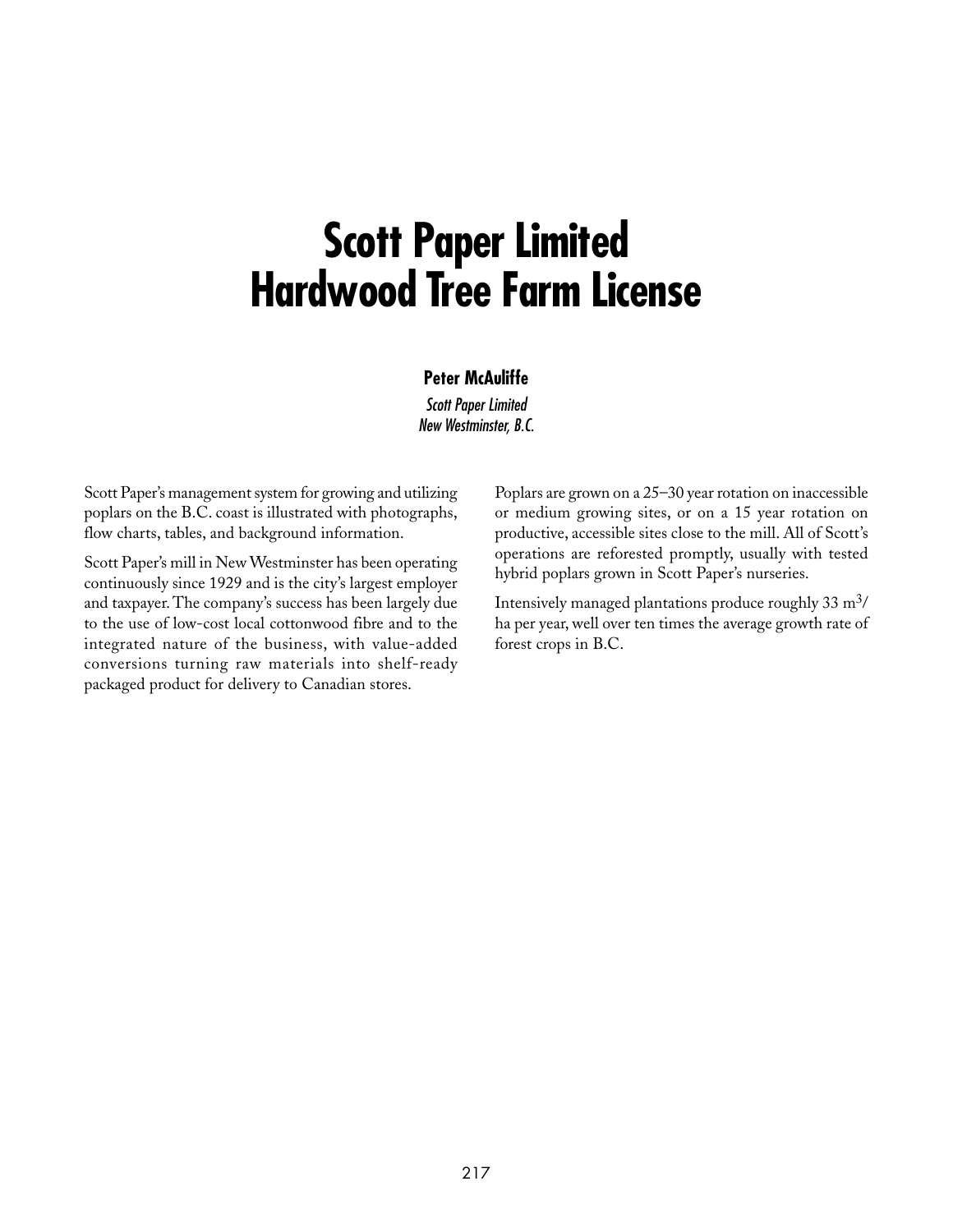# Scott Paper Limited Hardwood Tree Farm License

**Peter McAuliffe**

*Scott Paper Limited*
*New Westminster, B.C.*

Scott Paper's management system for growing and utilizing poplars on the B.C. coast is illustrated with photographs, flow charts, tables, and background information.

Scott Paper's mill in New Westminster has been operating continuously since 1929 and is the city's largest employer and taxpayer. The company's success has been largely due to the use of low-cost local cottonwood fibre and to the integrated nature of the business, with value-added conversions turning raw materials into shelf-ready packaged product for delivery to Canadian stores.

Poplars are grown on a 25–30 year rotation on inaccessible or medium growing sites, or on a 15 year rotation on productive, accessible sites close to the mill. All of Scott's operations are reforested promptly, usually with tested hybrid poplars grown in Scott Paper's nurseries.

Intensively managed plantations produce roughly 33 $m^3$/ha per year, well over ten times the average growth rate of forest crops in B.C.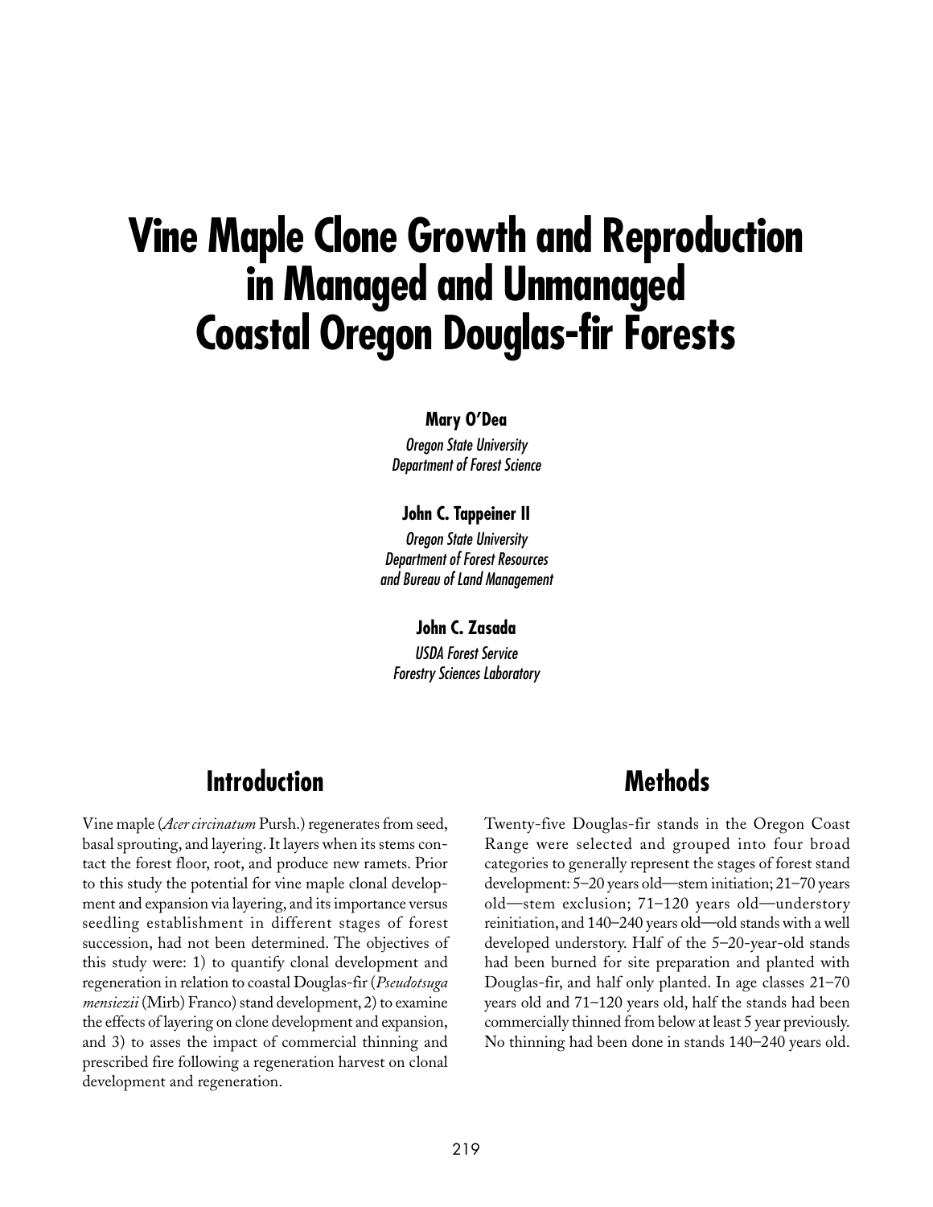# Vine Maple Clone Growth and Reproduction in Managed and Unmanaged Coastal Oregon Douglas-fir Forests

**Mary O'Dea**

*Oregon State University*
*Department of Forest Science*

**John C. Tappeiner II**

*Oregon State University*
*Department of Forest Resources*
*and Bureau of Land Management*

**John C. Zasada**

*USDA Forest Service*
*Forestry Sciences Laboratory*

## Introduction

Vine maple (*Acer circinatum* Pursh.) regenerates from seed, basal sprouting, and layering. It layers when its stems contact the forest floor, root, and produce new ramets. Prior to this study the potential for vine maple clonal development and expansion via layering, and its importance versus seedling establishment in different stages of forest succession, had not been determined. The objectives of this study were: 1) to quantify clonal development and regeneration in relation to coastal Douglas-fir (*Pseudotsuga mensiezii* (Mirb) Franco) stand development, 2) to examine the effects of layering on clone development and expansion, and 3) to asses the impact of commercial thinning and prescribed fire following a regeneration harvest on clonal development and regeneration.

## Methods

Twenty-five Douglas-fir stands in the Oregon Coast Range were selected and grouped into four broad categories to generally represent the stages of forest stand development: 5–20 years old—stem initiation; 21–70 years old—stem exclusion; 71–120 years old—understory reinitiation, and 140–240 years old—old stands with a well developed understory. Half of the 5–20-year-old stands had been burned for site preparation and planted with Douglas-fir, and half only planted. In age classes 21–70 years old and 71–120 years old, half the stands had been commercially thinned from below at least 5 year previously. No thinning had been done in stands 140–240 years old.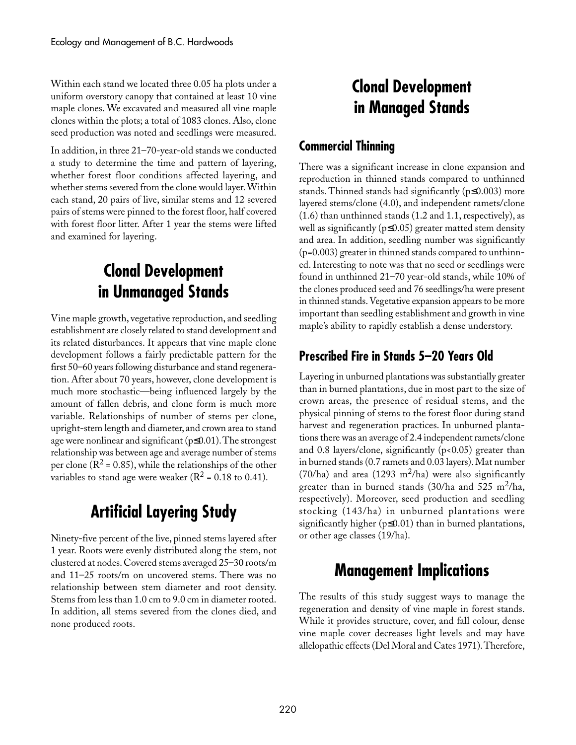Within each stand we located three 0.05 ha plots under a uniform overstory canopy that contained at least 10 vine maple clones. We excavated and measured all vine maple clones within the plots; a total of 1083 clones. Also, clone seed production was noted and seedlings were measured.

In addition, in three 21–70-year-old stands we conducted a study to determine the time and pattern of layering, whether forest floor conditions affected layering, and whether stems severed from the clone would layer. Within each stand, 20 pairs of live, similar stems and 12 severed pairs of stems were pinned to the forest floor, half covered with forest floor litter. After 1 year the stems were lifted and examined for layering.

## Clonal Development in Unmanaged Stands

Vine maple growth, vegetative reproduction, and seedling establishment are closely related to stand development and its related disturbances. It appears that vine maple clone development follows a fairly predictable pattern for the first 50–60 years following disturbance and stand regeneration. After about 70 years, however, clone development is much more stochastic—being influenced largely by the amount of fallen debris, and clone form is much more variable. Relationships of number of stems per clone, upright-stem length and diameter, and crown area to stand age were nonlinear and significant ($p \leq 0.01$). The strongest relationship was between age and average number of stems per clone ($R^2 = 0.85$), while the relationships of the other variables to stand age were weaker ($R^2 = 0.18$ to $0.41$).

## Artificial Layering Study

Ninety-five percent of the live, pinned stems layered after 1 year. Roots were evenly distributed along the stem, not clustered at nodes. Covered stems averaged 25–30 roots/m and 11–25 roots/m on uncovered stems. There was no relationship between stem diameter and root density. Stems from less than 1.0 cm to 9.0 cm in diameter rooted. In addition, all stems severed from the clones died, and none produced roots.

## Clonal Development in Managed Stands

### Commercial Thinning

There was a significant increase in clone expansion and reproduction in thinned stands compared to unthinned stands. Thinned stands had significantly ($p \leq 0.003$) more layered stems/clone (4.0), and independent ramets/clone (1.6) than unthinned stands (1.2 and 1.1, respectively), as well as significantly ($p \leq 0.05$) greater matted stem density and area. In addition, seedling number was significantly ($p = 0.003$) greater in thinned stands compared to unthinned. Interesting to note was that no seed or seedlings were found in unthinned 21–70 year-old stands, while 10% of the clones produced seed and 76 seedlings/ha were present in thinned stands. Vegetative expansion appears to be more important than seedling establishment and growth in vine maple's ability to rapidly establish a dense understory.

### Prescribed Fire in Stands 5–20 Years Old

Layering in unburned plantations was substantially greater than in burned plantations, due in most part to the size of crown areas, the presence of residual stems, and the physical pinning of stems to the forest floor during stand harvest and regeneration practices. In unburned plantations there was an average of 2.4 independent ramets/clone and 0.8 layers/clone, significantly ($p < 0.05$) greater than in burned stands (0.7 ramets and 0.03 layers). Mat number (70/ha) and area (1293 $m^2$/ha) were also significantly greater than in burned stands (30/ha and 525 $m^2$/ha, respectively). Moreover, seed production and seedling stocking (143/ha) in unburned plantations were significantly higher ($p \leq 0.01$) than in burned plantations, or other age classes (19/ha).

## Management Implications

The results of this study suggest ways to manage the regeneration and density of vine maple in forest stands. While it provides structure, cover, and fall colour, dense vine maple cover decreases light levels and may have allelopathic effects (Del Moral and Cates 1971). Therefore,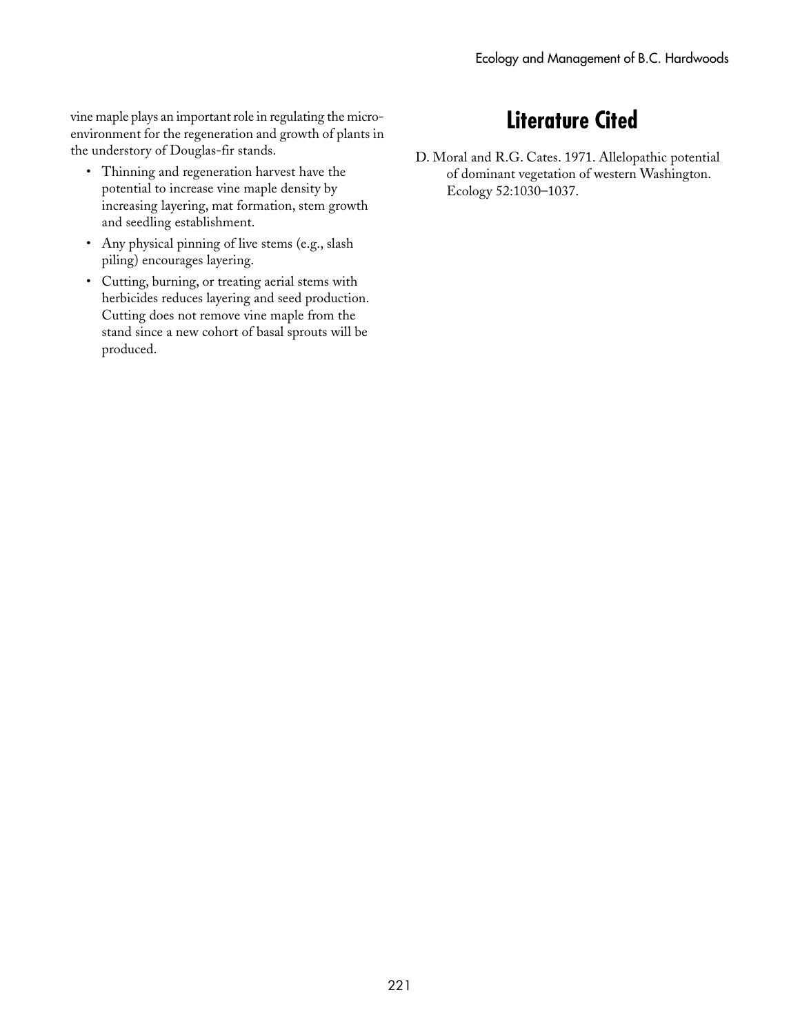vine maple plays an important role in regulating the micro-environment for the regeneration and growth of plants in the understory of Douglas-fir stands.

- Thinning and regeneration harvest have the potential to increase vine maple density by increasing layering, mat formation, stem growth and seedling establishment.
- Any physical pinning of live stems (e.g., slash piling) encourages layering.
- Cutting, burning, or treating aerial stems with herbicides reduces layering and seed production. Cutting does not remove vine maple from the stand since a new cohort of basal sprouts will be produced.

## Literature Cited

D. Moral and R.G. Cates. 1971. Allelopathic potential of dominant vegetation of western Washington. Ecology 52:1030–1037.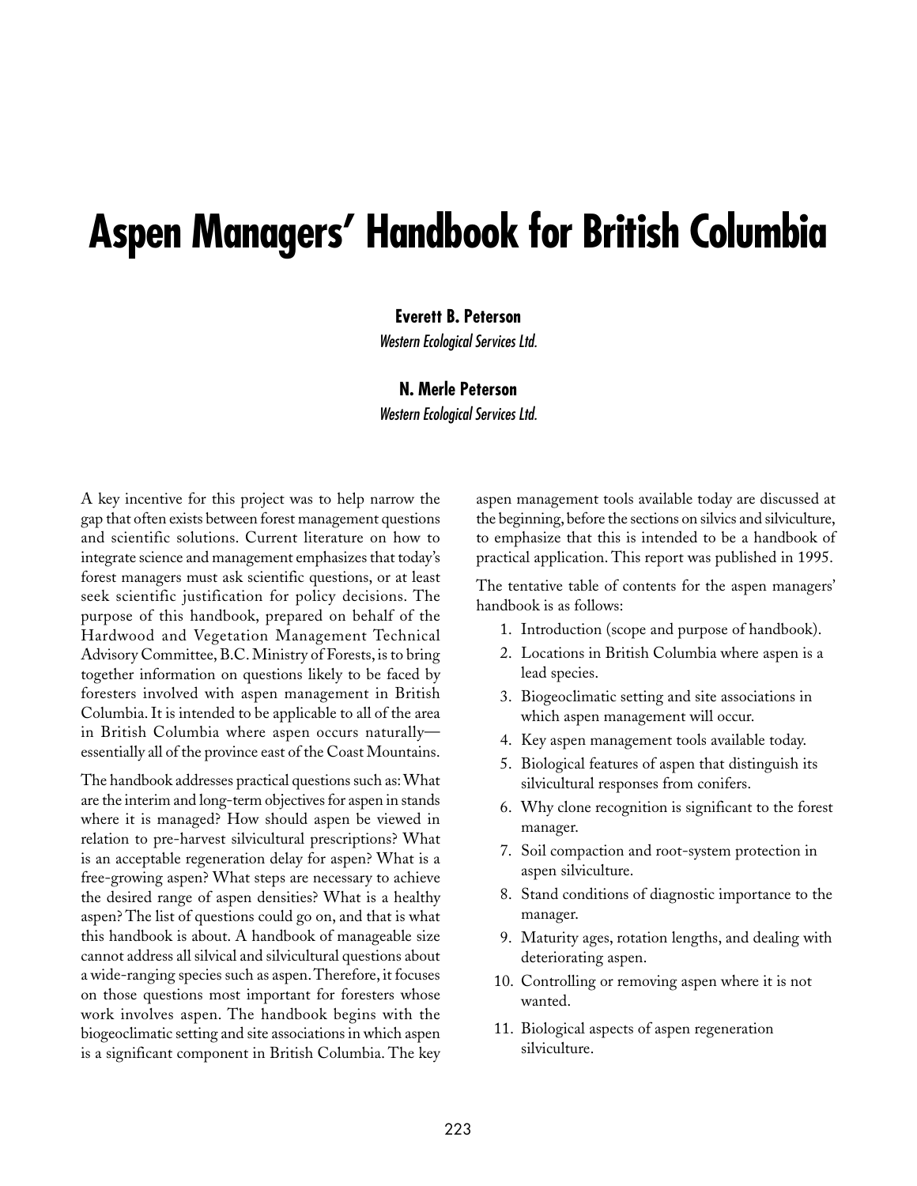# Aspen Managers' Handbook for British Columbia

**Everett B. Peterson**
*Western Ecological Services Ltd.*

**N. Merle Peterson**
*Western Ecological Services Ltd.*

A key incentive for this project was to help narrow the gap that often exists between forest management questions and scientific solutions. Current literature on how to integrate science and management emphasizes that today's forest managers must ask scientific questions, or at least seek scientific justification for policy decisions. The purpose of this handbook, prepared on behalf of the Hardwood and Vegetation Management Technical Advisory Committee, B.C. Ministry of Forests, is to bring together information on questions likely to be faced by foresters involved with aspen management in British Columbia. It is intended to be applicable to all of the area in British Columbia where aspen occurs naturally—essentially all of the province east of the Coast Mountains.

The handbook addresses practical questions such as: What are the interim and long-term objectives for aspen in stands where it is managed? How should aspen be viewed in relation to pre-harvest silvicultural prescriptions? What is an acceptable regeneration delay for aspen? What is a free-growing aspen? What steps are necessary to achieve the desired range of aspen densities? What is a healthy aspen? The list of questions could go on, and that is what this handbook is about. A handbook of manageable size cannot address all silvical and silvicultural questions about a wide-ranging species such as aspen. Therefore, it focuses on those questions most important for foresters whose work involves aspen. The handbook begins with the biogeoclimatic setting and site associations in which aspen is a significant component in British Columbia. The key aspen management tools available today are discussed at the beginning, before the sections on silvics and silviculture, to emphasize that this is intended to be a handbook of practical application. This report was published in 1995.

The tentative table of contents for the aspen managers' handbook is as follows:

1. Introduction (scope and purpose of handbook).
2. Locations in British Columbia where aspen is a lead species.
3. Biogeoclimatic setting and site associations in which aspen management will occur.
4. Key aspen management tools available today.
5. Biological features of aspen that distinguish its silvicultural responses from conifers.
6. Why clone recognition is significant to the forest manager.
7. Soil compaction and root-system protection in aspen silviculture.
8. Stand conditions of diagnostic importance to the manager.
9. Maturity ages, rotation lengths, and dealing with deteriorating aspen.
10. Controlling or removing aspen where it is not wanted.
11. Biological aspects of aspen regeneration silviculture.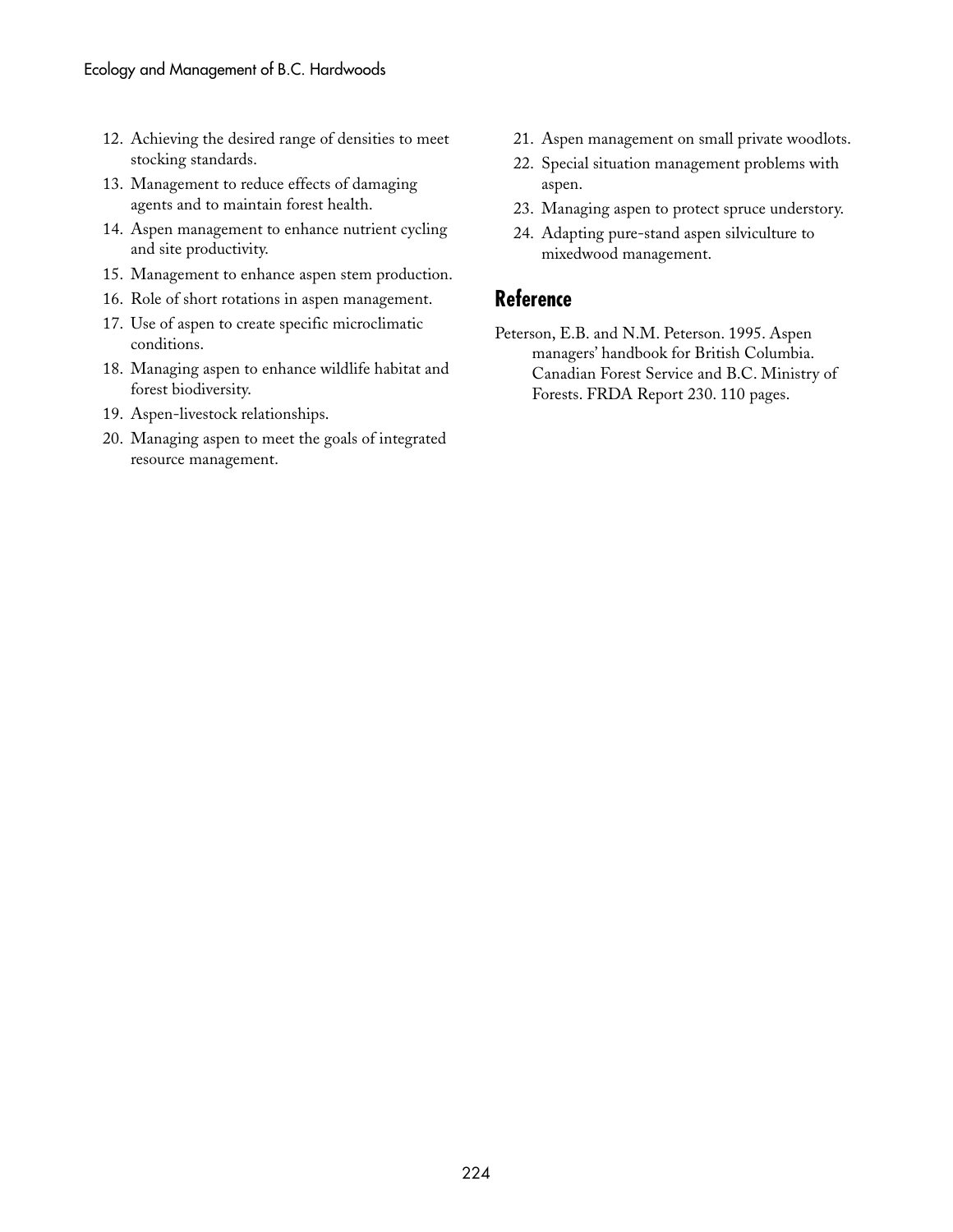12. Achieving the desired range of densities to meet stocking standards.
13. Management to reduce effects of damaging agents and to maintain forest health.
14. Aspen management to enhance nutrient cycling and site productivity.
15. Management to enhance aspen stem production.
16. Role of short rotations in aspen management.
17. Use of aspen to create specific microclimatic conditions.
18. Managing aspen to enhance wildlife habitat and forest biodiversity.
19. Aspen-livestock relationships.
20. Managing aspen to meet the goals of integrated resource management.
21. Aspen management on small private woodlots.
22. Special situation management problems with aspen.
23. Managing aspen to protect spruce understory.
24. Adapting pure-stand aspen silviculture to mixedwood management.

## Reference

Peterson, E.B. and N.M. Peterson. 1995. Aspen managers' handbook for British Columbia. Canadian Forest Service and B.C. Ministry of Forests. FRDA Report 230. 110 pages.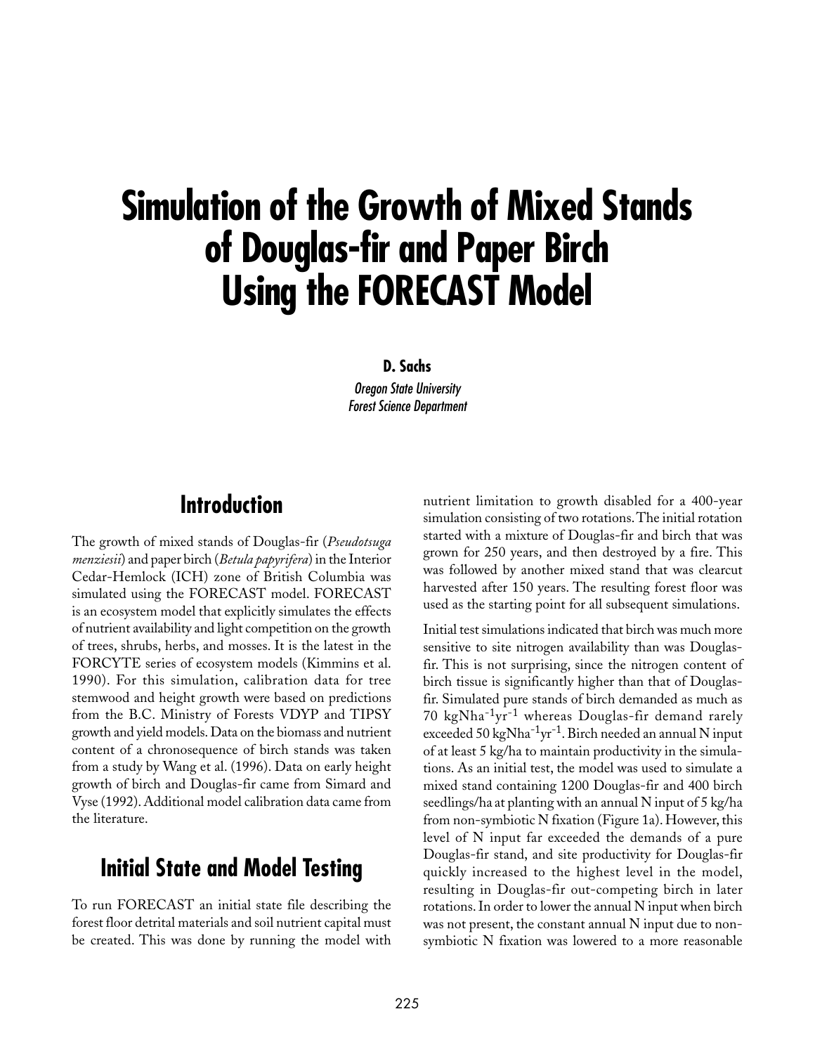# Simulation of the Growth of Mixed Stands of Douglas-fir and Paper Birch Using the FORECAST Model

**D. Sachs**

*Oregon State University*
*Forest Science Department*

## Introduction

The growth of mixed stands of Douglas-fir (*Pseudotsuga menziesii*) and paper birch (*Betula papyrifera*) in the Interior Cedar-Hemlock (ICH) zone of British Columbia was simulated using the FORECAST model. FORECAST is an ecosystem model that explicitly simulates the effects of nutrient availability and light competition on the growth of trees, shrubs, herbs, and mosses. It is the latest in the FORCYTE series of ecosystem models (Kimmins et al. 1990). For this simulation, calibration data for tree stemwood and height growth were based on predictions from the B.C. Ministry of Forests VDYP and TIPSY growth and yield models. Data on the biomass and nutrient content of a chronosequence of birch stands was taken from a study by Wang et al. (1996). Data on early height growth of birch and Douglas-fir came from Simard and Vyse (1992). Additional model calibration data came from the literature.

## Initial State and Model Testing

To run FORECAST an initial state file describing the forest floor detrital materials and soil nutrient capital must be created. This was done by running the model with nutrient limitation to growth disabled for a 400-year simulation consisting of two rotations. The initial rotation started with a mixture of Douglas-fir and birch that was grown for 250 years, and then destroyed by a fire. This was followed by another mixed stand that was clearcut harvested after 150 years. The resulting forest floor was used as the starting point for all subsequent simulations.

Initial test simulations indicated that birch was much more sensitive to site nitrogen availability than was Douglas-fir. This is not surprising, since the nitrogen content of birch tissue is significantly higher than that of Douglas-fir. Simulated pure stands of birch demanded as much as 70 $kgNha^{-1}yr^{-1}$ whereas Douglas-fir demand rarely exceeded 50 $kgNha^{-1}yr^{-1}$. Birch needed an annual N input of at least 5 kg/ha to maintain productivity in the simulations. As an initial test, the model was used to simulate a mixed stand containing 1200 Douglas-fir and 400 birch seedlings/ha at planting with an annual N input of 5 kg/ha from non-symbiotic N fixation (Figure 1a). However, this level of N input far exceeded the demands of a pure Douglas-fir stand, and site productivity for Douglas-fir quickly increased to the highest level in the model, resulting in Douglas-fir out-competing birch in later rotations. In order to lower the annual N input when birch was not present, the constant annual N input due to non-symbiotic N fixation was lowered to a more reasonable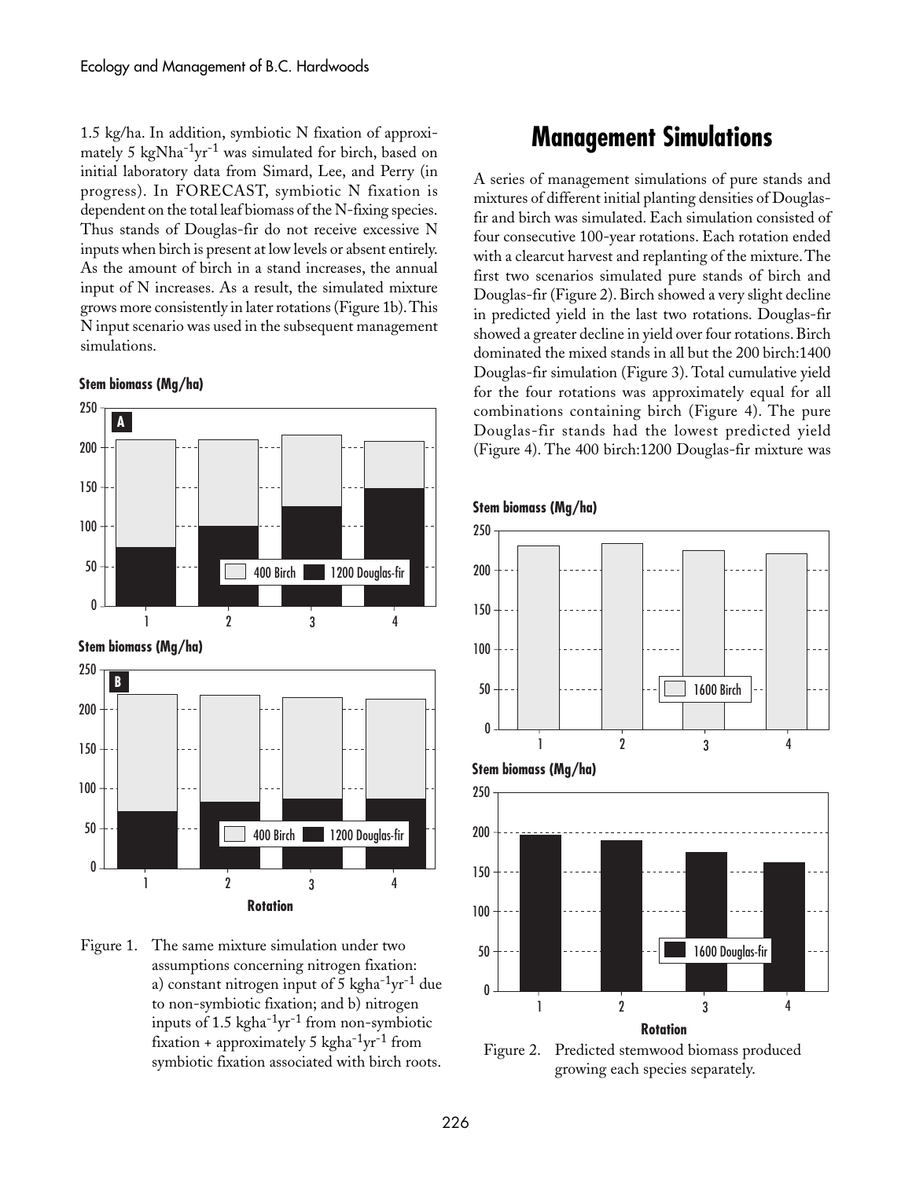1.5 kg/ha. In addition, symbiotic N fixation of approximately 5 $kgNha^{-1}yr^{-1}$ was simulated for birch, based on initial laboratory data from Simard, Lee, and Perry (in progress). In FORECAST, symbiotic N fixation is dependent on the total leaf biomass of the N-fixing species. Thus stands of Douglas-fir do not receive excessive N inputs when birch is present at low levels or absent entirely. As the amount of birch in a stand increases, the annual input of N increases. As a result, the simulated mixture grows more consistently in later rotations (Figure 1b). This N input scenario was used in the subsequent management simulations.

Figure 1. The same mixture simulation under two assumptions concerning nitrogen fixation: a) constant nitrogen input of 5 $kgha^{-1}yr^{-1}$ due to non-symbiotic fixation; and b) nitrogen inputs of 1.5 $kgha^{-1}yr^{-1}$ from non-symbiotic fixation + approximately 5 $kgha^{-1}yr^{-1}$ from symbiotic fixation associated with birch roots.

## Management Simulations

A series of management simulations of pure stands and mixtures of different initial planting densities of Douglas-fir and birch was simulated. Each simulation consisted of four consecutive 100-year rotations. Each rotation ended with a clearcut harvest and replanting of the mixture. The first two scenarios simulated pure stands of birch and Douglas-fir (Figure 2). Birch showed a very slight decline in predicted yield in the last two rotations. Douglas-fir showed a greater decline in yield over four rotations. Birch dominated the mixed stands in all but the 200 birch:1400 Douglas-fir simulation (Figure 3). Total cumulative yield for the four rotations was approximately equal for all combinations containing birch (Figure 4). The pure Douglas-fir stands had the lowest predicted yield (Figure 4). The 400 birch:1200 Douglas-fir mixture was

Figure 2. Predicted stemwood biomass produced growing each species separately.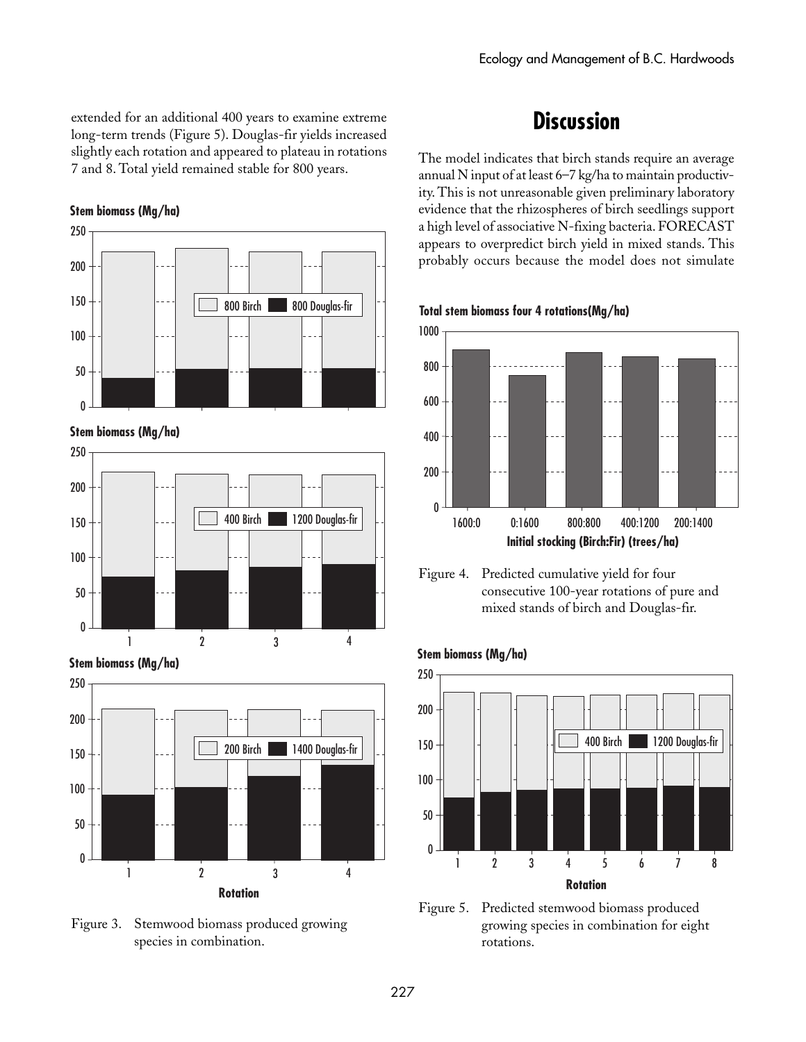extended for an additional 400 years to examine extreme long-term trends (Figure 5). Douglas-fir yields increased slightly each rotation and appeared to plateau in rotations 7 and 8. Total yield remained stable for 800 years.

Figure 3. Stemwood biomass produced growing species in combination.

## Discussion

The model indicates that birch stands require an average annual N input of at least 6–7 kg/ha to maintain productivity. This is not unreasonable given preliminary laboratory evidence that the rhizospheres of birch seedlings support a high level of associative N-fixing bacteria. FORECAST appears to overpredict birch yield in mixed stands. This probably occurs because the model does not simulate

Figure 4. Predicted cumulative yield for four consecutive 100-year rotations of pure and mixed stands of birch and Douglas-fir.

Figure 5. Predicted stemwood biomass produced growing species in combination for eight rotations.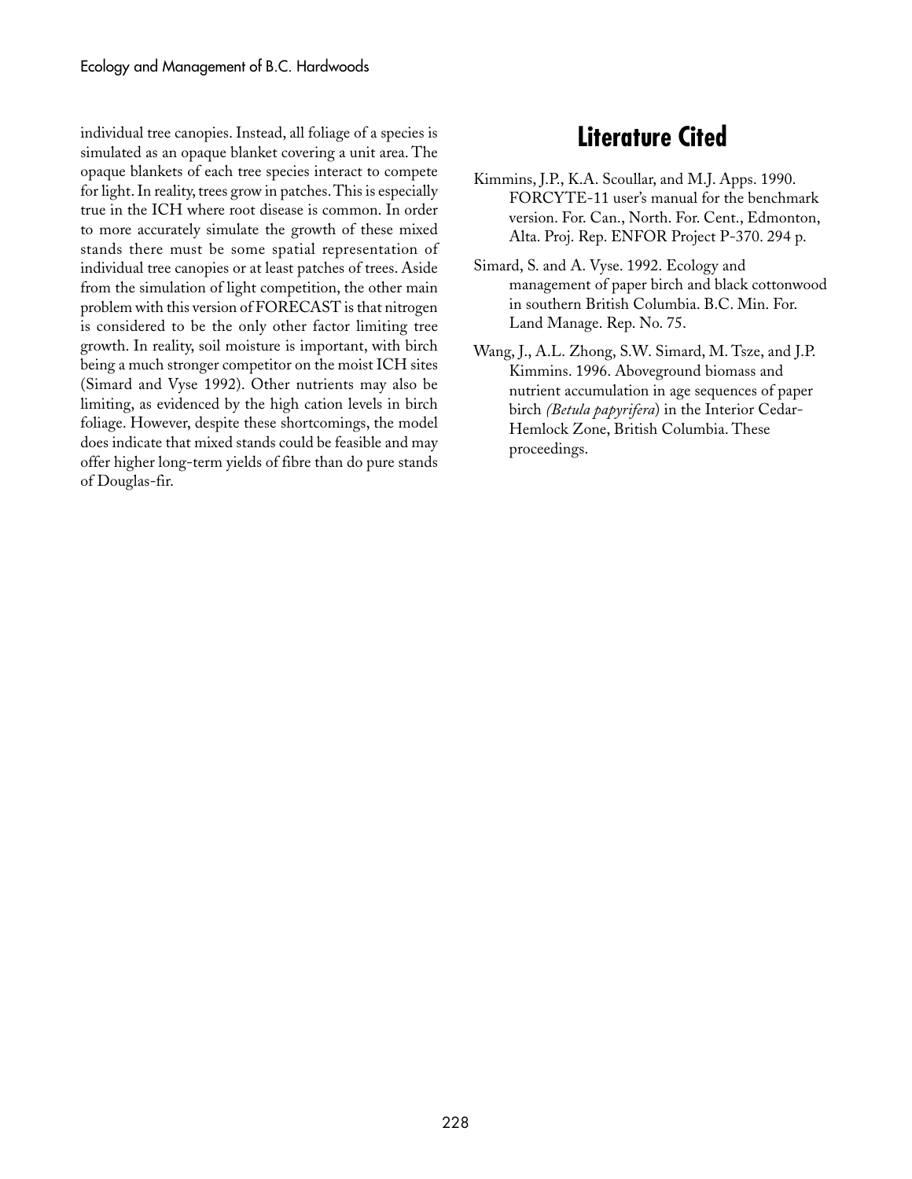individual tree canopies. Instead, all foliage of a species is simulated as an opaque blanket covering a unit area. The opaque blankets of each tree species interact to compete for light. In reality, trees grow in patches. This is especially true in the ICH where root disease is common. In order to more accurately simulate the growth of these mixed stands there must be some spatial representation of individual tree canopies or at least patches of trees. Aside from the simulation of light competition, the other main problem with this version of FORECAST is that nitrogen is considered to be the only other factor limiting tree growth. In reality, soil moisture is important, with birch being a much stronger competitor on the moist ICH sites (Simard and Vyse 1992). Other nutrients may also be limiting, as evidenced by the high cation levels in birch foliage. However, despite these shortcomings, the model does indicate that mixed stands could be feasible and may offer higher long-term yields of fibre than do pure stands of Douglas-fir.

## Literature Cited

Kimmins, J.P., K.A. Scoullar, and M.J. Apps. 1990. FORCYTE-11 user's manual for the benchmark version. For. Can., North. For. Cent., Edmonton, Alta. Proj. Rep. ENFOR Project P-370. 294 p.

Simard, S. and A. Vyse. 1992. Ecology and management of paper birch and black cottonwood in southern British Columbia. B.C. Min. For. Land Manage. Rep. No. 75.

Wang, J., A.L. Zhong, S.W. Simard, M. Tsze, and J.P. Kimmins. 1996. Aboveground biomass and nutrient accumulation in age sequences of paper birch *(Betula papyrifera)* in the Interior Cedar-Hemlock Zone, British Columbia. These proceedings.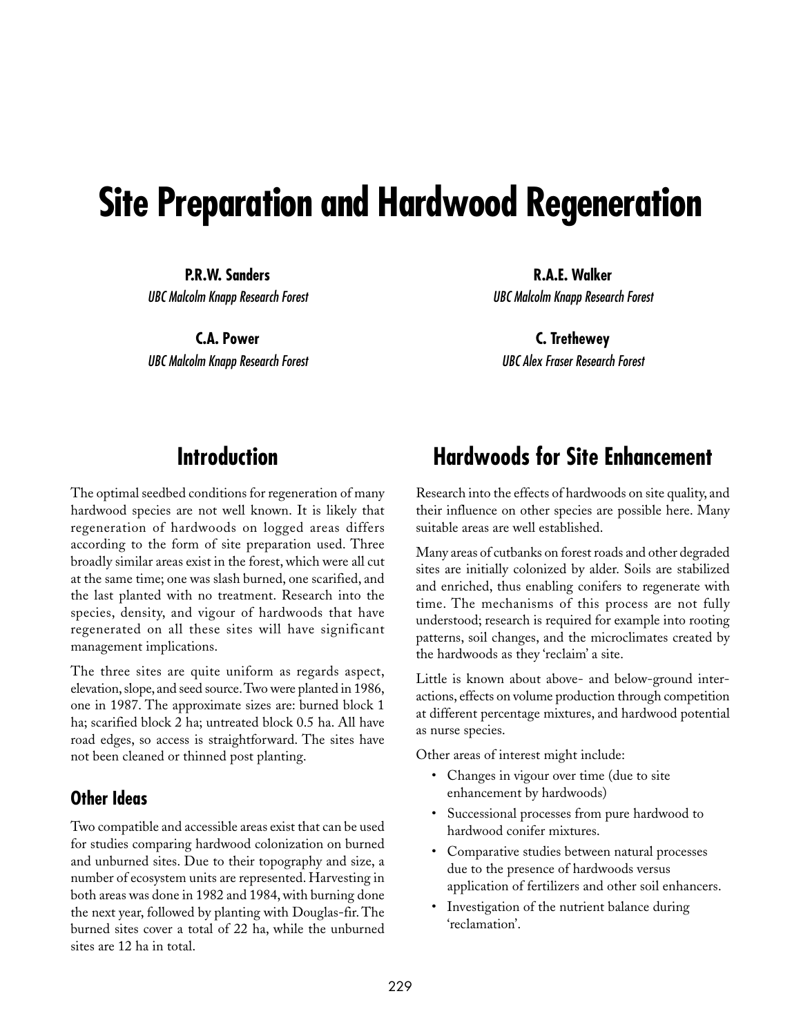# Site Preparation and Hardwood Regeneration

**P.R.W. Sanders**
*UBC Malcolm Knapp Research Forest*

**R.A.E. Walker**
*UBC Malcolm Knapp Research Forest*

**C.A. Power**
*UBC Malcolm Knapp Research Forest*

**C. Trethewey**
*UBC Alex Fraser Research Forest*

## Introduction

The optimal seedbed conditions for regeneration of many hardwood species are not well known. It is likely that regeneration of hardwoods on logged areas differs according to the form of site preparation used. Three broadly similar areas exist in the forest, which were all cut at the same time; one was slash burned, one scarified, and the last planted with no treatment. Research into the species, density, and vigour of hardwoods that have regenerated on all these sites will have significant management implications.

The three sites are quite uniform as regards aspect, elevation, slope, and seed source. Two were planted in 1986, one in 1987. The approximate sizes are: burned block 1 ha; scarified block 2 ha; untreated block 0.5 ha. All have road edges, so access is straightforward. The sites have not been cleaned or thinned post planting.

### Other Ideas

Two compatible and accessible areas exist that can be used for studies comparing hardwood colonization on burned and unburned sites. Due to their topography and size, a number of ecosystem units are represented. Harvesting in both areas was done in 1982 and 1984, with burning done the next year, followed by planting with Douglas-fir. The burned sites cover a total of 22 ha, while the unburned sites are 12 ha in total.

## Hardwoods for Site Enhancement

Research into the effects of hardwoods on site quality, and their influence on other species are possible here. Many suitable areas are well established.

Many areas of cutbanks on forest roads and other degraded sites are initially colonized by alder. Soils are stabilized and enriched, thus enabling conifers to regenerate with time. The mechanisms of this process are not fully understood; research is required for example into rooting patterns, soil changes, and the microclimates created by the hardwoods as they 'reclaim' a site.

Little is known about above- and below-ground interactions, effects on volume production through competition at different percentage mixtures, and hardwood potential as nurse species.

Other areas of interest might include:

- Changes in vigour over time (due to site enhancement by hardwoods)
- Successional processes from pure hardwood to hardwood conifer mixtures.
- Comparative studies between natural processes due to the presence of hardwoods versus application of fertilizers and other soil enhancers.
- Investigation of the nutrient balance during 'reclamation'.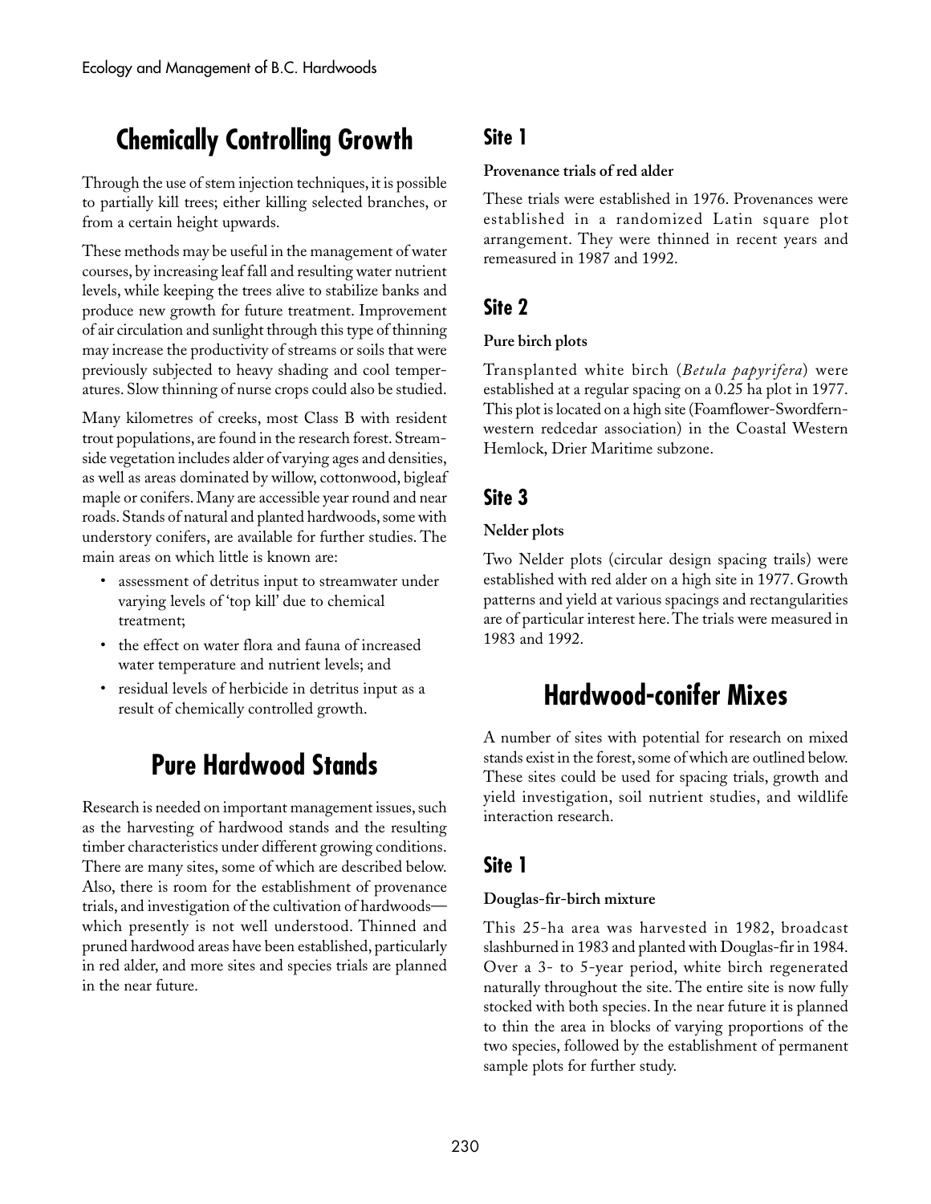## Chemically Controlling Growth

Through the use of stem injection techniques, it is possible to partially kill trees; either killing selected branches, or from a certain height upwards.

These methods may be useful in the management of water courses, by increasing leaf fall and resulting water nutrient levels, while keeping the trees alive to stabilize banks and produce new growth for future treatment. Improvement of air circulation and sunlight through this type of thinning may increase the productivity of streams or soils that were previously subjected to heavy shading and cool temperatures. Slow thinning of nurse crops could also be studied.

Many kilometres of creeks, most Class B with resident trout populations, are found in the research forest. Streamside vegetation includes alder of varying ages and densities, as well as areas dominated by willow, cottonwood, bigleaf maple or conifers. Many are accessible year round and near roads. Stands of natural and planted hardwoods, some with understory conifers, are available for further studies. The main areas on which little is known are:

- assessment of detritus input to streamwater under varying levels of 'top kill' due to chemical treatment;
- the effect on water flora and fauna of increased water temperature and nutrient levels; and
- residual levels of herbicide in detritus input as a result of chemically controlled growth.

## Pure Hardwood Stands

Research is needed on important management issues, such as the harvesting of hardwood stands and the resulting timber characteristics under different growing conditions. There are many sites, some of which are described below. Also, there is room for the establishment of provenance trials, and investigation of the cultivation of hardwoods—which presently is not well understood. Thinned and pruned hardwood areas have been established, particularly in red alder, and more sites and species trials are planned in the near future.

### Site 1

**Provenance trials of red alder**

These trials were established in 1976. Provenances were established in a randomized Latin square plot arrangement. They were thinned in recent years and remeasured in 1987 and 1992.

### Site 2

**Pure birch plots**

Transplanted white birch (*Betula papyrifera*) were established at a regular spacing on a 0.25 ha plot in 1977. This plot is located on a high site (Foamflower-Swordfern-western redcedar association) in the Coastal Western Hemlock, Drier Maritime subzone.

### Site 3

**Nelder plots**

Two Nelder plots (circular design spacing trails) were established with red alder on a high site in 1977. Growth patterns and yield at various spacings and rectangularities are of particular interest here. The trials were measured in 1983 and 1992.

## Hardwood-conifer Mixes

A number of sites with potential for research on mixed stands exist in the forest, some of which are outlined below. These sites could be used for spacing trials, growth and yield investigation, soil nutrient studies, and wildlife interaction research.

### Site 1

**Douglas-fir-birch mixture**

This 25-ha area was harvested in 1982, broadcast slashburned in 1983 and planted with Douglas-fir in 1984. Over a 3- to 5-year period, white birch regenerated naturally throughout the site. The entire site is now fully stocked with both species. In the near future it is planned to thin the area in blocks of varying proportions of the two species, followed by the establishment of permanent sample plots for further study.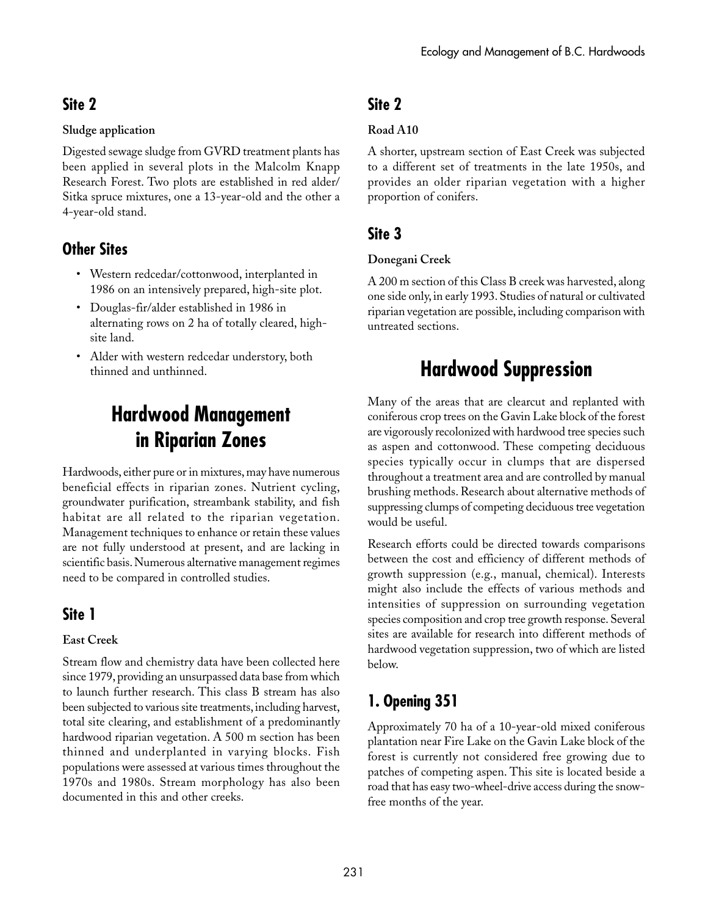## Site 2

**Sludge application**

Digested sewage sludge from GVRD treatment plants has been applied in several plots in the Malcolm Knapp Research Forest. Two plots are established in red alder/ Sitka spruce mixtures, one a 13-year-old and the other a 4-year-old stand.

## Other Sites

- Western redcedar/cottonwood, interplanted in 1986 on an intensively prepared, high-site plot.
- Douglas-fir/alder established in 1986 in alternating rows on 2 ha of totally cleared, high-site land.
- Alder with western redcedar understory, both thinned and unthinned.

# Hardwood Management in Riparian Zones

Hardwoods, either pure or in mixtures, may have numerous beneficial effects in riparian zones. Nutrient cycling, groundwater purification, streambank stability, and fish habitat are all related to the riparian vegetation. Management techniques to enhance or retain these values are not fully understood at present, and are lacking in scientific basis. Numerous alternative management regimes need to be compared in controlled studies.

## Site 1

**East Creek**

Stream flow and chemistry data have been collected here since 1979, providing an unsurpassed data base from which to launch further research. This class B stream has also been subjected to various site treatments, including harvest, total site clearing, and establishment of a predominantly hardwood riparian vegetation. A 500 m section has been thinned and underplanted in varying blocks. Fish populations were assessed at various times throughout the 1970s and 1980s. Stream morphology has also been documented in this and other creeks.

## Site 2

**Road A10**

A shorter, upstream section of East Creek was subjected to a different set of treatments in the late 1950s, and provides an older riparian vegetation with a higher proportion of conifers.

## Site 3

**Donegani Creek**

A 200 m section of this Class B creek was harvested, along one side only, in early 1993. Studies of natural or cultivated riparian vegetation are possible, including comparison with untreated sections.

# Hardwood Suppression

Many of the areas that are clearcut and replanted with coniferous crop trees on the Gavin Lake block of the forest are vigorously recolonized with hardwood tree species such as aspen and cottonwood. These competing deciduous species typically occur in clumps that are dispersed throughout a treatment area and are controlled by manual brushing methods. Research about alternative methods of suppressing clumps of competing deciduous tree vegetation would be useful.

Research efforts could be directed towards comparisons between the cost and efficiency of different methods of growth suppression (e.g., manual, chemical). Interests might also include the effects of various methods and intensities of suppression on surrounding vegetation species composition and crop tree growth response. Several sites are available for research into different methods of hardwood vegetation suppression, two of which are listed below.

## 1. Opening 351

Approximately 70 ha of a 10-year-old mixed coniferous plantation near Fire Lake on the Gavin Lake block of the forest is currently not considered free growing due to patches of competing aspen. This site is located beside a road that has easy two-wheel-drive access during the snow-free months of the year.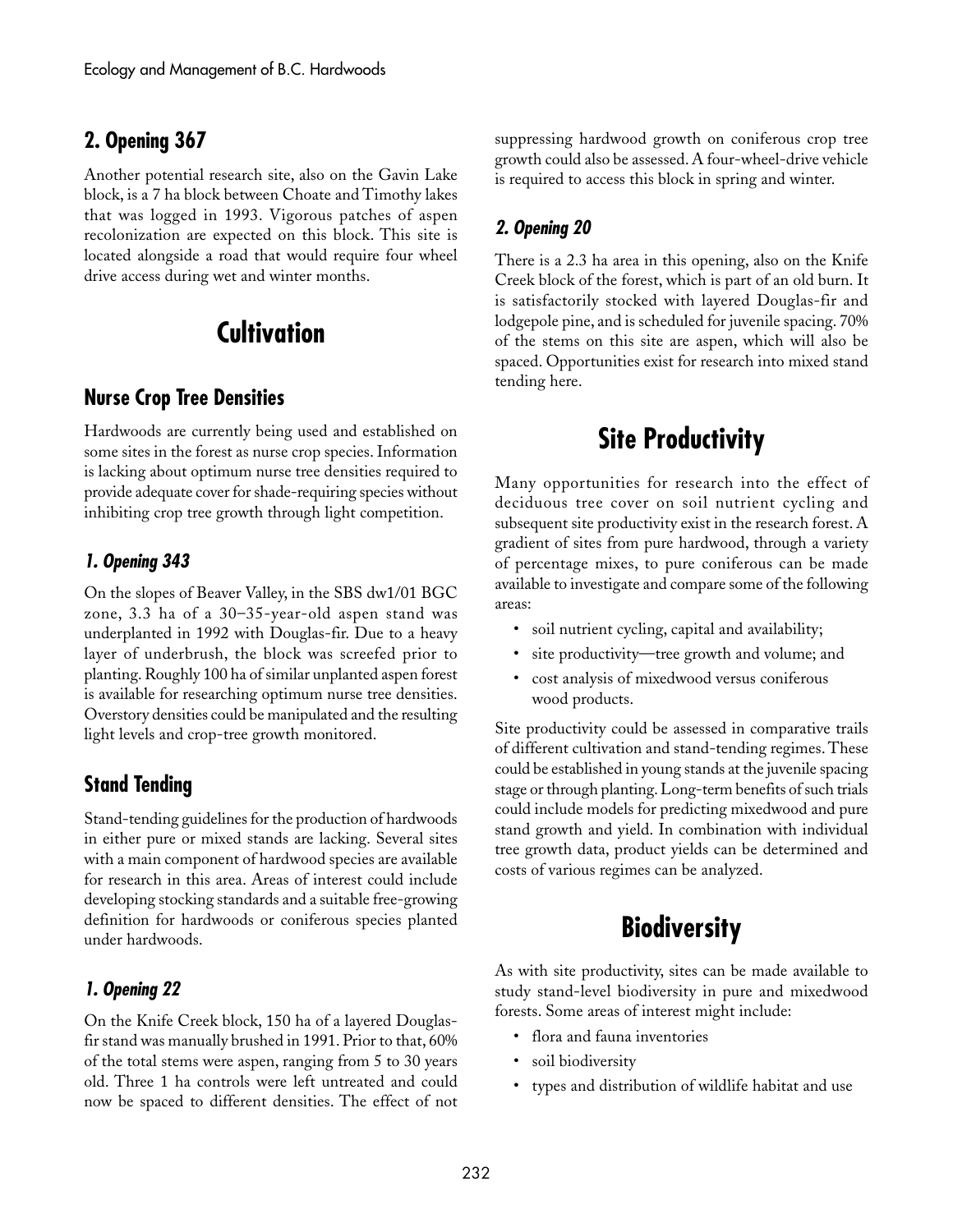## 2. Opening 367

Another potential research site, also on the Gavin Lake block, is a 7 ha block between Choate and Timothy lakes that was logged in 1993. Vigorous patches of aspen recolonization are expected on this block. This site is located alongside a road that would require four wheel drive access during wet and winter months.

# Cultivation

## Nurse Crop Tree Densities

Hardwoods are currently being used and established on some sites in the forest as nurse crop species. Information is lacking about optimum nurse tree densities required to provide adequate cover for shade-requiring species without inhibiting crop tree growth through light competition.

### *1. Opening 343*

On the slopes of Beaver Valley, in the SBS dw1/01 BGC zone, 3.3 ha of a 30–35-year-old aspen stand was underplanted in 1992 with Douglas-fir. Due to a heavy layer of underbrush, the block was screefed prior to planting. Roughly 100 ha of similar unplanted aspen forest is available for researching optimum nurse tree densities. Overstory densities could be manipulated and the resulting light levels and crop-tree growth monitored.

## Stand Tending

Stand-tending guidelines for the production of hardwoods in either pure or mixed stands are lacking. Several sites with a main component of hardwood species are available for research in this area. Areas of interest could include developing stocking standards and a suitable free-growing definition for hardwoods or coniferous species planted under hardwoods.

### *1. Opening 22*

On the Knife Creek block, 150 ha of a layered Douglas-fir stand was manually brushed in 1991. Prior to that, 60% of the total stems were aspen, ranging from 5 to 30 years old. Three 1 ha controls were left untreated and could now be spaced to different densities. The effect of not suppressing hardwood growth on coniferous crop tree growth could also be assessed. A four-wheel-drive vehicle is required to access this block in spring and winter.

### *2. Opening 20*

There is a 2.3 ha area in this opening, also on the Knife Creek block of the forest, which is part of an old burn. It is satisfactorily stocked with layered Douglas-fir and lodgepole pine, and is scheduled for juvenile spacing. 70% of the stems on this site are aspen, which will also be spaced. Opportunities exist for research into mixed stand tending here.

# Site Productivity

Many opportunities for research into the effect of deciduous tree cover on soil nutrient cycling and subsequent site productivity exist in the research forest. A gradient of sites from pure hardwood, through a variety of percentage mixes, to pure coniferous can be made available to investigate and compare some of the following areas:

- soil nutrient cycling, capital and availability;
- site productivity—tree growth and volume; and
- cost analysis of mixedwood versus coniferous wood products.

Site productivity could be assessed in comparative trails of different cultivation and stand-tending regimes. These could be established in young stands at the juvenile spacing stage or through planting. Long-term benefits of such trials could include models for predicting mixedwood and pure stand growth and yield. In combination with individual tree growth data, product yields can be determined and costs of various regimes can be analyzed.

# Biodiversity

As with site productivity, sites can be made available to study stand-level biodiversity in pure and mixedwood forests. Some areas of interest might include:

- flora and fauna inventories
- soil biodiversity
- types and distribution of wildlife habitat and use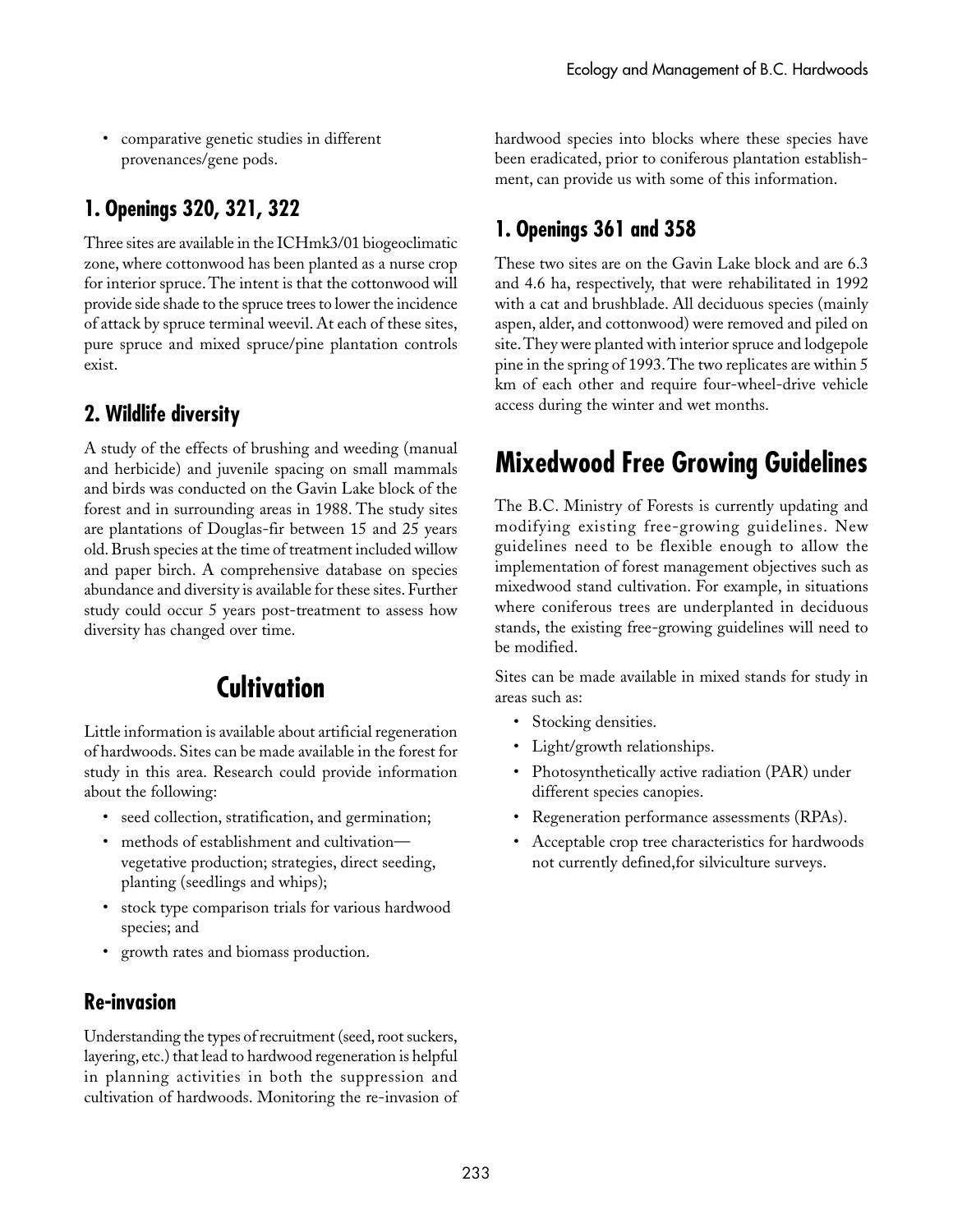- comparative genetic studies in different provenances/gene pods.

### 1. Openings 320, 321, 322

Three sites are available in the ICHmk3/01 biogeoclimatic zone, where cottonwood has been planted as a nurse crop for interior spruce. The intent is that the cottonwood will provide side shade to the spruce trees to lower the incidence of attack by spruce terminal weevil. At each of these sites, pure spruce and mixed spruce/pine plantation controls exist.

### 2. Wildlife diversity

A study of the effects of brushing and weeding (manual and herbicide) and juvenile spacing on small mammals and birds was conducted on the Gavin Lake block of the forest and in surrounding areas in 1988. The study sites are plantations of Douglas-fir between 15 and 25 years old. Brush species at the time of treatment included willow and paper birch. A comprehensive database on species abundance and diversity is available for these sites. Further study could occur 5 years post-treatment to assess how diversity has changed over time.

## Cultivation

Little information is available about artificial regeneration of hardwoods. Sites can be made available in the forest for study in this area. Research could provide information about the following:

- seed collection, stratification, and germination;
- methods of establishment and cultivation—vegetative production; strategies, direct seeding, planting (seedlings and whips);
- stock type comparison trials for various hardwood species; and
- growth rates and biomass production.

### Re-invasion

Understanding the types of recruitment (seed, root suckers, layering, etc.) that lead to hardwood regeneration is helpful in planning activities in both the suppression and cultivation of hardwoods. Monitoring the re-invasion of hardwood species into blocks where these species have been eradicated, prior to coniferous plantation establishment, can provide us with some of this information.

### 1. Openings 361 and 358

These two sites are on the Gavin Lake block and are 6.3 and 4.6 ha, respectively, that were rehabilitated in 1992 with a cat and brushblade. All deciduous species (mainly aspen, alder, and cottonwood) were removed and piled on site. They were planted with interior spruce and lodgepole pine in the spring of 1993. The two replicates are within 5 km of each other and require four-wheel-drive vehicle access during the winter and wet months.

## Mixedwood Free Growing Guidelines

The B.C. Ministry of Forests is currently updating and modifying existing free-growing guidelines. New guidelines need to be flexible enough to allow the implementation of forest management objectives such as mixedwood stand cultivation. For example, in situations where coniferous trees are underplanted in deciduous stands, the existing free-growing guidelines will need to be modified.

Sites can be made available in mixed stands for study in areas such as:

- Stocking densities.
- Light/growth relationships.
- Photosynthetically active radiation (PAR) under different species canopies.
- Regeneration performance assessments (RPAs).
- Acceptable crop tree characteristics for hardwoods not currently defined,for silviculture surveys.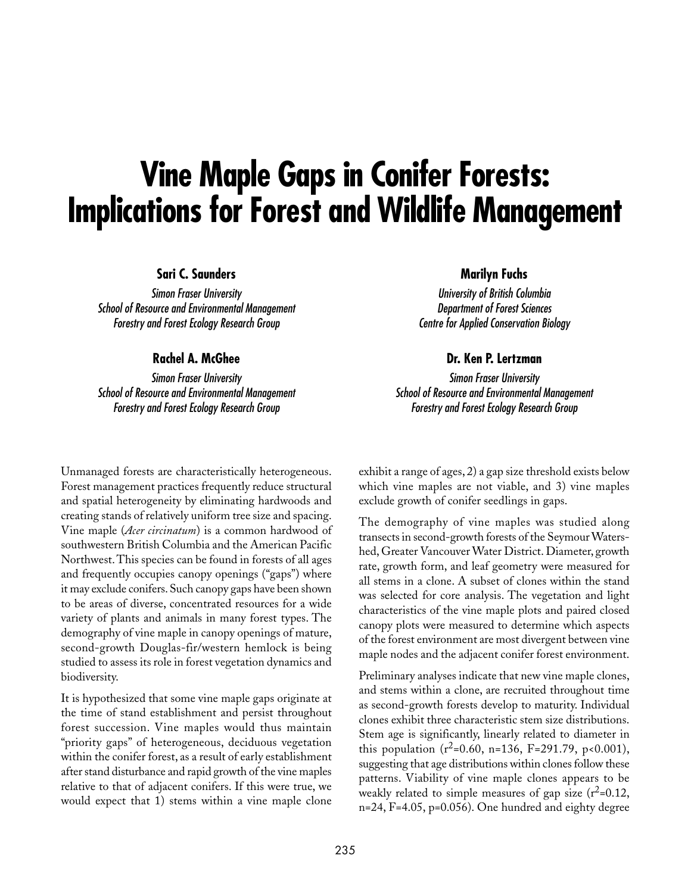# Vine Maple Gaps in Conifer Forests: Implications for Forest and Wildlife Management

**Sari C. Saunders**

*Simon Fraser University*
*School of Resource and Environmental Management*
*Forestry and Forest Ecology Research Group*

**Marilyn Fuchs**

*University of British Columbia*
*Department of Forest Sciences*
*Centre for Applied Conservation Biology*

**Rachel A. McGhee**

*Simon Fraser University*
*School of Resource and Environmental Management*
*Forestry and Forest Ecology Research Group*

**Dr. Ken P. Lertzman**

*Simon Fraser University*
*School of Resource and Environmental Management*
*Forestry and Forest Ecology Research Group*

Unmanaged forests are characteristically heterogeneous. Forest management practices frequently reduce structural and spatial heterogeneity by eliminating hardwoods and creating stands of relatively uniform tree size and spacing. Vine maple (*Acer circinatum*) is a common hardwood of southwestern British Columbia and the American Pacific Northwest. This species can be found in forests of all ages and frequently occupies canopy openings ("gaps") where it may exclude conifers. Such canopy gaps have been shown to be areas of diverse, concentrated resources for a wide variety of plants and animals in many forest types. The demography of vine maple in canopy openings of mature, second-growth Douglas-fir/western hemlock is being studied to assess its role in forest vegetation dynamics and biodiversity.

It is hypothesized that some vine maple gaps originate at the time of stand establishment and persist throughout forest succession. Vine maples would thus maintain "priority gaps" of heterogeneous, deciduous vegetation within the conifer forest, as a result of early establishment after stand disturbance and rapid growth of the vine maples relative to that of adjacent conifers. If this were true, we would expect that 1) stems within a vine maple clone exhibit a range of ages, 2) a gap size threshold exists below which vine maples are not viable, and 3) vine maples exclude growth of conifer seedlings in gaps.

The demography of vine maples was studied along transects in second-growth forests of the Seymour Watershed, Greater Vancouver Water District. Diameter, growth rate, growth form, and leaf geometry were measured for all stems in a clone. A subset of clones within the stand was selected for core analysis. The vegetation and light characteristics of the vine maple plots and paired closed canopy plots were measured to determine which aspects of the forest environment are most divergent between vine maple nodes and the adjacent conifer forest environment.

Preliminary analyses indicate that new vine maple clones, and stems within a clone, are recruited throughout time as second-growth forests develop to maturity. Individual clones exhibit three characteristic stem size distributions. Stem age is significantly, linearly related to diameter in this population ($r^2$=0.60, n=136, F=291.79, p<0.001), suggesting that age distributions within clones follow these patterns. Viability of vine maple clones appears to be weakly related to simple measures of gap size ($r^2$=0.12, n=24, F=4.05, p=0.056). One hundred and eighty degree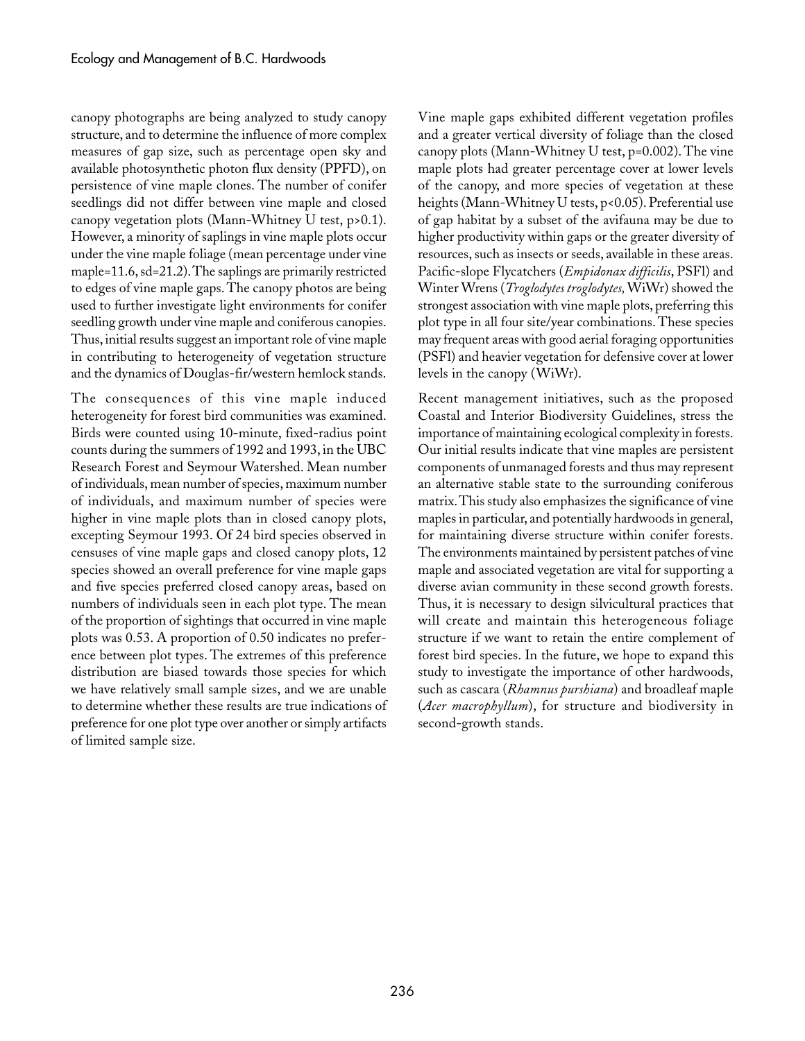canopy photographs are being analyzed to study canopy structure, and to determine the influence of more complex measures of gap size, such as percentage open sky and available photosynthetic photon flux density (PPFD), on persistence of vine maple clones. The number of conifer seedlings did not differ between vine maple and closed canopy vegetation plots (Mann-Whitney U test, $p>0.1$). However, a minority of saplings in vine maple plots occur under the vine maple foliage (mean percentage under vine maple=11.6, sd=21.2). The saplings are primarily restricted to edges of vine maple gaps. The canopy photos are being used to further investigate light environments for conifer seedling growth under vine maple and coniferous canopies. Thus, initial results suggest an important role of vine maple in contributing to heterogeneity of vegetation structure and the dynamics of Douglas-fir/western hemlock stands.

The consequences of this vine maple induced heterogeneity for forest bird communities was examined. Birds were counted using 10-minute, fixed-radius point counts during the summers of 1992 and 1993, in the UBC Research Forest and Seymour Watershed. Mean number of individuals, mean number of species, maximum number of individuals, and maximum number of species were higher in vine maple plots than in closed canopy plots, excepting Seymour 1993. Of 24 bird species observed in censuses of vine maple gaps and closed canopy plots, 12 species showed an overall preference for vine maple gaps and five species preferred closed canopy areas, based on numbers of individuals seen in each plot type. The mean of the proportion of sightings that occurred in vine maple plots was 0.53. A proportion of 0.50 indicates no preference between plot types. The extremes of this preference distribution are biased towards those species for which we have relatively small sample sizes, and we are unable to determine whether these results are true indications of preference for one plot type over another or simply artifacts of limited sample size.

Vine maple gaps exhibited different vegetation profiles and a greater vertical diversity of foliage than the closed canopy plots (Mann-Whitney U test, $p=0.002$). The vine maple plots had greater percentage cover at lower levels of the canopy, and more species of vegetation at these heights (Mann-Whitney U tests, $p<0.05$). Preferential use of gap habitat by a subset of the avifauna may be due to higher productivity within gaps or the greater diversity of resources, such as insects or seeds, available in these areas. Pacific-slope Flycatchers (*Empidonax difficilis*, PSFl) and Winter Wrens (*Troglodytes troglodytes,* WiWr) showed the strongest association with vine maple plots, preferring this plot type in all four site/year combinations. These species may frequent areas with good aerial foraging opportunities (PSFl) and heavier vegetation for defensive cover at lower levels in the canopy (WiWr).

Recent management initiatives, such as the proposed Coastal and Interior Biodiversity Guidelines, stress the importance of maintaining ecological complexity in forests. Our initial results indicate that vine maples are persistent components of unmanaged forests and thus may represent an alternative stable state to the surrounding coniferous matrix. This study also emphasizes the significance of vine maples in particular, and potentially hardwoods in general, for maintaining diverse structure within conifer forests. The environments maintained by persistent patches of vine maple and associated vegetation are vital for supporting a diverse avian community in these second growth forests. Thus, it is necessary to design silvicultural practices that will create and maintain this heterogeneous foliage structure if we want to retain the entire complement of forest bird species. In the future, we hope to expand this study to investigate the importance of other hardwoods, such as cascara (*Rhamnus purshiana*) and broadleaf maple (*Acer macrophyllum*), for structure and biodiversity in second-growth stands.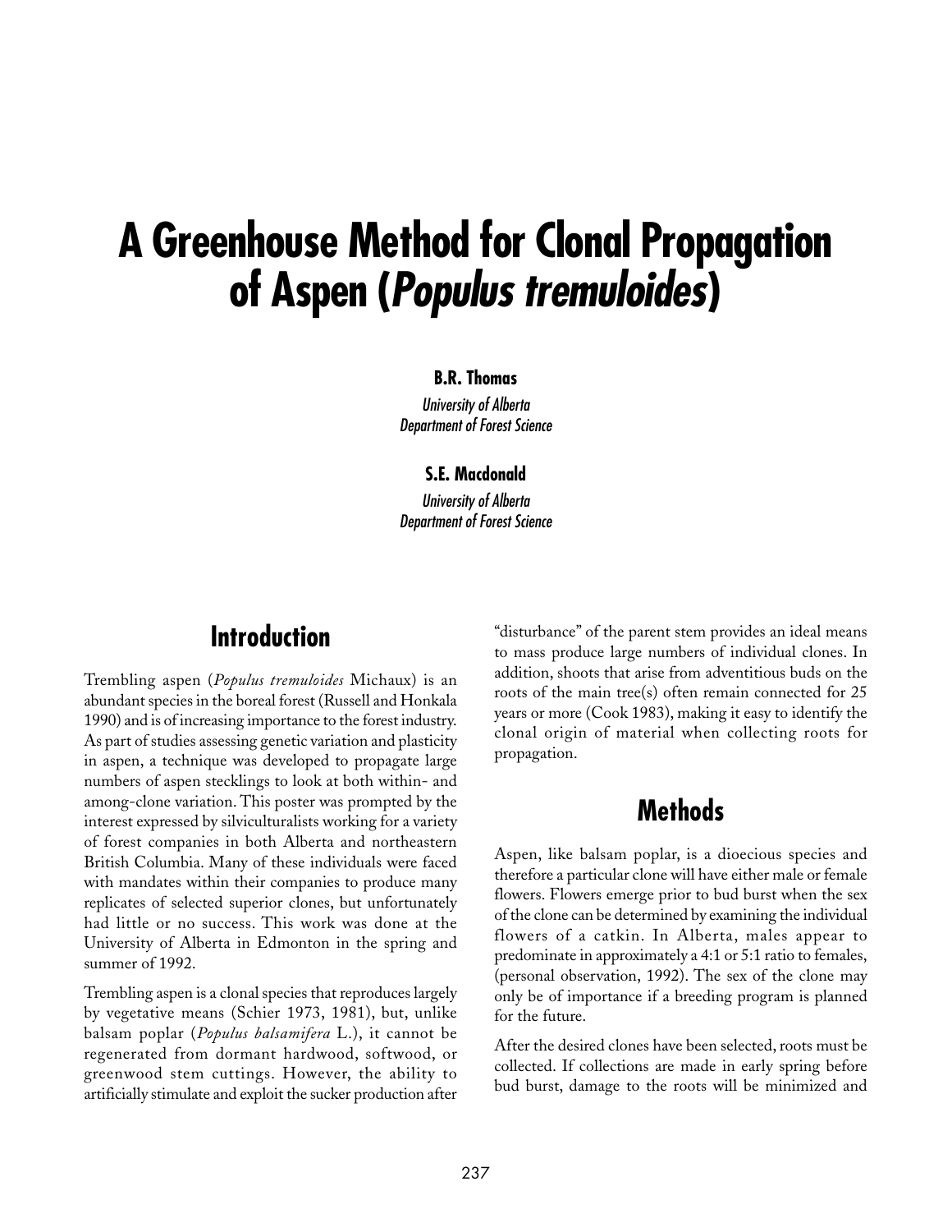# A Greenhouse Method for Clonal Propagation of Aspen (*Populus tremuloides*)

**B.R. Thomas**

*University of Alberta*
*Department of Forest Science*

**S.E. Macdonald**

*University of Alberta*
*Department of Forest Science*

## Introduction

Trembling aspen (*Populus tremuloides* Michaux) is an abundant species in the boreal forest (Russell and Honkala 1990) and is of increasing importance to the forest industry. As part of studies assessing genetic variation and plasticity in aspen, a technique was developed to propagate large numbers of aspen stecklings to look at both within- and among-clone variation. This poster was prompted by the interest expressed by silviculturalists working for a variety of forest companies in both Alberta and northeastern British Columbia. Many of these individuals were faced with mandates within their companies to produce many replicates of selected superior clones, but unfortunately had little or no success. This work was done at the University of Alberta in Edmonton in the spring and summer of 1992.

Trembling aspen is a clonal species that reproduces largely by vegetative means (Schier 1973, 1981), but, unlike balsam poplar (*Populus balsamifera* L.), it cannot be regenerated from dormant hardwood, softwood, or greenwood stem cuttings. However, the ability to artificially stimulate and exploit the sucker production after "disturbance" of the parent stem provides an ideal means to mass produce large numbers of individual clones. In addition, shoots that arise from adventitious buds on the roots of the main tree(s) often remain connected for 25 years or more (Cook 1983), making it easy to identify the clonal origin of material when collecting roots for propagation.

## Methods

Aspen, like balsam poplar, is a dioecious species and therefore a particular clone will have either male or female flowers. Flowers emerge prior to bud burst when the sex of the clone can be determined by examining the individual flowers of a catkin. In Alberta, males appear to predominate in approximately a 4:1 or 5:1 ratio to females, (personal observation, 1992). The sex of the clone may only be of importance if a breeding program is planned for the future.

After the desired clones have been selected, roots must be collected. If collections are made in early spring before bud burst, damage to the roots will be minimized and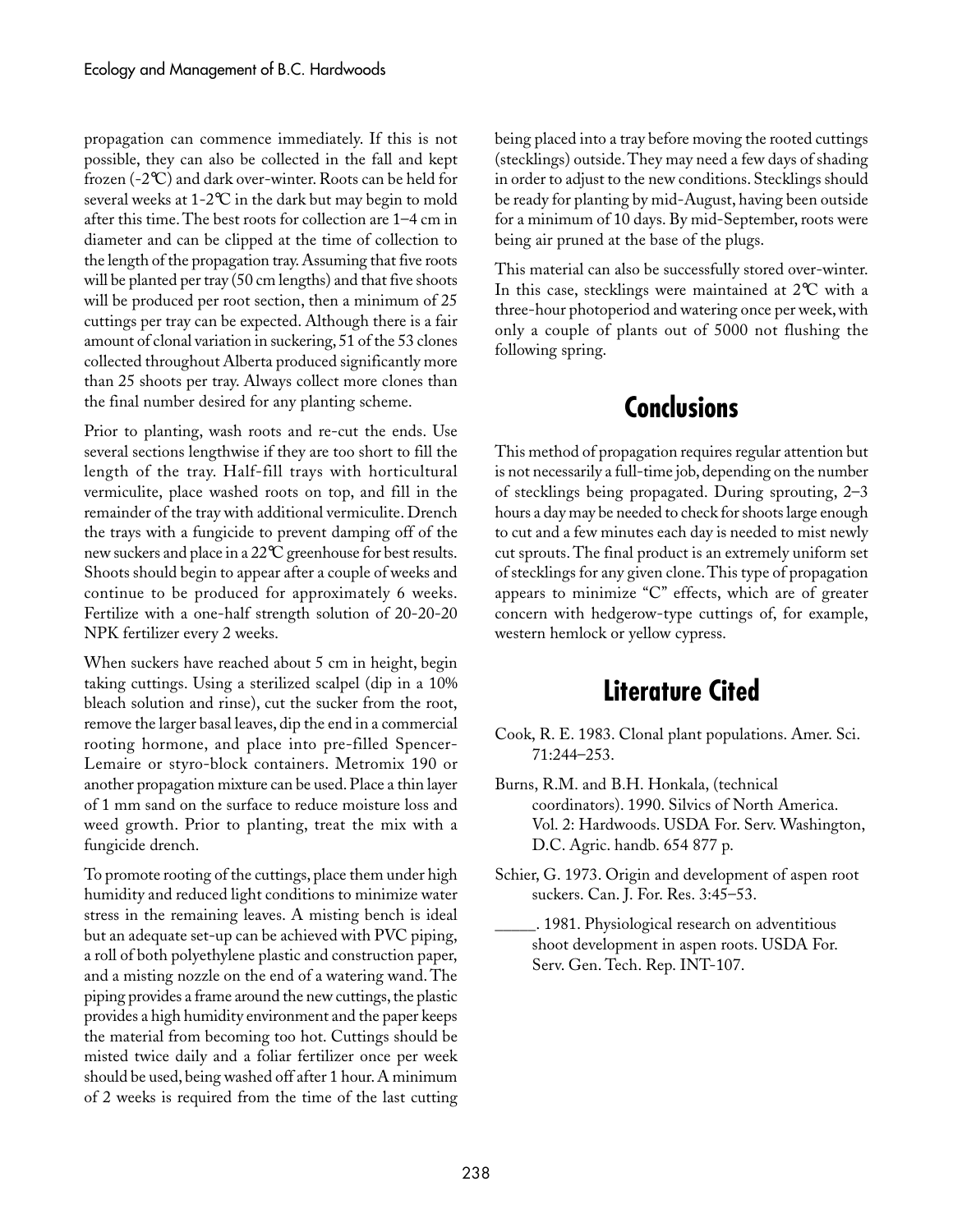propagation can commence immediately. If this is not possible, they can also be collected in the fall and kept frozen (-2°C) and dark over-winter. Roots can be held for several weeks at 1-2°C in the dark but may begin to mold after this time. The best roots for collection are 1–4 cm in diameter and can be clipped at the time of collection to the length of the propagation tray. Assuming that five roots will be planted per tray (50 cm lengths) and that five shoots will be produced per root section, then a minimum of 25 cuttings per tray can be expected. Although there is a fair amount of clonal variation in suckering, 51 of the 53 clones collected throughout Alberta produced significantly more than 25 shoots per tray. Always collect more clones than the final number desired for any planting scheme.

Prior to planting, wash roots and re-cut the ends. Use several sections lengthwise if they are too short to fill the length of the tray. Half-fill trays with horticultural vermiculite, place washed roots on top, and fill in the remainder of the tray with additional vermiculite. Drench the trays with a fungicide to prevent damping off of the new suckers and place in a 22°C greenhouse for best results. Shoots should begin to appear after a couple of weeks and continue to be produced for approximately 6 weeks. Fertilize with a one-half strength solution of 20-20-20 NPK fertilizer every 2 weeks.

When suckers have reached about 5 cm in height, begin taking cuttings. Using a sterilized scalpel (dip in a 10% bleach solution and rinse), cut the sucker from the root, remove the larger basal leaves, dip the end in a commercial rooting hormone, and place into pre-filled Spencer-Lemaire or styro-block containers. Metromix 190 or another propagation mixture can be used. Place a thin layer of 1 mm sand on the surface to reduce moisture loss and weed growth. Prior to planting, treat the mix with a fungicide drench.

To promote rooting of the cuttings, place them under high humidity and reduced light conditions to minimize water stress in the remaining leaves. A misting bench is ideal but an adequate set-up can be achieved with PVC piping, a roll of both polyethylene plastic and construction paper, and a misting nozzle on the end of a watering wand. The piping provides a frame around the new cuttings, the plastic provides a high humidity environment and the paper keeps the material from becoming too hot. Cuttings should be misted twice daily and a foliar fertilizer once per week should be used, being washed off after 1 hour. A minimum of 2 weeks is required from the time of the last cutting being placed into a tray before moving the rooted cuttings (stecklings) outside. They may need a few days of shading in order to adjust to the new conditions. Stecklings should be ready for planting by mid-August, having been outside for a minimum of 10 days. By mid-September, roots were being air pruned at the base of the plugs.

This material can also be successfully stored over-winter. In this case, stecklings were maintained at 2°C with a three-hour photoperiod and watering once per week, with only a couple of plants out of 5000 not flushing the following spring.

## Conclusions

This method of propagation requires regular attention but is not necessarily a full-time job, depending on the number of stecklings being propagated. During sprouting, 2–3 hours a day may be needed to check for shoots large enough to cut and a few minutes each day is needed to mist newly cut sprouts. The final product is an extremely uniform set of stecklings for any given clone. This type of propagation appears to minimize "C" effects, which are of greater concern with hedgerow-type cuttings of, for example, western hemlock or yellow cypress.

## Literature Cited

Cook, R. E. 1983. Clonal plant populations. Amer. Sci. 71:244–253.

Burns, R.M. and B.H. Honkala, (technical coordinators). 1990. Silvics of North America. Vol. 2: Hardwoods. USDA For. Serv. Washington, D.C. Agric. handb. 654 877 p.

Schier, G. 1973. Origin and development of aspen root suckers. Can. J. For. Res. 3:45–53.

_____. 1981. Physiological research on adventitious shoot development in aspen roots. USDA For. Serv. Gen. Tech. Rep. INT-107.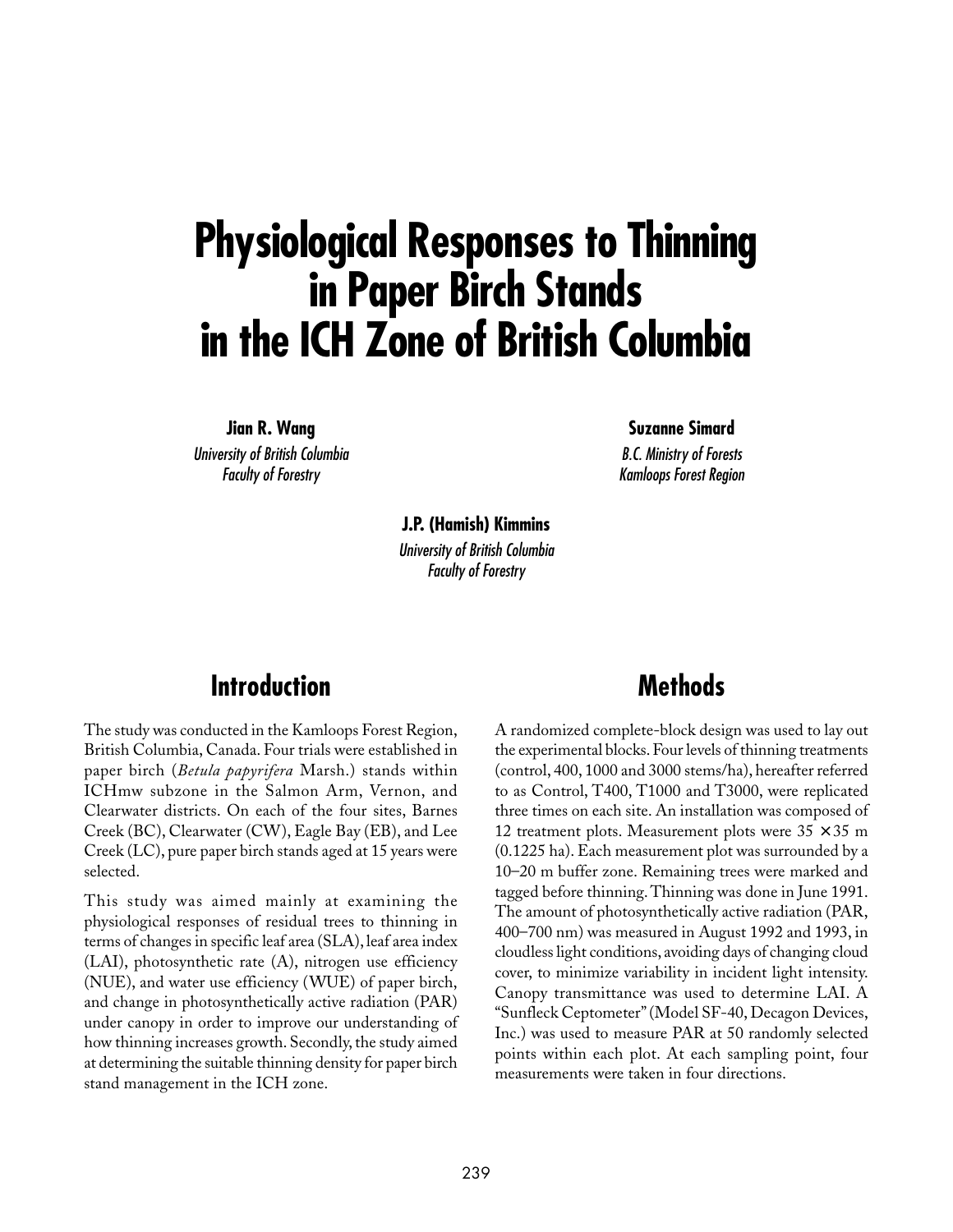# Physiological Responses to Thinning in Paper Birch Stands in the ICH Zone of British Columbia

**Jian R. Wang**
*University of British Columbia*
*Faculty of Forestry*

**Suzanne Simard**
*B.C. Ministry of Forests*
*Kamloops Forest Region*

**J.P. (Hamish) Kimmins**
*University of British Columbia*
*Faculty of Forestry*

## Introduction

The study was conducted in the Kamloops Forest Region, British Columbia, Canada. Four trials were established in paper birch (*Betula papyrifera* Marsh.) stands within ICHmw subzone in the Salmon Arm, Vernon, and Clearwater districts. On each of the four sites, Barnes Creek (BC), Clearwater (CW), Eagle Bay (EB), and Lee Creek (LC), pure paper birch stands aged at 15 years were selected.

This study was aimed mainly at examining the physiological responses of residual trees to thinning in terms of changes in specific leaf area (SLA), leaf area index (LAI), photosynthetic rate (A), nitrogen use efficiency (NUE), and water use efficiency (WUE) of paper birch, and change in photosynthetically active radiation (PAR) under canopy in order to improve our understanding of how thinning increases growth. Secondly, the study aimed at determining the suitable thinning density for paper birch stand management in the ICH zone.

## Methods

A randomized complete-block design was used to lay out the experimental blocks. Four levels of thinning treatments (control, 400, 1000 and 3000 stems/ha), hereafter referred to as Control, T400, T1000 and T3000, were replicated three times on each site. An installation was composed of 12 treatment plots. Measurement plots were $35 \times 35$ m (0.1225 ha). Each measurement plot was surrounded by a 10–20 m buffer zone. Remaining trees were marked and tagged before thinning. Thinning was done in June 1991. The amount of photosynthetically active radiation (PAR, 400–700 nm) was measured in August 1992 and 1993, in cloudless light conditions, avoiding days of changing cloud cover, to minimize variability in incident light intensity. Canopy transmittance was used to determine LAI. A "Sunfleck Ceptometer" (Model SF-40, Decagon Devices, Inc.) was used to measure PAR at 50 randomly selected points within each plot. At each sampling point, four measurements were taken in four directions.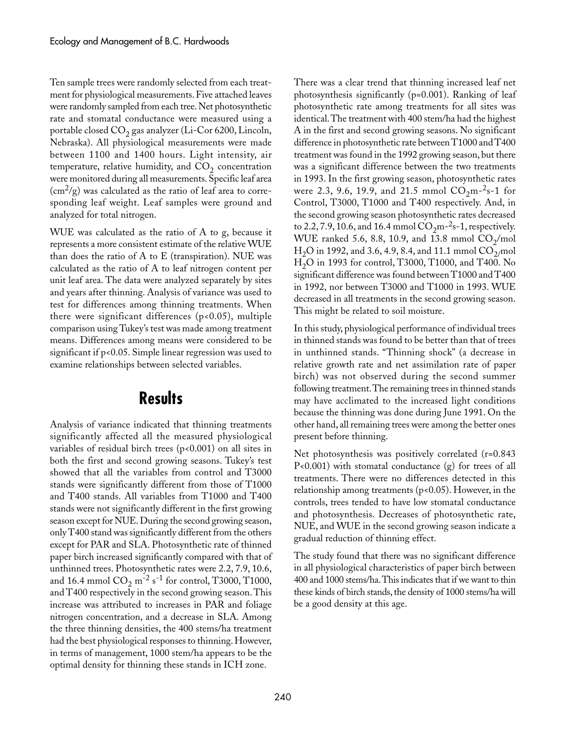Ten sample trees were randomly selected from each treatment for physiological measurements. Five attached leaves were randomly sampled from each tree. Net photosynthetic rate and stomatal conductance were measured using a portable closed $CO_2$ gas analyzer (Li-Cor 6200, Lincoln, Nebraska). All physiological measurements were made between 1100 and 1400 hours. Light intensity, air temperature, relative humidity, and $CO_2$ concentration were monitored during all measurements. Specific leaf area ($cm^2/g$) was calculated as the ratio of leaf area to corresponding leaf weight. Leaf samples were ground and analyzed for total nitrogen.

WUE was calculated as the ratio of A to g, because it represents a more consistent estimate of the relative WUE than does the ratio of A to E (transpiration). NUE was calculated as the ratio of A to leaf nitrogen content per unit leaf area. The data were analyzed separately by sites and years after thinning. Analysis of variance was used to test for differences among thinning treatments. When there were significant differences ($p<0.05$), multiple comparison using Tukey's test was made among treatment means. Differences among means were considered to be significant if $p<0.05$. Simple linear regression was used to examine relationships between selected variables.

## Results

Analysis of variance indicated that thinning treatments significantly affected all the measured physiological variables of residual birch trees ($p<0.001$) on all sites in both the first and second growing seasons. Tukey's test showed that all the variables from control and T3000 stands were significantly different from those of T1000 and T400 stands. All variables from T1000 and T400 stands were not significantly different in the first growing season except for NUE. During the second growing season, only T400 stand was significantly different from the others except for PAR and SLA. Photosynthetic rate of thinned paper birch increased significantly compared with that of unthinned trees. Photosynthetic rates were 2.2, 7.9, 10.6, and 16.4 mmol $CO_2$ $m^{-2}$ $s^{-1}$ for control, T3000, T1000, and T400 respectively in the second growing season. This increase was attributed to increases in PAR and foliage nitrogen concentration, and a decrease in SLA. Among the three thinning densities, the 400 stems/ha treatment had the best physiological responses to thinning. However, in terms of management, 1000 stem/ha appears to be the optimal density for thinning these stands in ICH zone.

There was a clear trend that thinning increased leaf net photosynthesis significantly (p=0.001). Ranking of leaf photosynthetic rate among treatments for all sites was identical. The treatment with 400 stem/ha had the highest A in the first and second growing seasons. No significant difference in photosynthetic rate between T1000 and T400 treatment was found in the 1992 growing season, but there was a significant difference between the two treatments in 1993. In the first growing season, photosynthetic rates were 2.3, 9.6, 19.9, and 21.5 mmol $CO_2 m^{-2} s^{-1}$ for Control, T3000, T1000 and T400 respectively. And, in the second growing season photosynthetic rates decreased to 2.2, 7.9, 10.6, and 16.4 mmol $CO_2 m^{-2} s^{-1}$, respectively. WUE ranked 5.6, 8.8, 10.9, and 13.8 mmol $CO_2$/mol $H_2O$ in 1992, and 3.6, 4.9, 8.4, and 11.1 mmol $CO_2$/mol $H_2O$ in 1993 for control, T3000, T1000, and T400. No significant difference was found between T1000 and T400 in 1992, nor between T3000 and T1000 in 1993. WUE decreased in all treatments in the second growing season. This might be related to soil moisture.

In this study, physiological performance of individual trees in thinned stands was found to be better than that of trees in unthinned stands. "Thinning shock" (a decrease in relative growth rate and net assimilation rate of paper birch) was not observed during the second summer following treatment. The remaining trees in thinned stands may have acclimated to the increased light conditions because the thinning was done during June 1991. On the other hand, all remaining trees were among the better ones present before thinning.

Net photosynthesis was positively correlated ($r=0.843$ $P<0.001$) with stomatal conductance (g) for trees of all treatments. There were no differences detected in this relationship among treatments ($p<0.05$). However, in the controls, trees tended to have low stomatal conductance and photosynthesis. Decreases of photosynthetic rate, NUE, and WUE in the second growing season indicate a gradual reduction of thinning effect.

The study found that there was no significant difference in all physiological characteristics of paper birch between 400 and 1000 stems/ha. This indicates that if we want to thin these kinds of birch stands, the density of 1000 stems/ha will be a good density at this age.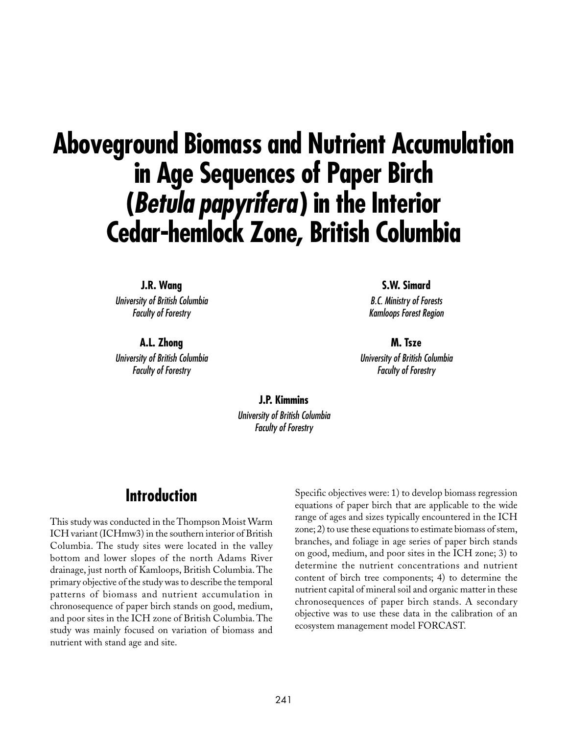# Aboveground Biomass and Nutrient Accumulation in Age Sequences of Paper Birch (*Betula papyrifera*) in the Interior Cedar-hemlock Zone, British Columbia

**J.R. Wang**
*University of British Columbia*
*Faculty of Forestry*

**S.W. Simard**
*B.C. Ministry of Forests*
*Kamloops Forest Region*

**A.L. Zhong**
*University of British Columbia*
*Faculty of Forestry*

**M. Tsze**
*University of British Columbia*
*Faculty of Forestry*

**J.P. Kimmins**
*University of British Columbia*
*Faculty of Forestry*

## Introduction

This study was conducted in the Thompson Moist Warm ICH variant (ICHmw3) in the southern interior of British Columbia. The study sites were located in the valley bottom and lower slopes of the north Adams River drainage, just north of Kamloops, British Columbia. The primary objective of the study was to describe the temporal patterns of biomass and nutrient accumulation in chronosequence of paper birch stands on good, medium, and poor sites in the ICH zone of British Columbia. The study was mainly focused on variation of biomass and nutrient with stand age and site.

Specific objectives were: 1) to develop biomass regression equations of paper birch that are applicable to the wide range of ages and sizes typically encountered in the ICH zone; 2) to use these equations to estimate biomass of stem, branches, and foliage in age series of paper birch stands on good, medium, and poor sites in the ICH zone; 3) to determine the nutrient concentrations and nutrient content of birch tree components; 4) to determine the nutrient capital of mineral soil and organic matter in these chronosequences of paper birch stands. A secondary objective was to use these data in the calibration of an ecosystem management model FORCAST.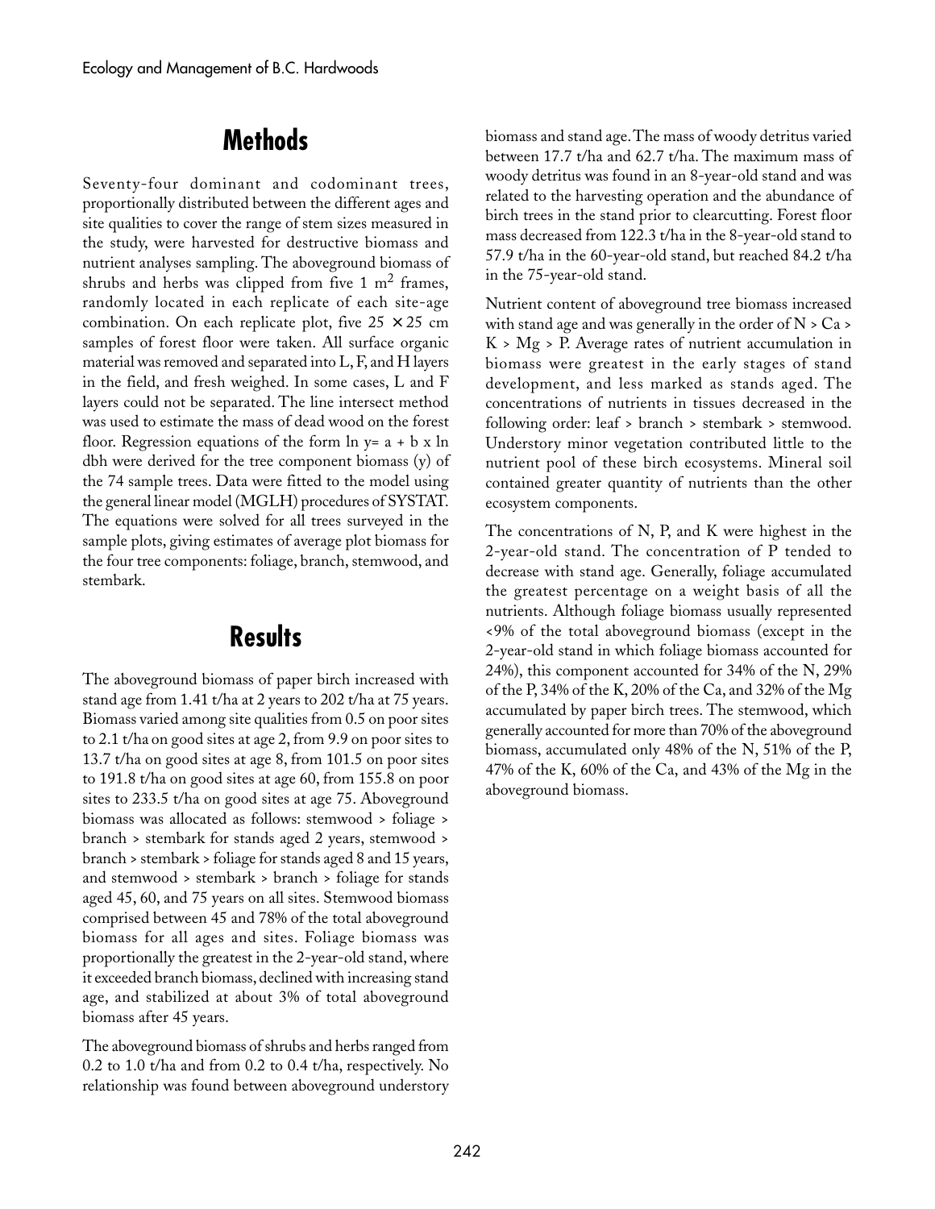## Methods

Seventy-four dominant and codominant trees, proportionally distributed between the different ages and site qualities to cover the range of stem sizes measured in the study, were harvested for destructive biomass and nutrient analyses sampling. The aboveground biomass of shrubs and herbs was clipped from five 1 $m^2$ frames, randomly located in each replicate of each site-age combination. On each replicate plot, five 25 × 25 cm samples of forest floor were taken. All surface organic material was removed and separated into L, F, and H layers in the field, and fresh weighed. In some cases, L and F layers could not be separated. The line intersect method was used to estimate the mass of dead wood on the forest floor. Regression equations of the form $\ln y = a + b \times \ln$ dbh were derived for the tree component biomass (y) of the 74 sample trees. Data were fitted to the model using the general linear model (MGLH) procedures of SYSTAT. The equations were solved for all trees surveyed in the sample plots, giving estimates of average plot biomass for the four tree components: foliage, branch, stemwood, and stembark.

## Results

The aboveground biomass of paper birch increased with stand age from 1.41 t/ha at 2 years to 202 t/ha at 75 years. Biomass varied among site qualities from 0.5 on poor sites to 2.1 t/ha on good sites at age 2, from 9.9 on poor sites to 13.7 t/ha on good sites at age 8, from 101.5 on poor sites to 191.8 t/ha on good sites at age 60, from 155.8 on poor sites to 233.5 t/ha on good sites at age 75. Aboveground biomass was allocated as follows: stemwood > foliage > branch > stembark for stands aged 2 years, stemwood > branch > stembark > foliage for stands aged 8 and 15 years, and stemwood > stembark > branch > foliage for stands aged 45, 60, and 75 years on all sites. Stemwood biomass comprised between 45 and 78% of the total aboveground biomass for all ages and sites. Foliage biomass was proportionally the greatest in the 2-year-old stand, where it exceeded branch biomass, declined with increasing stand age, and stabilized at about 3% of total aboveground biomass after 45 years.

The aboveground biomass of shrubs and herbs ranged from 0.2 to 1.0 t/ha and from 0.2 to 0.4 t/ha, respectively. No relationship was found between aboveground understory biomass and stand age. The mass of woody detritus varied between 17.7 t/ha and 62.7 t/ha. The maximum mass of woody detritus was found in an 8-year-old stand and was related to the harvesting operation and the abundance of birch trees in the stand prior to clearcutting. Forest floor mass decreased from 122.3 t/ha in the 8-year-old stand to 57.9 t/ha in the 60-year-old stand, but reached 84.2 t/ha in the 75-year-old stand.

Nutrient content of aboveground tree biomass increased with stand age and was generally in the order of N > Ca > K > Mg > P. Average rates of nutrient accumulation in biomass were greatest in the early stages of stand development, and less marked as stands aged. The concentrations of nutrients in tissues decreased in the following order: leaf > branch > stembark > stemwood. Understory minor vegetation contributed little to the nutrient pool of these birch ecosystems. Mineral soil contained greater quantity of nutrients than the other ecosystem components.

The concentrations of N, P, and K were highest in the 2-year-old stand. The concentration of P tended to decrease with stand age. Generally, foliage accumulated the greatest percentage on a weight basis of all the nutrients. Although foliage biomass usually represented <9% of the total aboveground biomass (except in the 2-year-old stand in which foliage biomass accounted for 24%), this component accounted for 34% of the N, 29% of the P, 34% of the K, 20% of the Ca, and 32% of the Mg accumulated by paper birch trees. The stemwood, which generally accounted for more than 70% of the aboveground biomass, accumulated only 48% of the N, 51% of the P, 47% of the K, 60% of the Ca, and 43% of the Mg in the aboveground biomass.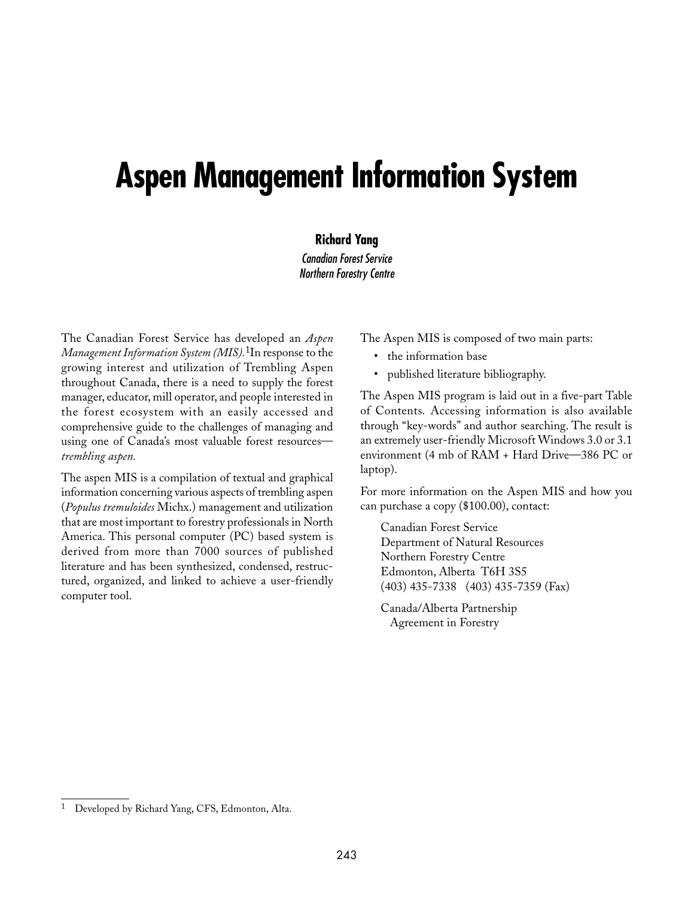# Aspen Management Information System

**Richard Yang**
*Canadian Forest Service*
*Northern Forestry Centre*

The Canadian Forest Service has developed an *Aspen Management Information System (MIS).*[1] In response to the growing interest and utilization of Trembling Aspen throughout Canada, there is a need to supply the forest manager, educator, mill operator, and people interested in the forest ecosystem with an easily accessed and comprehensive guide to the challenges of managing and using one of Canada's most valuable forest resources—*trembling aspen.*

The aspen MIS is a compilation of textual and graphical information concerning various aspects of trembling aspen (*Populus tremuloides* Michx.) management and utilization that are most important to forestry professionals in North America. This personal computer (PC) based system is derived from more than 7000 sources of published literature and has been synthesized, condensed, restructured, organized, and linked to achieve a user-friendly computer tool.

The Aspen MIS is composed of two main parts:

- the information base
- published literature bibliography.

The Aspen MIS program is laid out in a five-part Table of Contents. Accessing information is also available through "key-words" and author searching. The result is an extremely user-friendly Microsoft Windows 3.0 or 3.1 environment (4 mb of RAM + Hard Drive—386 PC or laptop).

For more information on the Aspen MIS and how you can purchase a copy ($100.00), contact:

Canadian Forest Service
Department of Natural Resources
Northern Forestry Centre
Edmonton, Alberta T6H 3S5
(403) 435-7338 (403) 435-7359 (Fax)

Canada/Alberta Partnership
Agreement in Forestry

[1] Developed by Richard Yang, CFS, Edmonton, Alta.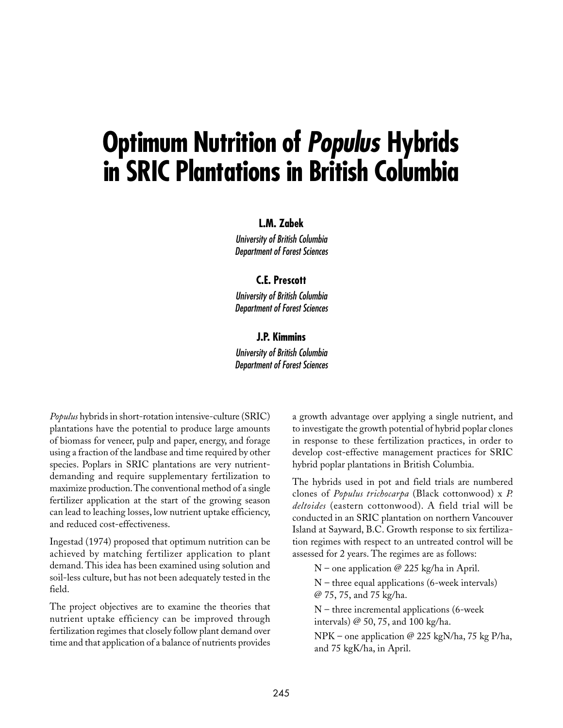# Optimum Nutrition of *Populus* Hybrids in SRIC Plantations in British Columbia

**L.M. Zabek**
*University of British Columbia*
*Department of Forest Sciences*

**C.E. Prescott**
*University of British Columbia*
*Department of Forest Sciences*

**J.P. Kimmins**
*University of British Columbia*
*Department of Forest Sciences*

*Populus* hybrids in short-rotation intensive-culture (SRIC) plantations have the potential to produce large amounts of biomass for veneer, pulp and paper, energy, and forage using a fraction of the landbase and time required by other species. Poplars in SRIC plantations are very nutrient-demanding and require supplementary fertilization to maximize production. The conventional method of a single fertilizer application at the start of the growing season can lead to leaching losses, low nutrient uptake efficiency, and reduced cost-effectiveness.

Ingestad (1974) proposed that optimum nutrition can be achieved by matching fertilizer application to plant demand. This idea has been examined using solution and soil-less culture, but has not been adequately tested in the field.

The project objectives are to examine the theories that nutrient uptake efficiency can be improved through fertilization regimes that closely follow plant demand over time and that application of a balance of nutrients provides a growth advantage over applying a single nutrient, and to investigate the growth potential of hybrid poplar clones in response to these fertilization practices, in order to develop cost-effective management practices for SRIC hybrid poplar plantations in British Columbia.

The hybrids used in pot and field trials are numbered clones of *Populus trichocarpa* (Black cottonwood) x *P. deltoides* (eastern cottonwood). A field trial will be conducted in an SRIC plantation on northern Vancouver Island at Sayward, B.C. Growth response to six fertilization regimes with respect to an untreated control will be assessed for 2 years. The regimes are as follows:

- N – one application @ 225 kg/ha in April.
- N – three equal applications (6-week intervals) @ 75, 75, and 75 kg/ha.
- N – three incremental applications (6-week intervals) @ 50, 75, and 100 kg/ha.
- NPK – one application @ 225 kgN/ha, 75 kg P/ha, and 75 kgK/ha, in April.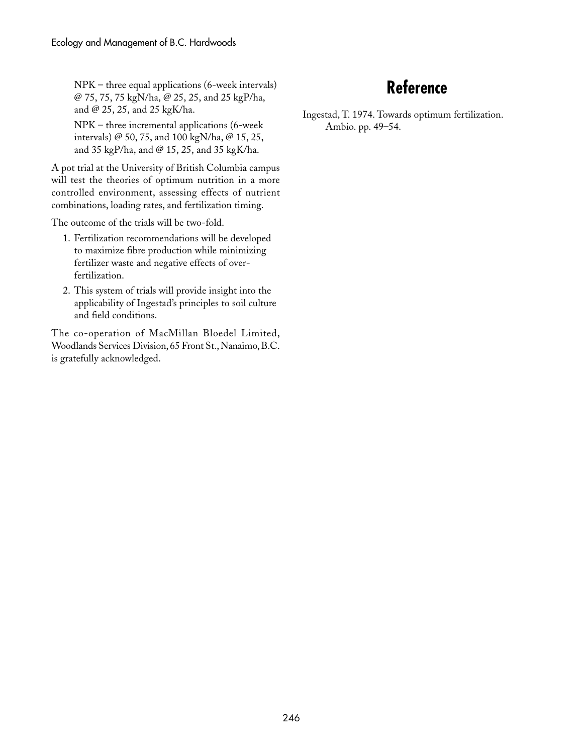NPK – three equal applications (6-week intervals) @ 75, 75, 75 kgN/ha, @ 25, 25, and 25 kgP/ha, and @ 25, 25, and 25 kgK/ha.

NPK – three incremental applications (6-week intervals) @ 50, 75, and 100 kgN/ha, @ 15, 25, and 35 kgP/ha, and @ 15, 25, and 35 kgK/ha.

A pot trial at the University of British Columbia campus will test the theories of optimum nutrition in a more controlled environment, assessing effects of nutrient combinations, loading rates, and fertilization timing.

The outcome of the trials will be two-fold.

1. Fertilization recommendations will be developed to maximize fibre production while minimizing fertilizer waste and negative effects of over-fertilization.
2. This system of trials will provide insight into the applicability of Ingestad's principles to soil culture and field conditions.

The co-operation of MacMillan Bloedel Limited, Woodlands Services Division, 65 Front St., Nanaimo, B.C. is gratefully acknowledged.

## Reference

Ingestad, T. 1974. Towards optimum fertilization. Ambio. pp. 49–54.